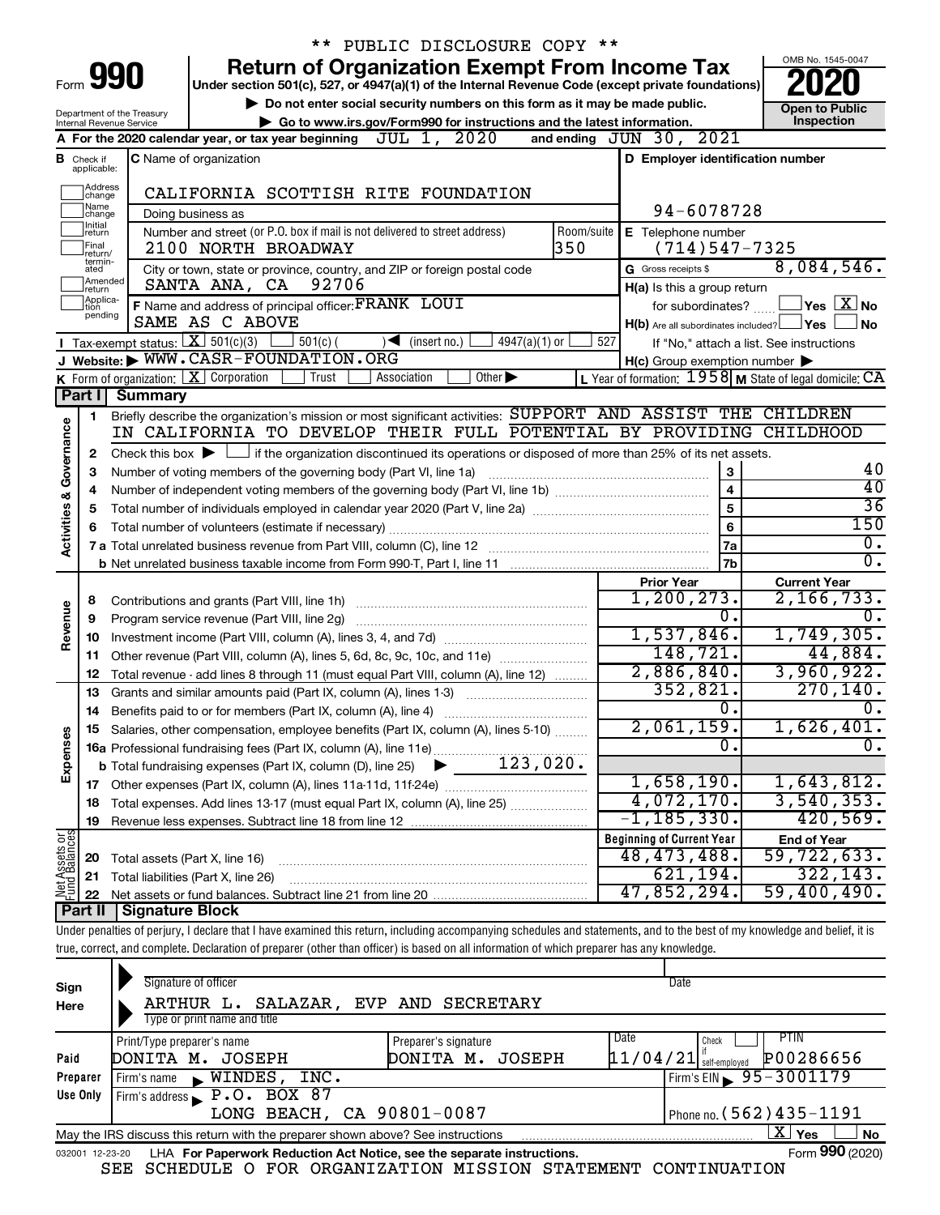\*\* PUBLIC DISCLOSURE COPY \*\*

# Form 990 — Return of Organization Exempt From Income Tax

Under section 501(c), 527, or 4947(a)(1) of the Internal Revenue Code (except private foundations)

▶ Do not enter social security numbers on this form as it may be made public.

▶ Go to www.irs.gov/Form990 for instructions and the latest information.

Department of the Treasury
Internal Revenue Service

OMB No. 1545-0047

**2020**

**Open to Public Inspection**

**A** For the 2020 calendar year, or tax year beginning JUL 1, 2020 and ending JUN 30, 2021

**B** Check if applicable: Address change, Name change, Initial return, Final return/terminated, Amended return, Application pending

**C** Name of organization: CALIFORNIA SCOTTISH RITE FOUNDATION

Doing business as

Number and street (or P.O. box if mail is not delivered to street address): 2100 NORTH BROADWAY — Room/suite: 350

City or town, state or province, country, and ZIP or foreign postal code: SANTA ANA, CA 92706

**D** Employer identification number: 94-6078728

**E** Telephone number: (714)547-7325

**G** Gross receipts $ 8,084,546.

**F** Name and address of principal officer: FRANK LOUI, SAME AS C ABOVE

**H(a)** Is this a group return for subordinates? ☐ Yes ☒ No

**H(b)** Are all subordinates included? ☐ Yes ☐ No — If "No," attach a list. See instructions

**H(c)** Group exemption number ▶

**I** Tax-exempt status: ☒ 501(c)(3) ☐ 501(c) ( ) ◀ (insert no.) ☐ 4947(a)(1) or ☐ 527

**J** Website: ▶ WWW.CASR-FOUNDATION.ORG

**K** Form of organization: ☒ Corporation ☐ Trust ☐ Association ☐ Other ▶

**L** Year of formation: 1958 **M** State of legal domicile: CA

## Part I Summary

**Activities & Governance**

1. Briefly describe the organization's mission or most significant activities: SUPPORT AND ASSIST THE CHILDREN IN CALIFORNIA TO DEVELOP THEIR FULL POTENTIAL BY PROVIDING CHILDHOOD
2. Check this box ▶ ☐ if the organization discontinued its operations or disposed of more than 25% of its net assets.

| | | | |
|---|---|---|---|
| 3 | Number of voting members of the governing body (Part VI, line 1a) | 3 | 40 |
| 4 | Number of independent voting members of the governing body (Part VI, line 1b) | 4 | 40 |
| 5 | Total number of individuals employed in calendar year 2020 (Part V, line 2a) | 5 | 36 |
| 6 | Total number of volunteers (estimate if necessary) | 6 | 150 |
| 7a | Total unrelated business revenue from Part VIII, column (C), line 12 | 7a | 0. |
| b | Net unrelated business taxable income from Form 990-T, Part I, line 11 | 7b | 0. |

| | | Prior Year | Current Year |
|---|---|---|---|
| **Revenue** | | | |
| 8 | Contributions and grants (Part VIII, line 1h) | 1,200,273. | 2,166,733. |
| 9 | Program service revenue (Part VIII, line 2g) | 0. | 0. |
| 10 | Investment income (Part VIII, column (A), lines 3, 4, and 7d) | 1,537,846. | 1,749,305. |
| 11 | Other revenue (Part VIII, column (A), lines 5, 6d, 8c, 9c, 10c, and 11e) | 148,721. | 44,884. |
| 12 | Total revenue - add lines 8 through 11 (must equal Part VIII, column (A), line 12) | 2,886,840. | 3,960,922. |
| **Expenses** | | | |
| 13 | Grants and similar amounts paid (Part IX, column (A), lines 1-3) | 352,821. | 270,140. |
| 14 | Benefits paid to or for members (Part IX, column (A), line 4) | 0. | 0. |
| 15 | Salaries, other compensation, employee benefits (Part IX, column (A), lines 5-10) | 2,061,159. | 1,626,401. |
| 16a | Professional fundraising fees (Part IX, column (A), line 11e) | 0. | 0. |
| b | Total fundraising expenses (Part IX, column (D), line 25) ▶ 123,020. | | |
| 17 | Other expenses (Part IX, column (A), lines 11a-11d, 11f-24e) | 1,658,190. | 1,643,812. |
| 18 | Total expenses. Add lines 13-17 (must equal Part IX, column (A), line 25) | 4,072,170. | 3,540,353. |
| 19 | Revenue less expenses. Subtract line 18 from line 12 | -1,185,330. | 420,569. |
| **Net Assets or Fund Balances** | | **Beginning of Current Year** | **End of Year** |
| 20 | Total assets (Part X, line 16) | 48,473,488. | 59,722,633. |
| 21 | Total liabilities (Part X, line 26) | 621,194. | 322,143. |
| 22 | Net assets or fund balances. Subtract line 21 from line 20 | 47,852,294. | 59,400,490. |

## Part II Signature Block

Under penalties of perjury, I declare that I have examined this return, including accompanying schedules and statements, and to the best of my knowledge and belief, it is true, correct, and complete. Declaration of preparer (other than officer) is based on all information of which preparer has any knowledge.

**Sign Here**

Signature of officer — Date

ARTHUR L. SALAZAR, EVP AND SECRETARY
Type or print name and title

**Paid Preparer Use Only**

| Print/Type preparer's name | Preparer's signature | Date | Check if self-employed | PTIN |
|---|---|---|---|---|
| DONITA M. JOSEPH | DONITA M. JOSEPH | 11/04/21 | ☐ | P00286656 |

Firm's name ▶ WINDES, INC. — Firm's EIN ▶ 95-3001179

Firm's address ▶ P.O. BOX 87, LONG BEACH, CA 90801-0087 — Phone no. (562)435-1191

May the IRS discuss this return with the preparer shown above? See instructions ☒ Yes ☐ No

032001 12-23-20 LHA For Paperwork Reduction Act Notice, see the separate instructions. Form **990** (2020)

SEE SCHEDULE O FOR ORGANIZATION MISSION STATEMENT CONTINUATION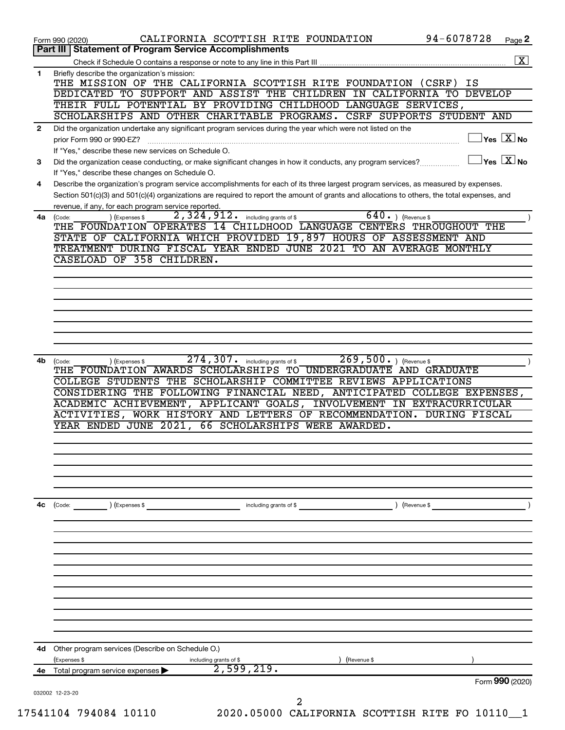Form 990 (2020) CALIFORNIA SCOTTISH RITE FOUNDATION 94-6078728 Page 2

## Part III | Statement of Program Service Accomplishments

Check if Schedule O contains a response or note to any line in this Part III .......... [X]

**1** Briefly describe the organization's mission:

THE MISSION OF THE CALIFORNIA SCOTTISH RITE FOUNDATION (CSRF) IS DEDICATED TO SUPPORT AND ASSIST THE CHILDREN IN CALIFORNIA TO DEVELOP THEIR FULL POTENTIAL BY PROVIDING CHILDHOOD LANGUAGE SERVICES, SCHOLARSHIPS AND OTHER CHARITABLE PROGRAMS. CSRF SUPPORTS STUDENT AND

**2** Did the organization undertake any significant program services during the year which were not listed on the prior Form 990 or 990-EZ? .......... [ ] Yes [X] No

If "Yes," describe these new services on Schedule O.

**3** Did the organization cease conducting, or make significant changes in how it conducts, any program services? .......... [ ] Yes [X] No

If "Yes," describe these changes on Schedule O.

**4** Describe the organization's program service accomplishments for each of its three largest program services, as measured by expenses. Section 501(c)(3) and 501(c)(4) organizations are required to report the amount of grants and allocations to others, the total expenses, and revenue, if any, for each program service reported.

**4a** (Code: ) (Expenses $ 2,324,912. including grants of $ 640. ) (Revenue $ )

THE FOUNDATION OPERATES 14 CHILDHOOD LANGUAGE CENTERS THROUGHOUT THE STATE OF CALIFORNIA WHICH PROVIDED 19,897 HOURS OF ASSESSMENT AND TREATMENT DURING FISCAL YEAR ENDED JUNE 2021 TO AN AVERAGE MONTHLY CASELOAD OF 358 CHILDREN.

**4b** (Code: ) (Expenses $ 274,307. including grants of $ 269,500. ) (Revenue $ )

THE FOUNDATION AWARDS SCHOLARSHIPS TO UNDERGRADUATE AND GRADUATE COLLEGE STUDENTS THE SCHOLARSHIP COMMITTEE REVIEWS APPLICATIONS CONSIDERING THE FOLLOWING FINANCIAL NEED, ANTICIPATED COLLEGE EXPENSES, ACADEMIC ACHIEVEMENT, APPLICANT GOALS, INVOLVEMENT IN EXTRACURRICULAR ACTIVITIES, WORK HISTORY AND LETTERS OF RECOMMENDATION. DURING FISCAL YEAR ENDED JUNE 2021, 66 SCHOLARSHIPS WERE AWARDED.

**4c** (Code: ) (Expenses $ including grants of $ ) (Revenue $ )

**4d** Other program services (Describe on Schedule O.)

(Expenses $ including grants of $ ) (Revenue $ )

**4e** Total program service expenses ▶ 2,599,219.

Form **990** (2020)

032002 12-23-20

17541104 794084 10110 2020.05000 CALIFORNIA SCOTTISH RITE FO 10110__1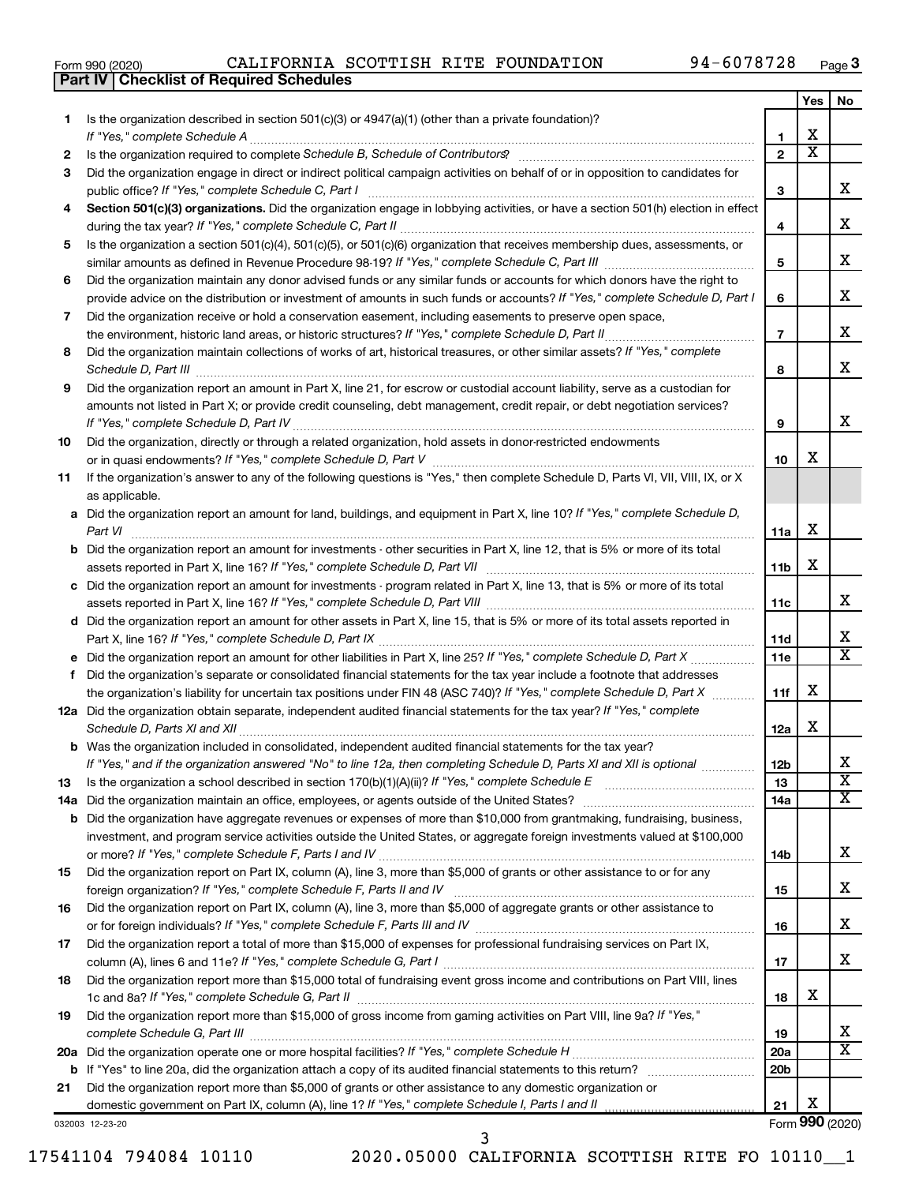Form 990 (2020) CALIFORNIA SCOTTISH RITE FOUNDATION 94-6078728 Page 3

## Part IV | Checklist of Required Schedules

| | | | Yes | No |
|---|---|---|---|---|
| 1 | Is the organization described in section 501(c)(3) or 4947(a)(1) (other than a private foundation)? *If "Yes," complete Schedule A* | 1 | X | |
| 2 | Is the organization required to complete *Schedule B, Schedule of Contributors*? | 2 | X | |
| 3 | Did the organization engage in direct or indirect political campaign activities on behalf of or in opposition to candidates for public office? *If "Yes," complete Schedule C, Part I* | 3 | | X |
| 4 | **Section 501(c)(3) organizations.** Did the organization engage in lobbying activities, or have a section 501(h) election in effect during the tax year? *If "Yes," complete Schedule C, Part II* | 4 | | X |
| 5 | Is the organization a section 501(c)(4), 501(c)(5), or 501(c)(6) organization that receives membership dues, assessments, or similar amounts as defined in Revenue Procedure 98-19? *If "Yes," complete Schedule C, Part III* | 5 | | X |
| 6 | Did the organization maintain any donor advised funds or any similar funds or accounts for which donors have the right to provide advice on the distribution or investment of amounts in such funds or accounts? *If "Yes," complete Schedule D, Part I* | 6 | | X |
| 7 | Did the organization receive or hold a conservation easement, including easements to preserve open space, the environment, historic land areas, or historic structures? *If "Yes," complete Schedule D, Part II* | 7 | | X |
| 8 | Did the organization maintain collections of works of art, historical treasures, or other similar assets? *If "Yes," complete Schedule D, Part III* | 8 | | X |
| 9 | Did the organization report an amount in Part X, line 21, for escrow or custodial account liability, serve as a custodian for amounts not listed in Part X; or provide credit counseling, debt management, credit repair, or debt negotiation services? *If "Yes," complete Schedule D, Part IV* | 9 | | X |
| 10 | Did the organization, directly or through a related organization, hold assets in donor-restricted endowments or in quasi endowments? *If "Yes," complete Schedule D, Part V* | 10 | X | |
| 11 | If the organization's answer to any of the following questions is "Yes," then complete Schedule D, Parts VI, VII, VIII, IX, or X as applicable. | | | |
| a | Did the organization report an amount for land, buildings, and equipment in Part X, line 10? *If "Yes," complete Schedule D, Part VI* | 11a | X | |
| b | Did the organization report an amount for investments - other securities in Part X, line 12, that is 5% or more of its total assets reported in Part X, line 16? *If "Yes," complete Schedule D, Part VII* | 11b | X | |
| c | Did the organization report an amount for investments - program related in Part X, line 13, that is 5% or more of its total assets reported in Part X, line 16? *If "Yes," complete Schedule D, Part VIII* | 11c | | X |
| d | Did the organization report an amount for other assets in Part X, line 15, that is 5% or more of its total assets reported in Part X, line 16? *If "Yes," complete Schedule D, Part IX* | 11d | | X |
| e | Did the organization report an amount for other liabilities in Part X, line 25? *If "Yes," complete Schedule D, Part X* | 11e | | X |
| f | Did the organization's separate or consolidated financial statements for the tax year include a footnote that addresses the organization's liability for uncertain tax positions under FIN 48 (ASC 740)? *If "Yes," complete Schedule D, Part X* | 11f | X | |
| 12a | Did the organization obtain separate, independent audited financial statements for the tax year? *If "Yes," complete Schedule D, Parts XI and XII* | 12a | X | |
| b | Was the organization included in consolidated, independent audited financial statements for the tax year? *If "Yes," and if the organization answered "No" to line 12a, then completing Schedule D, Parts XI and XII is optional* | 12b | | X |
| 13 | Is the organization a school described in section 170(b)(1)(A)(ii)? *If "Yes," complete Schedule E* | 13 | | X |
| 14a | Did the organization maintain an office, employees, or agents outside of the United States? | 14a | | X |
| b | Did the organization have aggregate revenues or expenses of more than $10,000 from grantmaking, fundraising, business, investment, and program service activities outside the United States, or aggregate foreign investments valued at $100,000 or more? *If "Yes," complete Schedule F, Parts I and IV* | 14b | | X |
| 15 | Did the organization report on Part IX, column (A), line 3, more than $5,000 of grants or other assistance to or for any foreign organization? *If "Yes," complete Schedule F, Parts II and IV* | 15 | | X |
| 16 | Did the organization report on Part IX, column (A), line 3, more than $5,000 of aggregate grants or other assistance to or for foreign individuals? *If "Yes," complete Schedule F, Parts III and IV* | 16 | | X |
| 17 | Did the organization report a total of more than $15,000 of expenses for professional fundraising services on Part IX, column (A), lines 6 and 11e? *If "Yes," complete Schedule G, Part I* | 17 | | X |
| 18 | Did the organization report more than $15,000 total of fundraising event gross income and contributions on Part VIII, lines 1c and 8a? *If "Yes," complete Schedule G, Part II* | 18 | X | |
| 19 | Did the organization report more than $15,000 of gross income from gaming activities on Part VIII, line 9a? *If "Yes," complete Schedule G, Part III* | 19 | | X |
| 20a | Did the organization operate one or more hospital facilities? *If "Yes," complete Schedule H* | 20a | | X |
| b | If "Yes" to line 20a, did the organization attach a copy of its audited financial statements to this return? | 20b | | |
| 21 | Did the organization report more than $5,000 of grants or other assistance to any domestic organization or domestic government on Part IX, column (A), line 1? *If "Yes," complete Schedule I, Parts I and II* | 21 | X | |

032003 12-23-20 Form **990** (2020)

17541104 794084 10110 2020.05000 CALIFORNIA SCOTTISH RITE FO 10110__1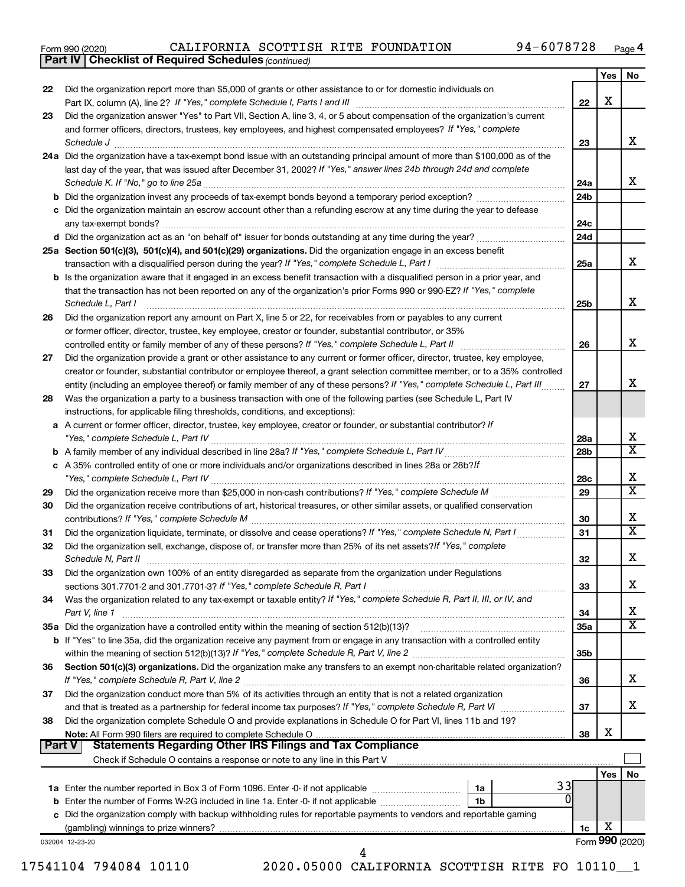Form 990 (2020) CALIFORNIA SCOTTISH RITE FOUNDATION 94-6078728 Page 4

**Part IV | Checklist of Required Schedules** *(continued)*

| | | | Yes | No |
|---|---|---|---|---|
| 22 | Did the organization report more than $5,000 of grants or other assistance to or for domestic individuals on Part IX, column (A), line 2? *If "Yes," complete Schedule I, Parts I and III* | 22 | X | |
| 23 | Did the organization answer "Yes" to Part VII, Section A, line 3, 4, or 5 about compensation of the organization's current and former officers, directors, trustees, key employees, and highest compensated employees? *If "Yes," complete Schedule J* | 23 | | X |
| 24a | Did the organization have a tax-exempt bond issue with an outstanding principal amount of more than $100,000 as of the last day of the year, that was issued after December 31, 2002? *If "Yes," answer lines 24b through 24d and complete Schedule K. If "No," go to line 25a* | 24a | | X |
| b | Did the organization invest any proceeds of tax-exempt bonds beyond a temporary period exception? | 24b | | |
| c | Did the organization maintain an escrow account other than a refunding escrow at any time during the year to defease any tax-exempt bonds? | 24c | | |
| d | Did the organization act as an "on behalf of" issuer for bonds outstanding at any time during the year? | 24d | | |
| 25a | **Section 501(c)(3), 501(c)(4), and 501(c)(29) organizations.** Did the organization engage in an excess benefit transaction with a disqualified person during the year? *If "Yes," complete Schedule L, Part I* | 25a | | X |
| b | Is the organization aware that it engaged in an excess benefit transaction with a disqualified person in a prior year, and that the transaction has not been reported on any of the organization's prior Forms 990 or 990-EZ? *If "Yes," complete Schedule L, Part I* | 25b | | X |
| 26 | Did the organization report any amount on Part X, line 5 or 22, for receivables from or payables to any current or former officer, director, trustee, key employee, creator or founder, substantial contributor, or 35% controlled entity or family member of any of these persons? *If "Yes," complete Schedule L, Part II* | 26 | | X |
| 27 | Did the organization provide a grant or other assistance to any current or former officer, director, trustee, key employee, creator or founder, substantial contributor or employee thereof, a grant selection committee member, or to a 35% controlled entity (including an employee thereof) or family member of any of these persons? *If "Yes," complete Schedule L, Part III* | 27 | | X |
| 28 | Was the organization a party to a business transaction with one of the following parties (see Schedule L, Part IV instructions, for applicable filing thresholds, conditions, and exceptions): | | | |
| a | A current or former officer, director, trustee, key employee, creator or founder, or substantial contributor? *If "Yes," complete Schedule L, Part IV* | 28a | | X |
| b | A family member of any individual described in line 28a? *If "Yes," complete Schedule L, Part IV* | 28b | | X |
| c | A 35% controlled entity of one or more individuals and/or organizations described in lines 28a or 28b? *If "Yes," complete Schedule L, Part IV* | 28c | | X |
| 29 | Did the organization receive more than $25,000 in non-cash contributions? *If "Yes," complete Schedule M* | 29 | | X |
| 30 | Did the organization receive contributions of art, historical treasures, or other similar assets, or qualified conservation contributions? *If "Yes," complete Schedule M* | 30 | | X |
| 31 | Did the organization liquidate, terminate, or dissolve and cease operations? *If "Yes," complete Schedule N, Part I* | 31 | | X |
| 32 | Did the organization sell, exchange, dispose of, or transfer more than 25% of its net assets? *If "Yes," complete Schedule N, Part II* | 32 | | X |
| 33 | Did the organization own 100% of an entity disregarded as separate from the organization under Regulations sections 301.7701-2 and 301.7701-3? *If "Yes," complete Schedule R, Part I* | 33 | | X |
| 34 | Was the organization related to any tax-exempt or taxable entity? *If "Yes," complete Schedule R, Part II, III, or IV, and Part V, line 1* | 34 | | X |
| 35a | Did the organization have a controlled entity within the meaning of section 512(b)(13)? | 35a | | X |
| b | If "Yes" to line 35a, did the organization receive any payment from or engage in any transaction with a controlled entity within the meaning of section 512(b)(13)? *If "Yes," complete Schedule R, Part V, line 2* | 35b | | |
| 36 | **Section 501(c)(3) organizations.** Did the organization make any transfers to an exempt non-charitable related organization? *If "Yes," complete Schedule R, Part V, line 2* | 36 | | X |
| 37 | Did the organization conduct more than 5% of its activities through an entity that is not a related organization and that is treated as a partnership for federal income tax purposes? *If "Yes," complete Schedule R, Part VI* | 37 | | X |
| 38 | Did the organization complete Schedule O and provide explanations in Schedule O for Part VI, lines 11b and 19? **Note:** All Form 990 filers are required to complete Schedule O | 38 | X | |

**Part V | Statements Regarding Other IRS Filings and Tax Compliance**

Check if Schedule O contains a response or note to any line in this Part V ☐

| | | | | | Yes | No |
|---|---|---|---|---|---|---|
| 1a | Enter the number reported in Box 3 of Form 1096. Enter -0- if not applicable | 1a | 33 | | | |
| b | Enter the number of Forms W-2G included in line 1a. Enter -0- if not applicable | 1b | 0 | | | |
| c | Did the organization comply with backup withholding rules for reportable payments to vendors and reportable gaming (gambling) winnings to prize winners? | | | 1c | X | |

032004 12-23-20 Form **990** (2020)

17541104 794084 10110 2020.05000 CALIFORNIA SCOTTISH RITE FO 10110__1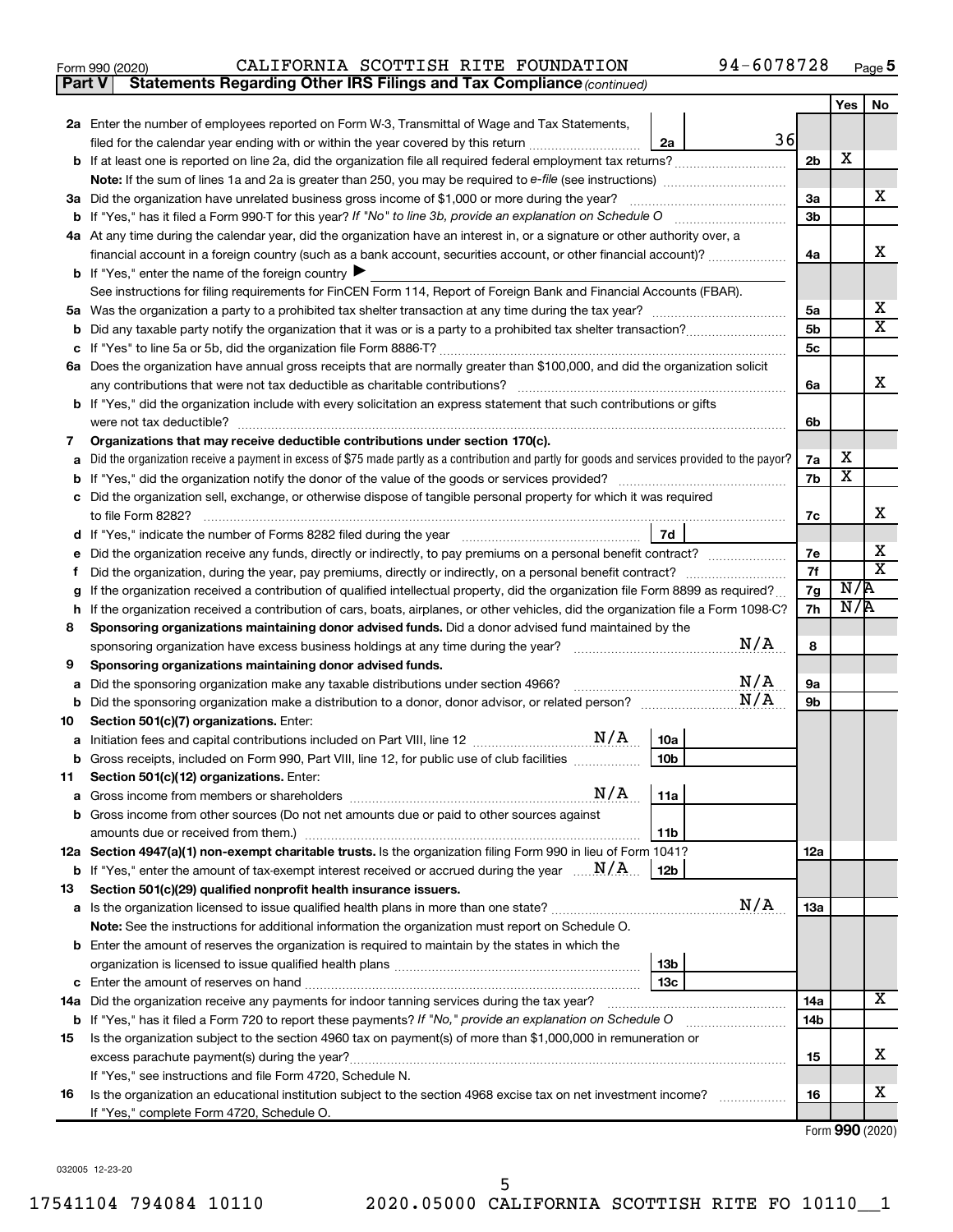Form 990 (2020) CALIFORNIA SCOTTISH RITE FOUNDATION 94-6078728 Page 5

**Part V Statements Regarding Other IRS Filings and Tax Compliance** *(continued)*

| | | | | Yes | No |
|---|---|---|---|---|---|
| **2a** | Enter the number of employees reported on Form W-3, Transmittal of Wage and Tax Statements, filed for the calendar year ending with or within the year covered by this return | 2a | 36 | | |
| **b** | If at least one is reported on line 2a, did the organization file all required federal employment tax returns? | | 2b | X | |
| | **Note:** If the sum of lines 1a and 2a is greater than 250, you may be required to *e-file* (see instructions) | | | | |
| **3a** | Did the organization have unrelated business gross income of $1,000 or more during the year? | | 3a | | X |
| **b** | If "Yes," has it filed a Form 990-T for this year? *If "No" to line 3b, provide an explanation on Schedule O* | | 3b | | |
| **4a** | At any time during the calendar year, did the organization have an interest in, or a signature or other authority over, a financial account in a foreign country (such as a bank account, securities account, or other financial account)? | | 4a | | X |
| **b** | If "Yes," enter the name of the foreign country ▶ | | | | |
| | See instructions for filing requirements for FinCEN Form 114, Report of Foreign Bank and Financial Accounts (FBAR). | | | | |
| **5a** | Was the organization a party to a prohibited tax shelter transaction at any time during the tax year? | | 5a | | X |
| **b** | Did any taxable party notify the organization that it was or is a party to a prohibited tax shelter transaction? | | 5b | | X |
| **c** | If "Yes" to line 5a or 5b, did the organization file Form 8886-T? | | 5c | | |
| **6a** | Does the organization have annual gross receipts that are normally greater than $100,000, and did the organization solicit any contributions that were not tax deductible as charitable contributions? | | 6a | | X |
| **b** | If "Yes," did the organization include with every solicitation an express statement that such contributions or gifts were not tax deductible? | | 6b | | |
| **7** | **Organizations that may receive deductible contributions under section 170(c).** | | | | |
| **a** | Did the organization receive a payment in excess of $75 made partly as a contribution and partly for goods and services provided to the payor? | | 7a | X | |
| **b** | If "Yes," did the organization notify the donor of the value of the goods or services provided? | | 7b | X | |
| **c** | Did the organization sell, exchange, or otherwise dispose of tangible personal property for which it was required to file Form 8282? | | 7c | | X |
| **d** | If "Yes," indicate the number of Forms 8282 filed during the year | 7d | | | |
| **e** | Did the organization receive any funds, directly or indirectly, to pay premiums on a personal benefit contract? | | 7e | | X |
| **f** | Did the organization, during the year, pay premiums, directly or indirectly, on a personal benefit contract? | | 7f | | X |
| **g** | If the organization received a contribution of qualified intellectual property, did the organization file Form 8899 as required? | | 7g | N/A | |
| **h** | If the organization received a contribution of cars, boats, airplanes, or other vehicles, did the organization file a Form 1098-C? | | 7h | N/A | |
| **8** | **Sponsoring organizations maintaining donor advised funds.** Did a donor advised fund maintained by the sponsoring organization have excess business holdings at any time during the year? N/A | | 8 | | |
| **9** | **Sponsoring organizations maintaining donor advised funds.** | | | | |
| **a** | Did the sponsoring organization make any taxable distributions under section 4966? N/A | | 9a | | |
| **b** | Did the sponsoring organization make a distribution to a donor, donor advisor, or related person? N/A | | 9b | | |
| **10** | **Section 501(c)(7) organizations.** Enter: | | | | |
| **a** | Initiation fees and capital contributions included on Part VIII, line 12 N/A | 10a | | | |
| **b** | Gross receipts, included on Form 990, Part VIII, line 12, for public use of club facilities | 10b | | | |
| **11** | **Section 501(c)(12) organizations.** Enter: | | | | |
| **a** | Gross income from members or shareholders N/A | 11a | | | |
| **b** | Gross income from other sources (Do not net amounts due or paid to other sources against amounts due or received from them.) | 11b | | | |
| **12a** | **Section 4947(a)(1) non-exempt charitable trusts.** Is the organization filing Form 990 in lieu of Form 1041? | | 12a | | |
| **b** | If "Yes," enter the amount of tax-exempt interest received or accrued during the year N/A | 12b | | | |
| **13** | **Section 501(c)(29) qualified nonprofit health insurance issuers.** | | | | |
| **a** | Is the organization licensed to issue qualified health plans in more than one state? N/A | | 13a | | |
| | **Note:** See the instructions for additional information the organization must report on Schedule O. | | | | |
| **b** | Enter the amount of reserves the organization is required to maintain by the states in which the organization is licensed to issue qualified health plans | 13b | | | |
| **c** | Enter the amount of reserves on hand | 13c | | | |
| **14a** | Did the organization receive any payments for indoor tanning services during the tax year? | | 14a | | X |
| **b** | If "Yes," has it filed a Form 720 to report these payments? *If "No," provide an explanation on Schedule O* | | 14b | | |
| **15** | Is the organization subject to the section 4960 tax on payment(s) of more than $1,000,000 in remuneration or excess parachute payment(s) during the year? | | 15 | | X |
| | If "Yes," see instructions and file Form 4720, Schedule N. | | | | |
| **16** | Is the organization an educational institution subject to the section 4968 excise tax on net investment income? | | 16 | | X |
| | If "Yes," complete Form 4720, Schedule O. | | | | |

Form **990** (2020)

032005 12-23-20

17541104 794084 10110 2020.05000 CALIFORNIA SCOTTISH RITE FO 10110__1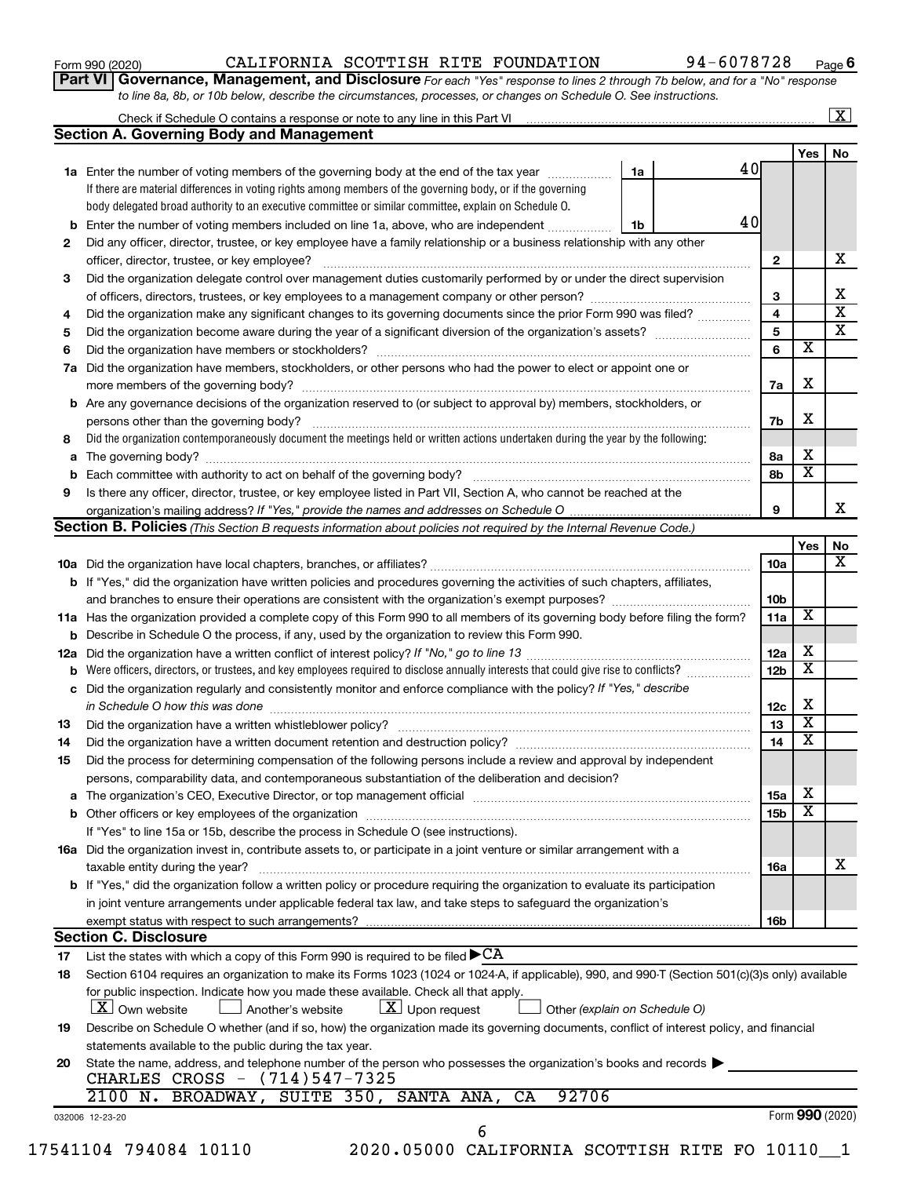Form 990 (2020) CALIFORNIA SCOTTISH RITE FOUNDATION 94-6078728 Page 6

**Part VI Governance, Management, and Disclosure** *For each "Yes" response to lines 2 through 7b below, and for a "No" response to line 8a, 8b, or 10b below, describe the circumstances, processes, or changes on Schedule O. See instructions.*

Check if Schedule O contains a response or note to any line in this Part VI [X]

## Section A. Governing Body and Management

| | | | Yes | No |
|---|---|---|---|---|
| **1a** | Enter the number of voting members of the governing body at the end of the tax year — **1a** 40. If there are material differences in voting rights among members of the governing body, or if the governing body delegated broad authority to an executive committee or similar committee, explain on Schedule O. | | | |
| **b** | Enter the number of voting members included on line 1a, above, who are independent — **1b** 40 | | | |
| **2** | Did any officer, director, trustee, or key employee have a family relationship or a business relationship with any other officer, director, trustee, or key employee? | 2 | | X |
| **3** | Did the organization delegate control over management duties customarily performed by or under the direct supervision of officers, directors, trustees, or key employees to a management company or other person? | 3 | | X |
| **4** | Did the organization make any significant changes to its governing documents since the prior Form 990 was filed? | 4 | | X |
| **5** | Did the organization become aware during the year of a significant diversion of the organization's assets? | 5 | | X |
| **6** | Did the organization have members or stockholders? | 6 | X | |
| **7a** | Did the organization have members, stockholders, or other persons who had the power to elect or appoint one or more members of the governing body? | 7a | X | |
| **b** | Are any governance decisions of the organization reserved to (or subject to approval by) members, stockholders, or persons other than the governing body? | 7b | X | |
| **8** | Did the organization contemporaneously document the meetings held or written actions undertaken during the year by the following: | | | |
| **a** | The governing body? | 8a | X | |
| **b** | Each committee with authority to act on behalf of the governing body? | 8b | X | |
| **9** | Is there any officer, director, trustee, or key employee listed in Part VII, Section A, who cannot be reached at the organization's mailing address? *If "Yes," provide the names and addresses on Schedule O* | 9 | | X |

## Section B. Policies *(This Section B requests information about policies not required by the Internal Revenue Code.)*

| | | | Yes | No |
|---|---|---|---|---|
| **10a** | Did the organization have local chapters, branches, or affiliates? | 10a | | X |
| **b** | If "Yes," did the organization have written policies and procedures governing the activities of such chapters, affiliates, and branches to ensure their operations are consistent with the organization's exempt purposes? | 10b | | |
| **11a** | Has the organization provided a complete copy of this Form 990 to all members of its governing body before filing the form? | 11a | X | |
| **b** | Describe in Schedule O the process, if any, used by the organization to review this Form 990. | | | |
| **12a** | Did the organization have a written conflict of interest policy? *If "No," go to line 13* | 12a | X | |
| **b** | Were officers, directors, or trustees, and key employees required to disclose annually interests that could give rise to conflicts? | 12b | X | |
| **c** | Did the organization regularly and consistently monitor and enforce compliance with the policy? *If "Yes," describe in Schedule O how this was done* | 12c | X | |
| **13** | Did the organization have a written whistleblower policy? | 13 | X | |
| **14** | Did the organization have a written document retention and destruction policy? | 14 | X | |
| **15** | Did the process for determining compensation of the following persons include a review and approval by independent persons, comparability data, and contemporaneous substantiation of the deliberation and decision? | | | |
| **a** | The organization's CEO, Executive Director, or top management official | 15a | X | |
| **b** | Other officers or key employees of the organization | 15b | X | |
| | If "Yes" to line 15a or 15b, describe the process in Schedule O (see instructions). | | | |
| **16a** | Did the organization invest in, contribute assets to, or participate in a joint venture or similar arrangement with a taxable entity during the year? | 16a | | X |
| **b** | If "Yes," did the organization follow a written policy or procedure requiring the organization to evaluate its participation in joint venture arrangements under applicable federal tax law, and take steps to safeguard the organization's exempt status with respect to such arrangements? | 16b | | |

## Section C. Disclosure

**17** List the states with which a copy of this Form 990 is required to be filed ▶ CA

**18** Section 6104 requires an organization to make its Forms 1023 (1024 or 1024-A, if applicable), 990, and 990-T (Section 501(c)(3)s only) available for public inspection. Indicate how you made these available. Check all that apply.

[X] Own website [ ] Another's website [X] Upon request [ ] Other *(explain on Schedule O)*

**19** Describe on Schedule O whether (and if so, how) the organization made its governing documents, conflict of interest policy, and financial statements available to the public during the tax year.

**20** State the name, address, and telephone number of the person who possesses the organization's books and records ▶

CHARLES CROSS - (714)547-7325
2100 N. BROADWAY, SUITE 350, SANTA ANA, CA 92706

032006 12-23-20 Form **990** (2020)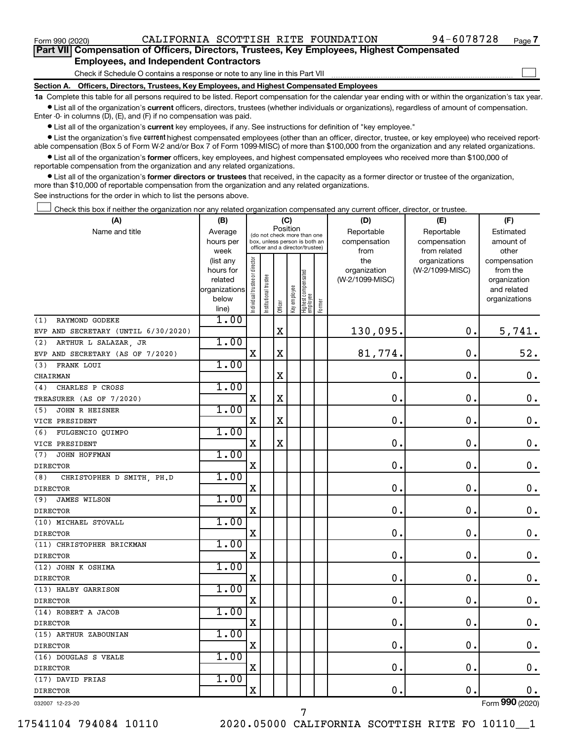Form 990 (2020) CALIFORNIA SCOTTISH RITE FOUNDATION 94-6078728 Page 7

**Part VII Compensation of Officers, Directors, Trustees, Key Employees, Highest Compensated Employees, and Independent Contractors**

Check if Schedule O contains a response or note to any line in this Part VII ☐

**Section A. Officers, Directors, Trustees, Key Employees, and Highest Compensated Employees**

**1a** Complete this table for all persons required to be listed. Report compensation for the calendar year ending with or within the organization's tax year.

- List all of the organization's **current** officers, directors, trustees (whether individuals or organizations), regardless of amount of compensation. Enter -0- in columns (D), (E), and (F) if no compensation was paid.
- List all of the organization's **current** key employees, if any. See instructions for definition of "key employee."
- List the organization's five **current** highest compensated employees (other than an officer, director, trustee, or key employee) who received reportable compensation (Box 5 of Form W-2 and/or Box 7 of Form 1099-MISC) of more than $100,000 from the organization and any related organizations.
- List all of the organization's **former** officers, key employees, and highest compensated employees who received more than $100,000 of reportable compensation from the organization and any related organizations.
- List all of the organization's **former directors or trustees** that received, in the capacity as a former director or trustee of the organization, more than $10,000 of reportable compensation from the organization and any related organizations.

See instructions for the order in which to list the persons above.

☐ Check this box if neither the organization nor any related organization compensated any current officer, director, or trustee.

| (A) Name and title | (B) Average hours per week (list any hours for related organizations below line) | (C) Position: Individual trustee or director | Institutional trustee | Officer | Key employee | Highest compensated employee | Former | (D) Reportable compensation from the organization (W-2/1099-MISC) | (E) Reportable compensation from related organizations (W-2/1099-MISC) | (F) Estimated amount of other compensation from the organization and related organizations |
|---|---|---|---|---|---|---|---|---|---|---|
| (1) RAYMOND GODEKE<br>EVP AND SECRETARY (UNTIL 6/30/2020) | 1.00 | | | X | | | | 130,095. | 0. | 5,741. |
| (2) ARTHUR L SALAZAR, JR<br>EVP AND SECRETARY (AS OF 7/2020) | 1.00 | X | | X | | | | 81,774. | 0. | 52. |
| (3) FRANK LOUI<br>CHAIRMAN | 1.00 | | | X | | | | 0. | 0. | 0. |
| (4) CHARLES P CROSS<br>TREASURER (AS OF 7/2020) | 1.00 | X | | X | | | | 0. | 0. | 0. |
| (5) JOHN R HEISNER<br>VICE PRESIDENT | 1.00 | X | | X | | | | 0. | 0. | 0. |
| (6) FULGENCIO QUIMPO<br>VICE PRESIDENT | 1.00 | X | | X | | | | 0. | 0. | 0. |
| (7) JOHN HOFFMAN<br>DIRECTOR | 1.00 | X | | | | | | 0. | 0. | 0. |
| (8) CHRISTOPHER D SMITH, PH.D<br>DIRECTOR | 1.00 | X | | | | | | 0. | 0. | 0. |
| (9) JAMES WILSON<br>DIRECTOR | 1.00 | X | | | | | | 0. | 0. | 0. |
| (10) MICHAEL STOVALL<br>DIRECTOR | 1.00 | X | | | | | | 0. | 0. | 0. |
| (11) CHRISTOPHER BRICKMAN<br>DIRECTOR | 1.00 | X | | | | | | 0. | 0. | 0. |
| (12) JOHN K OSHIMA<br>DIRECTOR | 1.00 | X | | | | | | 0. | 0. | 0. |
| (13) HALBY GARRISON<br>DIRECTOR | 1.00 | X | | | | | | 0. | 0. | 0. |
| (14) ROBERT A JACOB<br>DIRECTOR | 1.00 | X | | | | | | 0. | 0. | 0. |
| (15) ARTHUR ZABOUNIAN<br>DIRECTOR | 1.00 | X | | | | | | 0. | 0. | 0. |
| (16) DOUGLAS S VEALE<br>DIRECTOR | 1.00 | X | | | | | | 0. | 0. | 0. |
| (17) DAVID FRIAS<br>DIRECTOR | 1.00 | X | | | | | | 0. | 0. | 0. |

032007 12-23-20 Form **990** (2020)

17541104 794084 10110 2020.05000 CALIFORNIA SCOTTISH RITE FO 10110__1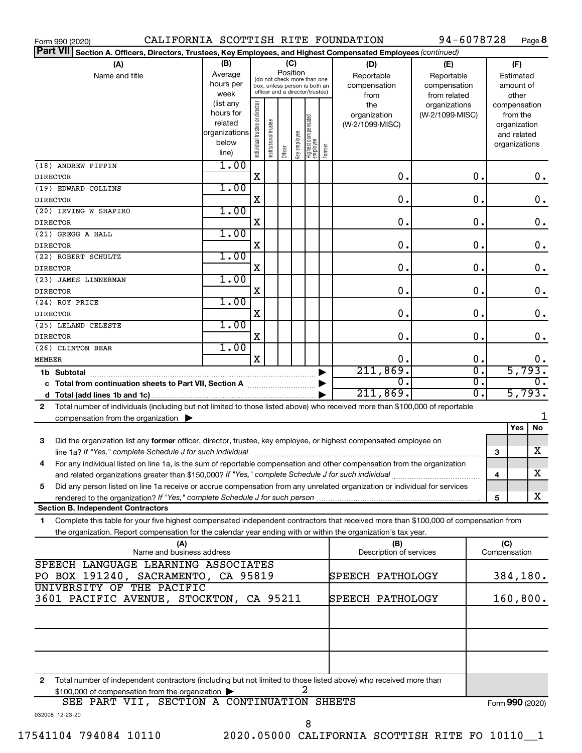Form 990 (2020) CALIFORNIA SCOTTISH RITE FOUNDATION 94-6078728 Page 8

**Part VII Section A. Officers, Directors, Trustees, Key Employees, and Highest Compensated Employees** *(continued)*

| (A) Name and title | (B) Average hours per week (list any hours for related organizations below line) | (C) Position: Individual trustee or director | Institutional trustee | Officer | Key employee | Highest compensated employee | Former | (D) Reportable compensation from the organization (W-2/1099-MISC) | (E) Reportable compensation from related organizations (W-2/1099-MISC) | (F) Estimated amount of other compensation from the organization and related organizations |
|---|---|---|---|---|---|---|---|---|---|---|
| (18) ANDREW PIPPIN<br>DIRECTOR | 1.00 | X | | | | | | 0. | 0. | 0. |
| (19) EDWARD COLLINS<br>DIRECTOR | 1.00 | X | | | | | | 0. | 0. | 0. |
| (20) IRVING W SHAPIRO<br>DIRECTOR | 1.00 | X | | | | | | 0. | 0. | 0. |
| (21) GREGG A HALL<br>DIRECTOR | 1.00 | X | | | | | | 0. | 0. | 0. |
| (22) ROBERT SCHULTZ<br>DIRECTOR | 1.00 | X | | | | | | 0. | 0. | 0. |
| (23) JAMES LINNERMAN<br>DIRECTOR | 1.00 | X | | | | | | 0. | 0. | 0. |
| (24) ROY PRICE<br>DIRECTOR | 1.00 | X | | | | | | 0. | 0. | 0. |
| (25) LELAND CELESTE<br>DIRECTOR | 1.00 | X | | | | | | 0. | 0. | 0. |
| (26) CLINTON BEAR<br>MEMBER | 1.00 | X | | | | | | 0. | 0. | 0. |
| **1b Subtotal** | | | | | | | | 211,869. | 0. | 5,793. |
| **c Total from continuation sheets to Part VII, Section A** | | | | | | | | 0. | 0. | 0. |
| **d Total (add lines 1b and 1c)** | | | | | | | | 211,869. | 0. | 5,793. |

**2** Total number of individuals (including but not limited to those listed above) who received more than $100,000 of reportable compensation from the organization ▶ 1

| | | Yes | No |
|---|---|---|---|
| **3** Did the organization list any **former** officer, director, trustee, key employee, or highest compensated employee on line 1a? *If "Yes," complete Schedule J for such individual* | 3 | | X |
| **4** For any individual listed on line 1a, is the sum of reportable compensation and other compensation from the organization and related organizations greater than $150,000? *If "Yes," complete Schedule J for such individual* | 4 | | X |
| **5** Did any person listed on line 1a receive or accrue compensation from any unrelated organization or individual for services rendered to the organization? *If "Yes," complete Schedule J for such person* | 5 | | X |

**Section B. Independent Contractors**

**1** Complete this table for your five highest compensated independent contractors that received more than $100,000 of compensation from the organization. Report compensation for the calendar year ending with or within the organization's tax year.

| (A) Name and business address | (B) Description of services | (C) Compensation |
|---|---|---|
| SPEECH LANGUAGE LEARNING ASSOCIATES<br>PO BOX 191240, SACRAMENTO, CA 95819 | SPEECH PATHOLOGY | 384,180. |
| UNIVERSITY OF THE PACIFIC<br>3601 PACIFIC AVENUE, STOCKTON, CA 95211 | SPEECH PATHOLOGY | 160,800. |
| | | |
| | | |
| | | |

**2** Total number of independent contractors (including but not limited to those listed above) who received more than $100,000 of compensation from the organization ▶ 2

SEE PART VII, SECTION A CONTINUATION SHEETS

Form **990** (2020)

032008 12-23-20

17541104 794084 10110 2020.05000 CALIFORNIA SCOTTISH RITE FO 10110__1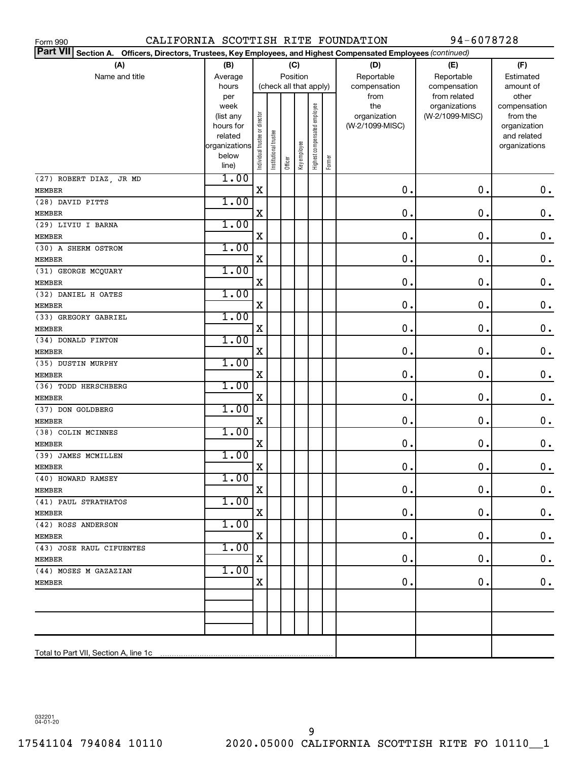Form 990 CALIFORNIA SCOTTISH RITE FOUNDATION 94-6078728

**Part VII Section A. Officers, Directors, Trustees, Key Employees, and Highest Compensated Employees** *(continued)*

| (A) Name and title | (B) Average hours per week (list any hours for related organizations below line) | (C) Position (check all that apply): Individual trustee or director | Institutional trustee | Officer | Key employee | Highest compensated employee | Former | (D) Reportable compensation from the organization (W-2/1099-MISC) | (E) Reportable compensation from related organizations (W-2/1099-MISC) | (F) Estimated amount of other compensation from the organization and related organizations |
|---|---|---|---|---|---|---|---|---|---|---|
| (27) ROBERT DIAZ, JR MD<br>MEMBER | 1.00 | X | | | | | | 0. | 0. | 0. |
| (28) DAVID PITTS<br>MEMBER | 1.00 | X | | | | | | 0. | 0. | 0. |
| (29) LIVIU I BARNA<br>MEMBER | 1.00 | X | | | | | | 0. | 0. | 0. |
| (30) A SHERM OSTROM<br>MEMBER | 1.00 | X | | | | | | 0. | 0. | 0. |
| (31) GEORGE MCQUARY<br>MEMBER | 1.00 | X | | | | | | 0. | 0. | 0. |
| (32) DANIEL H OATES<br>MEMBER | 1.00 | X | | | | | | 0. | 0. | 0. |
| (33) GREGORY GABRIEL<br>MEMBER | 1.00 | X | | | | | | 0. | 0. | 0. |
| (34) DONALD FINTON<br>MEMBER | 1.00 | X | | | | | | 0. | 0. | 0. |
| (35) DUSTIN MURPHY<br>MEMBER | 1.00 | X | | | | | | 0. | 0. | 0. |
| (36) TODD HERSCHBERG<br>MEMBER | 1.00 | X | | | | | | 0. | 0. | 0. |
| (37) DON GOLDBERG<br>MEMBER | 1.00 | X | | | | | | 0. | 0. | 0. |
| (38) COLIN MCINNES<br>MEMBER | 1.00 | X | | | | | | 0. | 0. | 0. |
| (39) JAMES MCMILLEN<br>MEMBER | 1.00 | X | | | | | | 0. | 0. | 0. |
| (40) HOWARD RAMSEY<br>MEMBER | 1.00 | X | | | | | | 0. | 0. | 0. |
| (41) PAUL STRATHATOS<br>MEMBER | 1.00 | X | | | | | | 0. | 0. | 0. |
| (42) ROSS ANDERSON<br>MEMBER | 1.00 | X | | | | | | 0. | 0. | 0. |
| (43) JOSE RAUL CIFUENTES<br>MEMBER | 1.00 | X | | | | | | 0. | 0. | 0. |
| (44) MOSES M GAZAZIAN<br>MEMBER | 1.00 | X | | | | | | 0. | 0. | 0. |
| | | | | | | | | | | |
| | | | | | | | | | | |
| Total to Part VII, Section A, line 1c | | | | | | | | | | |

032201 04-01-20

17541104 794084 10110 2020.05000 CALIFORNIA SCOTTISH RITE FO 10110__1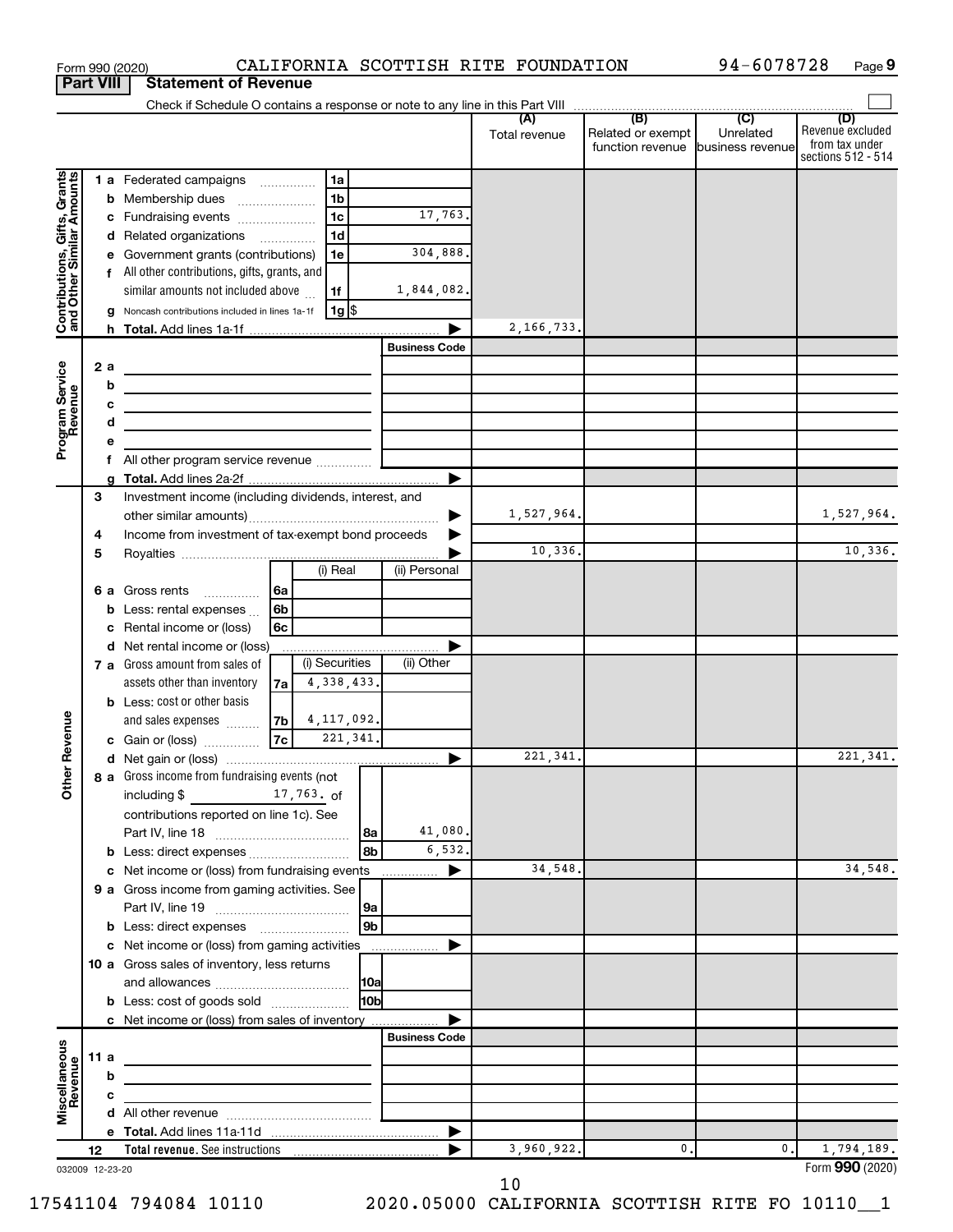Form 990 (2020) CALIFORNIA SCOTTISH RITE FOUNDATION 94-6078728

## Part VIII Statement of Revenue

Check if Schedule O contains a response or note to any line in this Part VIII

| | | | | (A) Total revenue | (B) Related or exempt function revenue | (C) Unrelated business revenue | (D) Revenue excluded from tax under sections 512 - 514 |
|---|---|---|---|---|---|---|---|
| **Contributions, Gifts, Grants and Other Similar Amounts** | 1 a Federated campaigns | 1a | | | | | |
| | b Membership dues | 1b | | | | | |
| | c Fundraising events | 1c | 17,763. | | | | |
| | d Related organizations | 1d | | | | | |
| | e Government grants (contributions) | 1e | 304,888. | | | | |
| | f All other contributions, gifts, grants, and similar amounts not included above | 1f | 1,844,082. | | | | |
| | g Noncash contributions included in lines 1a-1f | 1g | $ | | | | |
| | h **Total.** Add lines 1a-1f | | | 2,166,733. | | | |
| **Program Service Revenue** | | | Business Code | | | | |
| | 2 a | | | | | | |
| | b | | | | | | |
| | c | | | | | | |
| | d | | | | | | |
| | e | | | | | | |
| | f All other program service revenue | | | | | | |
| | g **Total.** Add lines 2a-2f | | | | | | |
| **Other Revenue** | 3 Investment income (including dividends, interest, and other similar amounts) | | | 1,527,964. | | | 1,527,964. |
| | 4 Income from investment of tax-exempt bond proceeds | | | | | | |
| | 5 Royalties | | | 10,336. | | | 10,336. |
| | | (i) Real | (ii) Personal | | | | |
| | 6 a Gross rents 6a | | | | | | |
| | b Less: rental expenses 6b | | | | | | |
| | c Rental income or (loss) 6c | | | | | | |
| | d Net rental income or (loss) | | | | | | |
| | | (i) Securities | (ii) Other | | | | |
| | 7 a Gross amount from sales of assets other than inventory 7a | 4,338,433. | | | | | |
| | b Less: cost or other basis and sales expenses 7b | 4,117,092. | | | | | |
| | c Gain or (loss) 7c | 221,341. | | | | | |
| | d Net gain or (loss) | | | 221,341. | | | 221,341. |
| | 8 a Gross income from fundraising events (not including $ 17,763. of contributions reported on line 1c). See Part IV, line 18 | 8a | 41,080. | | | | |
| | b Less: direct expenses | 8b | 6,532. | | | | |
| | c Net income or (loss) from fundraising events | | | 34,548. | | | 34,548. |
| | 9 a Gross income from gaming activities. See Part IV, line 19 | 9a | | | | | |
| | b Less: direct expenses | 9b | | | | | |
| | c Net income or (loss) from gaming activities | | | | | | |
| | 10 a Gross sales of inventory, less returns and allowances | 10a | | | | | |
| | b Less: cost of goods sold | 10b | | | | | |
| | c Net income or (loss) from sales of inventory | | | | | | |
| **Miscellaneous Revenue** | | | Business Code | | | | |
| | 11 a | | | | | | |
| | b | | | | | | |
| | c | | | | | | |
| | d All other revenue | | | | | | |
| | e **Total.** Add lines 11a-11d | | | | | | |
| | 12 **Total revenue.** See instructions | | | 3,960,922. | 0. | 0. | 1,794,189. |

032009 12-23-20

Form **990** (2020)

17541104 794084 10110 2020.05000 CALIFORNIA SCOTTISH RITE FO 10110__1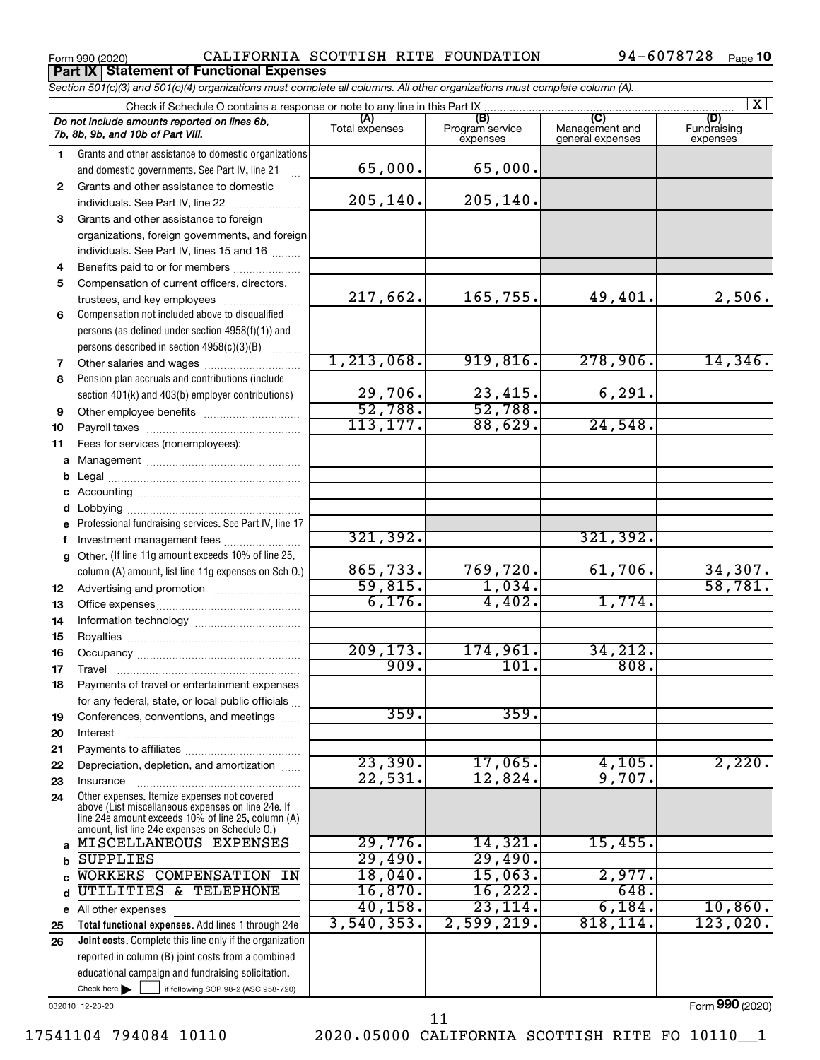Form 990 (2020) CALIFORNIA SCOTTISH RITE FOUNDATION 94-6078728 Page 10

**Part IX Statement of Functional Expenses**

*Section 501(c)(3) and 501(c)(4) organizations must complete all columns. All other organizations must complete column (A).*

Check if Schedule O contains a response or note to any line in this Part IX [X]

| | Do not include amounts reported on lines 6b, 7b, 8b, 9b, and 10b of Part VIII. | (A) Total expenses | (B) Program service expenses | (C) Management and general expenses | (D) Fundraising expenses |
|---|---|---|---|---|---|
| 1 | Grants and other assistance to domestic organizations and domestic governments. See Part IV, line 21 | 65,000. | 65,000. | | |
| 2 | Grants and other assistance to domestic individuals. See Part IV, line 22 | 205,140. | 205,140. | | |
| 3 | Grants and other assistance to foreign organizations, foreign governments, and foreign individuals. See Part IV, lines 15 and 16 | | | | |
| 4 | Benefits paid to or for members | | | | |
| 5 | Compensation of current officers, directors, trustees, and key employees | 217,662. | 165,755. | 49,401. | 2,506. |
| 6 | Compensation not included above to disqualified persons (as defined under section 4958(f)(1)) and persons described in section 4958(c)(3)(B) | | | | |
| 7 | Other salaries and wages | 1,213,068. | 919,816. | 278,906. | 14,346. |
| 8 | Pension plan accruals and contributions (include section 401(k) and 403(b) employer contributions) | 29,706. | 23,415. | 6,291. | |
| 9 | Other employee benefits | 52,788. | 52,788. | | |
| 10 | Payroll taxes | 113,177. | 88,629. | 24,548. | |
| 11 | Fees for services (nonemployees): | | | | |
| a | Management | | | | |
| b | Legal | | | | |
| c | Accounting | | | | |
| d | Lobbying | | | | |
| e | Professional fundraising services. See Part IV, line 17 | | | | |
| f | Investment management fees | 321,392. | | 321,392. | |
| g | Other. (If line 11g amount exceeds 10% of line 25, column (A) amount, list line 11g expenses on Sch O.) | 865,733. | 769,720. | 61,706. | 34,307. |
| 12 | Advertising and promotion | 59,815. | 1,034. | | 58,781. |
| 13 | Office expenses | 6,176. | 4,402. | 1,774. | |
| 14 | Information technology | | | | |
| 15 | Royalties | | | | |
| 16 | Occupancy | 209,173. | 174,961. | 34,212. | |
| 17 | Travel | 909. | 101. | 808. | |
| 18 | Payments of travel or entertainment expenses for any federal, state, or local public officials | | | | |
| 19 | Conferences, conventions, and meetings | 359. | 359. | | |
| 20 | Interest | | | | |
| 21 | Payments to affiliates | | | | |
| 22 | Depreciation, depletion, and amortization | 23,390. | 17,065. | 4,105. | 2,220. |
| 23 | Insurance | 22,531. | 12,824. | 9,707. | |
| 24 | Other expenses. Itemize expenses not covered above (List miscellaneous expenses on line 24e. If line 24e amount exceeds 10% of line 25, column (A) amount, list line 24e expenses on Schedule O.) | | | | |
| a | MISCELLANEOUS EXPENSES | 29,776. | 14,321. | 15,455. | |
| b | SUPPLIES | 29,490. | 29,490. | | |
| c | WORKERS COMPENSATION IN | 18,040. | 15,063. | 2,977. | |
| d | UTILITIES & TELEPHONE | 16,870. | 16,222. | 648. | |
| e | All other expenses | 40,158. | 23,114. | 6,184. | 10,860. |
| 25 | **Total functional expenses.** Add lines 1 through 24e | 3,540,353. | 2,599,219. | 818,114. | 123,020. |
| 26 | **Joint costs.** Complete this line only if the organization reported in column (B) joint costs from a combined educational campaign and fundraising solicitation. Check here [ ] if following SOP 98-2 (ASC 958-720) | | | | |

032010 12-23-20 Form **990** (2020)

17541104 794084 10110 2020.05000 CALIFORNIA SCOTTISH RITE FO 10110__1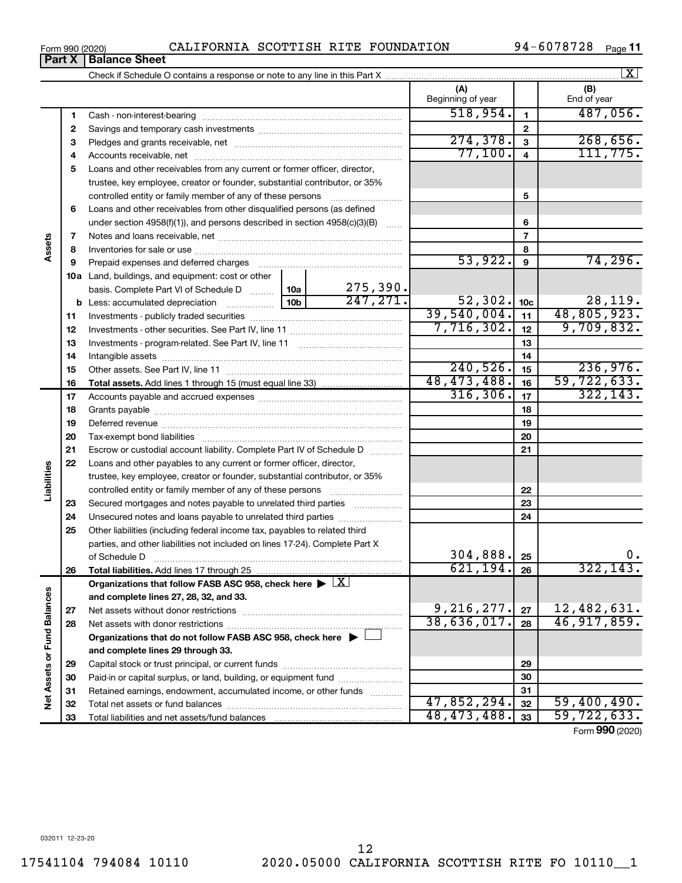Form 990 (2020) CALIFORNIA SCOTTISH RITE FOUNDATION 94-6078728 Page 11

**Part X | Balance Sheet**

Check if Schedule O contains a response or note to any line in this Part X .......... [X]

| | | | | (A) Beginning of year | | (B) End of year |
|---|---|---|---|---|---|---|
| **Assets** | 1 | Cash - non-interest-bearing | | 518,954. | 1 | 487,056. |
| | 2 | Savings and temporary cash investments | | | 2 | |
| | 3 | Pledges and grants receivable, net | | 274,378. | 3 | 268,656. |
| | 4 | Accounts receivable, net | | 77,100. | 4 | 111,775. |
| | 5 | Loans and other receivables from any current or former officer, director, trustee, key employee, creator or founder, substantial contributor, or 35% controlled entity or family member of any of these persons | | | 5 | |
| | 6 | Loans and other receivables from other disqualified persons (as defined under section 4958(f)(1)), and persons described in section 4958(c)(3)(B) | | | 6 | |
| | 7 | Notes and loans receivable, net | | | 7 | |
| | 8 | Inventories for sale or use | | | 8 | |
| | 9 | Prepaid expenses and deferred charges | | 53,922. | 9 | 74,296. |
| | 10a | Land, buildings, and equipment: cost or other basis. Complete Part VI of Schedule D | 10a: 275,390. | | | |
| | b | Less: accumulated depreciation | 10b: 247,271. | 52,302. | 10c | 28,119. |
| | 11 | Investments - publicly traded securities | | 39,540,004. | 11 | 48,805,923. |
| | 12 | Investments - other securities. See Part IV, line 11 | | 7,716,302. | 12 | 9,709,832. |
| | 13 | Investments - program-related. See Part IV, line 11 | | | 13 | |
| | 14 | Intangible assets | | | 14 | |
| | 15 | Other assets. See Part IV, line 11 | | 240,526. | 15 | 236,976. |
| | 16 | **Total assets.** Add lines 1 through 15 (must equal line 33) | | 48,473,488. | 16 | 59,722,633. |
| **Liabilities** | 17 | Accounts payable and accrued expenses | | 316,306. | 17 | 322,143. |
| | 18 | Grants payable | | | 18 | |
| | 19 | Deferred revenue | | | 19 | |
| | 20 | Tax-exempt bond liabilities | | | 20 | |
| | 21 | Escrow or custodial account liability. Complete Part IV of Schedule D | | | 21 | |
| | 22 | Loans and other payables to any current or former officer, director, trustee, key employee, creator or founder, substantial contributor, or 35% controlled entity or family member of any of these persons | | | 22 | |
| | 23 | Secured mortgages and notes payable to unrelated third parties | | | 23 | |
| | 24 | Unsecured notes and loans payable to unrelated third parties | | | 24 | |
| | 25 | Other liabilities (including federal income tax, payables to related third parties, and other liabilities not included on lines 17-24). Complete Part X of Schedule D | | 304,888. | 25 | 0. |
| | 26 | **Total liabilities.** Add lines 17 through 25 | | 621,194. | 26 | 322,143. |
| **Net Assets or Fund Balances** | | **Organizations that follow FASB ASC 958, check here** ▶ [X] **and complete lines 27, 28, 32, and 33.** | | | | |
| | 27 | Net assets without donor restrictions | | 9,216,277. | 27 | 12,482,631. |
| | 28 | Net assets with donor restrictions | | 38,636,017. | 28 | 46,917,859. |
| | | **Organizations that do not follow FASB ASC 958, check here** ▶ [ ] **and complete lines 29 through 33.** | | | | |
| | 29 | Capital stock or trust principal, or current funds | | | 29 | |
| | 30 | Paid-in or capital surplus, or land, building, or equipment fund | | | 30 | |
| | 31 | Retained earnings, endowment, accumulated income, or other funds | | | 31 | |
| | 32 | Total net assets or fund balances | | 47,852,294. | 32 | 59,400,490. |
| | 33 | Total liabilities and net assets/fund balances | | 48,473,488. | 33 | 59,722,633. |

Form **990** (2020)

032011 12-23-20

17541104 794084 10110 2020.05000 CALIFORNIA SCOTTISH RITE FO 10110__1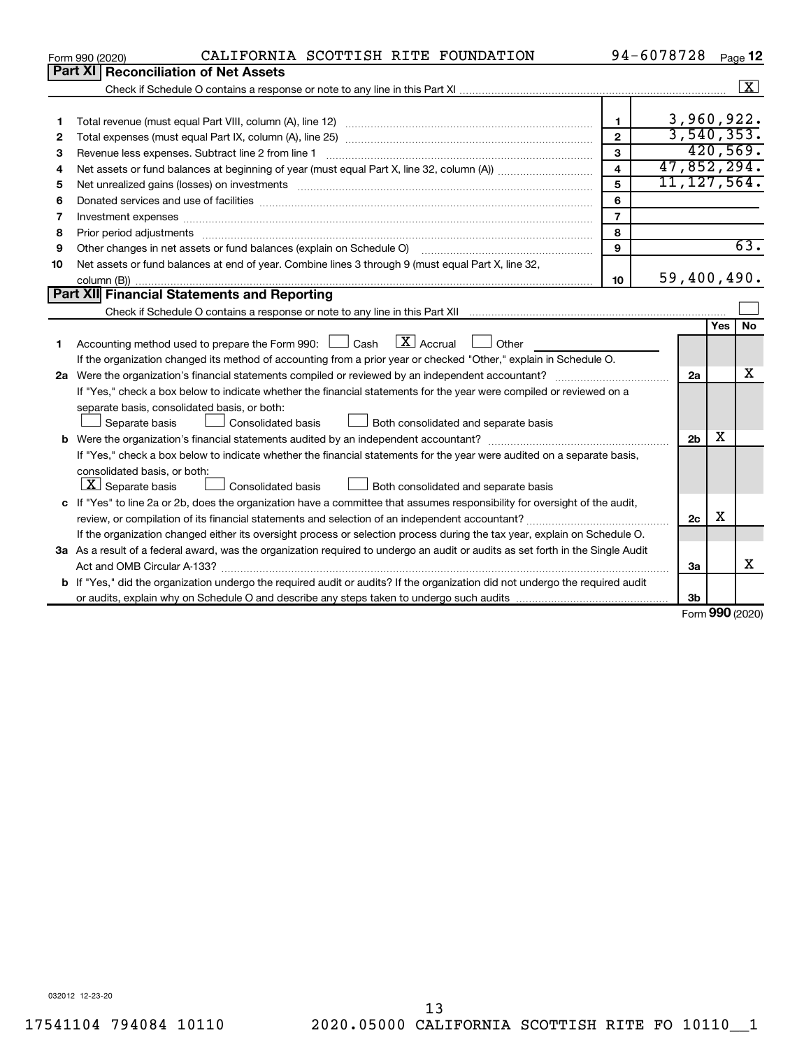Form 990 (2020) CALIFORNIA SCOTTISH RITE FOUNDATION 94-6078728 Page **12**

## Part XI Reconciliation of Net Assets

Check if Schedule O contains a response or note to any line in this Part XI ☒

| | | | |
|---|---|---|---|
| 1 | Total revenue (must equal Part VIII, column (A), line 12) | 1 | 3,960,922. |
| 2 | Total expenses (must equal Part IX, column (A), line 25) | 2 | 3,540,353. |
| 3 | Revenue less expenses. Subtract line 2 from line 1 | 3 | 420,569. |
| 4 | Net assets or fund balances at beginning of year (must equal Part X, line 32, column (A)) | 4 | 47,852,294. |
| 5 | Net unrealized gains (losses) on investments | 5 | 11,127,564. |
| 6 | Donated services and use of facilities | 6 | |
| 7 | Investment expenses | 7 | |
| 8 | Prior period adjustments | 8 | |
| 9 | Other changes in net assets or fund balances (explain on Schedule O) | 9 | 63. |
| 10 | Net assets or fund balances at end of year. Combine lines 3 through 9 (must equal Part X, line 32, column (B)) | 10 | 59,400,490. |

## Part XII Financial Statements and Reporting

Check if Schedule O contains a response or note to any line in this Part XII ☐

| | | | Yes | No |
|---|---|---|---|---|
| 1 | Accounting method used to prepare the Form 990: ☐ Cash ☒ Accrual ☐ Other<br>If the organization changed its method of accounting from a prior year or checked "Other," explain in Schedule O. | | | |
| 2a | Were the organization's financial statements compiled or reviewed by an independent accountant?<br>If "Yes," check a box below to indicate whether the financial statements for the year were compiled or reviewed on a separate basis, consolidated basis, or both:<br>☐ Separate basis ☐ Consolidated basis ☐ Both consolidated and separate basis | 2a | | X |
| b | Were the organization's financial statements audited by an independent accountant?<br>If "Yes," check a box below to indicate whether the financial statements for the year were audited on a separate basis, consolidated basis, or both:<br>☒ Separate basis ☐ Consolidated basis ☐ Both consolidated and separate basis | 2b | X | |
| c | If "Yes" to line 2a or 2b, does the organization have a committee that assumes responsibility for oversight of the audit, review, or compilation of its financial statements and selection of an independent accountant?<br>If the organization changed either its oversight process or selection process during the tax year, explain on Schedule O. | 2c | X | |
| 3a | As a result of a federal award, was the organization required to undergo an audit or audits as set forth in the Single Audit Act and OMB Circular A-133? | 3a | | X |
| b | If "Yes," did the organization undergo the required audit or audits? If the organization did not undergo the required audit or audits, explain why on Schedule O and describe any steps taken to undergo such audits | 3b | | |

Form **990** (2020)

032012 12-23-20

17541104 794084 10110 2020.05000 CALIFORNIA SCOTTISH RITE FO 10110__1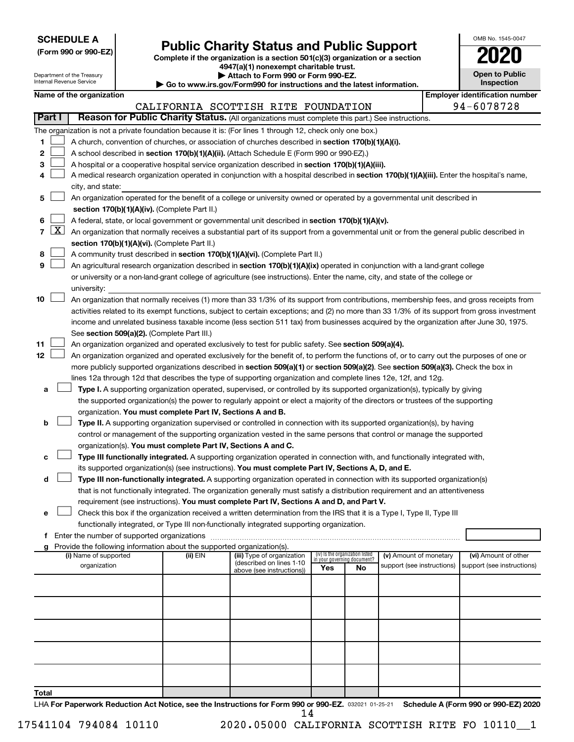**SCHEDULE A**
**(Form 990 or 990-EZ)**

Department of the Treasury
Internal Revenue Service

# Public Charity Status and Public Support

**Complete if the organization is a section 501(c)(3) organization or a section 4947(a)(1) nonexempt charitable trust.**
**▶ Attach to Form 990 or Form 990-EZ.**
**▶ Go to www.irs.gov/Form990 for instructions and the latest information.**

OMB No. 1545-0047
**2020**
**Open to Public Inspection**

**Name of the organization:** CALIFORNIA SCOTTISH RITE FOUNDATION
**Employer identification number:** 94-6078728

## Part I Reason for Public Charity Status. (All organizations must complete this part.) See instructions.

The organization is not a private foundation because it is: (For lines 1 through 12, check only one box.)

1. ☐ A church, convention of churches, or association of churches described in **section 170(b)(1)(A)(i).**
2. ☐ A school described in **section 170(b)(1)(A)(ii).** (Attach Schedule E (Form 990 or 990-EZ).)
3. ☐ A hospital or a cooperative hospital service organization described in **section 170(b)(1)(A)(iii).**
4. ☐ A medical research organization operated in conjunction with a hospital described in **section 170(b)(1)(A)(iii).** Enter the hospital's name, city, and state:
5. ☐ An organization operated for the benefit of a college or university owned or operated by a governmental unit described in **section 170(b)(1)(A)(iv).** (Complete Part II.)
6. ☐ A federal, state, or local government or governmental unit described in **section 170(b)(1)(A)(v).**
7. ☒ An organization that normally receives a substantial part of its support from a governmental unit or from the general public described in **section 170(b)(1)(A)(vi).** (Complete Part II.)
8. ☐ A community trust described in **section 170(b)(1)(A)(vi).** (Complete Part II.)
9. ☐ An agricultural research organization described in **section 170(b)(1)(A)(ix)** operated in conjunction with a land-grant college or university or a non-land-grant college of agriculture (see instructions). Enter the name, city, and state of the college or university:
10. ☐ An organization that normally receives (1) more than 33 1/3% of its support from contributions, membership fees, and gross receipts from activities related to its exempt functions, subject to certain exceptions; and (2) no more than 33 1/3% of its support from gross investment income and unrelated business taxable income (less section 511 tax) from businesses acquired by the organization after June 30, 1975. See **section 509(a)(2).** (Complete Part III.)
11. ☐ An organization organized and operated exclusively to test for public safety. See **section 509(a)(4).**
12. ☐ An organization organized and operated exclusively for the benefit of, to perform the functions of, or to carry out the purposes of one or more publicly supported organizations described in **section 509(a)(1)** or **section 509(a)(2).** See **section 509(a)(3).** Check the box in lines 12a through 12d that describes the type of supporting organization and complete lines 12e, 12f, and 12g.
   - **a** ☐ **Type I.** A supporting organization operated, supervised, or controlled by its supported organization(s), typically by giving the supported organization(s) the power to regularly appoint or elect a majority of the directors or trustees of the supporting organization. **You must complete Part IV, Sections A and B.**
   - **b** ☐ **Type II.** A supporting organization supervised or controlled in connection with its supported organization(s), by having control or management of the supporting organization vested in the same persons that control or manage the supported organization(s). **You must complete Part IV, Sections A and C.**
   - **c** ☐ **Type III functionally integrated.** A supporting organization operated in connection with, and functionally integrated with, its supported organization(s) (see instructions). **You must complete Part IV, Sections A, D, and E.**
   - **d** ☐ **Type III non-functionally integrated.** A supporting organization operated in connection with its supported organization(s) that is not functionally integrated. The organization generally must satisfy a distribution requirement and an attentiveness requirement (see instructions). **You must complete Part IV, Sections A and D, and Part V.**
   - **e** ☐ Check this box if the organization received a written determination from the IRS that it is a Type I, Type II, Type III functionally integrated, or Type III non-functionally integrated supporting organization.
   - **f** Enter the number of supported organizations
   - **g** Provide the following information about the supported organization(s).

| (i) Name of supported organization | (ii) EIN | (iii) Type of organization (described on lines 1-10 above (see instructions)) | (iv) Is the organization listed in your governing document? Yes | No | (v) Amount of monetary support (see instructions) | (vi) Amount of other support (see instructions) |
|---|---|---|---|---|---|---|
| | | | | | | |
| | | | | | | |
| | | | | | | |
| | | | | | | |
| | | | | | | |
| **Total** | | | | | | |

LHA **For Paperwork Reduction Act Notice, see the Instructions for Form 990 or 990-EZ.** 032021 01-25-21 **Schedule A (Form 990 or 990-EZ) 2020**

17541104 794084 10110 2020.05000 CALIFORNIA SCOTTISH RITE FO 10110__1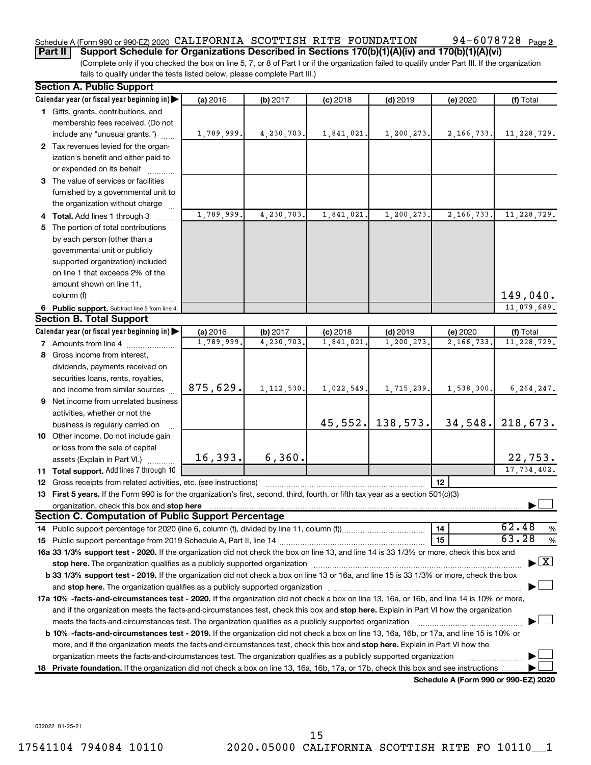Schedule A (Form 990 or 990-EZ) 2020 CALIFORNIA SCOTTISH RITE FOUNDATION 94-6078728 Page 2

**Part II** **Support Schedule for Organizations Described in Sections 170(b)(1)(A)(iv) and 170(b)(1)(A)(vi)**

(Complete only if you checked the box on line 5, 7, or 8 of Part I or if the organization failed to qualify under Part III. If the organization fails to qualify under the tests listed below, please complete Part III.)

## Section A. Public Support

| Calendar year (or fiscal year beginning in) ▶ | (a) 2016 | (b) 2017 | (c) 2018 | (d) 2019 | (e) 2020 | (f) Total |
|---|---|---|---|---|---|---|
| **1** Gifts, grants, contributions, and membership fees received. (Do not include any "unusual grants.") | 1,789,999. | 4,230,703. | 1,841,021. | 1,200,273. | 2,166,733. | 11,228,729. |
| **2** Tax revenues levied for the organization's benefit and either paid to or expended on its behalf | | | | | | |
| **3** The value of services or facilities furnished by a governmental unit to the organization without charge | | | | | | |
| **4 Total.** Add lines 1 through 3 | 1,789,999. | 4,230,703. | 1,841,021. | 1,200,273. | 2,166,733. | 11,228,729. |
| **5** The portion of total contributions by each person (other than a governmental unit or publicly supported organization) included on line 1 that exceeds 2% of the amount shown on line 11, column (f) | | | | | | 149,040. |
| **6 Public support.** Subtract line 5 from line 4. | | | | | | 11,079,689. |

## Section B. Total Support

| Calendar year (or fiscal year beginning in) ▶ | (a) 2016 | (b) 2017 | (c) 2018 | (d) 2019 | (e) 2020 | (f) Total |
|---|---|---|---|---|---|---|
| **7** Amounts from line 4 | 1,789,999. | 4,230,703. | 1,841,021. | 1,200,273. | 2,166,733. | 11,228,729. |
| **8** Gross income from interest, dividends, payments received on securities loans, rents, royalties, and income from similar sources | 875,629. | 1,112,530. | 1,022,549. | 1,715,239. | 1,538,300. | 6,264,247. |
| **9** Net income from unrelated business activities, whether or not the business is regularly carried on | | | 45,552. | 138,573. | 34,548. | 218,673. |
| **10** Other income. Do not include gain or loss from the sale of capital assets (Explain in Part VI.) | 16,393. | 6,360. | | | | 22,753. |
| **11 Total support.** Add lines 7 through 10 | | | | | | 17,734,402. |

**12** Gross receipts from related activities, etc. (see instructions) | **12** |

**13 First 5 years.** If the Form 990 is for the organization's first, second, third, fourth, or fifth tax year as a section 501(c)(3) organization, check this box and **stop here** ▶ ☐

## Section C. Computation of Public Support Percentage

**14** Public support percentage for 2020 (line 6, column (f), divided by line 11, column (f)) | **14** | 62.48 %

**15** Public support percentage from 2019 Schedule A, Part II, line 14 | **15** | 63.28 %

**16a 33 1/3% support test - 2020.** If the organization did not check the box on line 13, and line 14 is 33 1/3% or more, check this box and **stop here.** The organization qualifies as a publicly supported organization ▶ ☒

**b 33 1/3% support test - 2019.** If the organization did not check a box on line 13 or 16a, and line 15 is 33 1/3% or more, check this box and **stop here.** The organization qualifies as a publicly supported organization ▶ ☐

**17a 10% -facts-and-circumstances test - 2020.** If the organization did not check a box on line 13, 16a, or 16b, and line 14 is 10% or more, and if the organization meets the facts-and-circumstances test, check this box and **stop here.** Explain in Part VI how the organization meets the facts-and-circumstances test. The organization qualifies as a publicly supported organization ▶ ☐

**b 10% -facts-and-circumstances test - 2019.** If the organization did not check a box on line 13, 16a, 16b, or 17a, and line 15 is 10% or more, and if the organization meets the facts-and-circumstances test, check this box and **stop here.** Explain in Part VI how the organization meets the facts-and-circumstances test. The organization qualifies as a publicly supported organization ▶ ☐

**18 Private foundation.** If the organization did not check a box on line 13, 16a, 16b, 17a, or 17b, check this box and see instructions ▶ ☐

**Schedule A (Form 990 or 990-EZ) 2020**

032022 01-25-21

17541104 794084 10110 2020.05000 CALIFORNIA SCOTTISH RITE FO 10110__1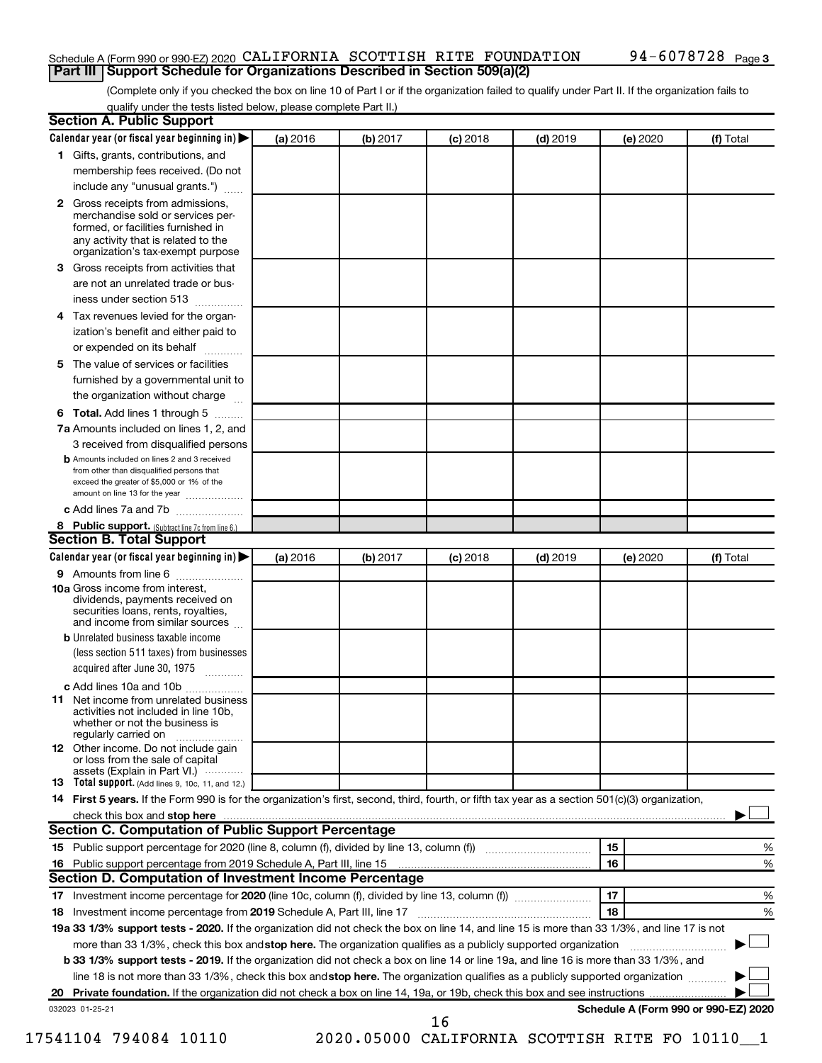Schedule A (Form 990 or 990-EZ) 2020 CALIFORNIA SCOTTISH RITE FOUNDATION 94-6078728 Page 3

## Part III Support Schedule for Organizations Described in Section 509(a)(2)

(Complete only if you checked the box on line 10 of Part I or if the organization failed to qualify under Part II. If the organization fails to qualify under the tests listed below, please complete Part II.)

### Section A. Public Support

| Calendar year (or fiscal year beginning in) ▶ | (a) 2016 | (b) 2017 | (c) 2018 | (d) 2019 | (e) 2020 | (f) Total |
|---|---|---|---|---|---|---|
| 1 Gifts, grants, contributions, and membership fees received. (Do not include any "unusual grants.") | | | | | | |
| 2 Gross receipts from admissions, merchandise sold or services performed, or facilities furnished in any activity that is related to the organization's tax-exempt purpose | | | | | | |
| 3 Gross receipts from activities that are not an unrelated trade or business under section 513 | | | | | | |
| 4 Tax revenues levied for the organization's benefit and either paid to or expended on its behalf | | | | | | |
| 5 The value of services or facilities furnished by a governmental unit to the organization without charge | | | | | | |
| 6 **Total.** Add lines 1 through 5 | | | | | | |
| 7a Amounts included on lines 1, 2, and 3 received from disqualified persons | | | | | | |
| b Amounts included on lines 2 and 3 received from other than disqualified persons that exceed the greater of $5,000 or 1% of the amount on line 13 for the year | | | | | | |
| c Add lines 7a and 7b | | | | | | |
| 8 **Public support.** (Subtract line 7c from line 6.) | | | | | | |

### Section B. Total Support

| Calendar year (or fiscal year beginning in) ▶ | (a) 2016 | (b) 2017 | (c) 2018 | (d) 2019 | (e) 2020 | (f) Total |
|---|---|---|---|---|---|---|
| 9 Amounts from line 6 | | | | | | |
| 10a Gross income from interest, dividends, payments received on securities loans, rents, royalties, and income from similar sources | | | | | | |
| b Unrelated business taxable income (less section 511 taxes) from businesses acquired after June 30, 1975 | | | | | | |
| c Add lines 10a and 10b | | | | | | |
| 11 Net income from unrelated business activities not included in line 10b, whether or not the business is regularly carried on | | | | | | |
| 12 Other income. Do not include gain or loss from the sale of capital assets (Explain in Part VI.) | | | | | | |
| 13 **Total support.** (Add lines 9, 10c, 11, and 12.) | | | | | | |

14 **First 5 years.** If the Form 990 is for the organization's first, second, third, fourth, or fifth tax year as a section 501(c)(3) organization, check this box and **stop here** ▶ ☐

### Section C. Computation of Public Support Percentage

| | | | |
|---|---|---|---|
| 15 | Public support percentage for 2020 (line 8, column (f), divided by line 13, column (f)) | 15 | % |
| 16 | Public support percentage from 2019 Schedule A, Part III, line 15 | 16 | % |

### Section D. Computation of Investment Income Percentage

| | | | |
|---|---|---|---|
| 17 | Investment income percentage for **2020** (line 10c, column (f), divided by line 13, column (f)) | 17 | % |
| 18 | Investment income percentage from **2019** Schedule A, Part III, line 17 | 18 | % |

**19a 33 1/3% support tests - 2020.** If the organization did not check the box on line 14, and line 15 is more than 33 1/3%, and line 17 is not more than 33 1/3%, check this box and **stop here.** The organization qualifies as a publicly supported organization ▶ ☐

**b 33 1/3% support tests - 2019.** If the organization did not check a box on line 14 or line 19a, and line 16 is more than 33 1/3%, and line 18 is not more than 33 1/3%, check this box and **stop here.** The organization qualifies as a publicly supported organization ▶ ☐

**20 Private foundation.** If the organization did not check a box on line 14, 19a, or 19b, check this box and see instructions ▶ ☐

032023 01-25-21 **Schedule A (Form 990 or 990-EZ) 2020**

17541104 794084 10110 2020.05000 CALIFORNIA SCOTTISH RITE FO 10110__1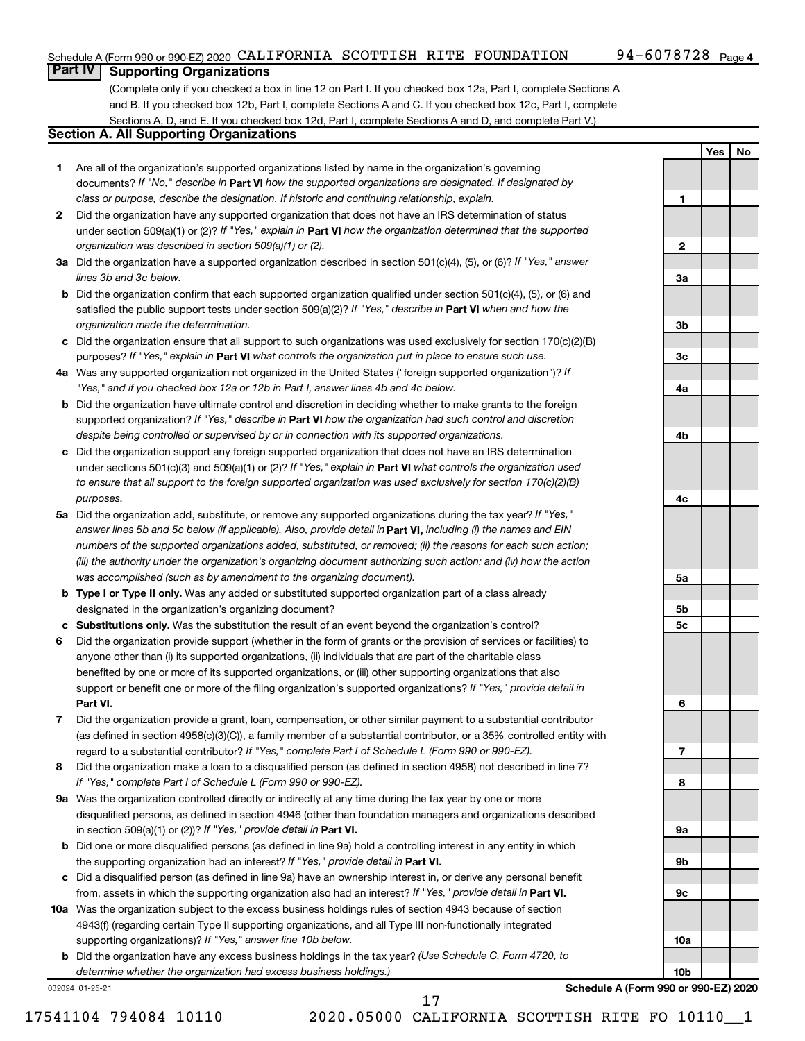Schedule A (Form 990 or 990-EZ) 2020 CALIFORNIA SCOTTISH RITE FOUNDATION 94-6078728 Page 4

## Part IV Supporting Organizations

(Complete only if you checked a box in line 12 on Part I. If you checked box 12a, Part I, complete Sections A and B. If you checked box 12b, Part I, complete Sections A and C. If you checked box 12c, Part I, complete Sections A, D, and E. If you checked box 12d, Part I, complete Sections A and D, and complete Part V.)

### Section A. All Supporting Organizations

| | | | Yes | No |
|---|---|---|---|---|
| **1** | Are all of the organization's supported organizations listed by name in the organization's governing documents? *If "No," describe in* **Part VI** *how the supported organizations are designated. If designated by class or purpose, describe the designation. If historic and continuing relationship, explain.* | 1 | | |
| **2** | Did the organization have any supported organization that does not have an IRS determination of status under section 509(a)(1) or (2)? *If "Yes," explain in* **Part VI** *how the organization determined that the supported organization was described in section 509(a)(1) or (2).* | 2 | | |
| **3a** | Did the organization have a supported organization described in section 501(c)(4), (5), or (6)? *If "Yes," answer lines 3b and 3c below.* | 3a | | |
| **b** | Did the organization confirm that each supported organization qualified under section 501(c)(4), (5), or (6) and satisfied the public support tests under section 509(a)(2)? *If "Yes," describe in* **Part VI** *when and how the organization made the determination.* | 3b | | |
| **c** | Did the organization ensure that all support to such organizations was used exclusively for section 170(c)(2)(B) purposes? *If "Yes," explain in* **Part VI** *what controls the organization put in place to ensure such use.* | 3c | | |
| **4a** | Was any supported organization not organized in the United States ("foreign supported organization")? *If "Yes," and if you checked box 12a or 12b in Part I, answer lines 4b and 4c below.* | 4a | | |
| **b** | Did the organization have ultimate control and discretion in deciding whether to make grants to the foreign supported organization? *If "Yes," describe in* **Part VI** *how the organization had such control and discretion despite being controlled or supervised by or in connection with its supported organizations.* | 4b | | |
| **c** | Did the organization support any foreign supported organization that does not have an IRS determination under sections 501(c)(3) and 509(a)(1) or (2)? *If "Yes," explain in* **Part VI** *what controls the organization used to ensure that all support to the foreign supported organization was used exclusively for section 170(c)(2)(B) purposes.* | 4c | | |
| **5a** | Did the organization add, substitute, or remove any supported organizations during the tax year? *If "Yes," answer lines 5b and 5c below (if applicable). Also, provide detail in* **Part VI,** *including (i) the names and EIN numbers of the supported organizations added, substituted, or removed; (ii) the reasons for each such action; (iii) the authority under the organization's organizing document authorizing such action; and (iv) how the action was accomplished (such as by amendment to the organizing document).* | 5a | | |
| **b** | **Type I or Type II only.** Was any added or substituted supported organization part of a class already designated in the organization's organizing document? | 5b | | |
| **c** | **Substitutions only.** Was the substitution the result of an event beyond the organization's control? | 5c | | |
| **6** | Did the organization provide support (whether in the form of grants or the provision of services or facilities) to anyone other than (i) its supported organizations, (ii) individuals that are part of the charitable class benefited by one or more of its supported organizations, or (iii) other supporting organizations that also support or benefit one or more of the filing organization's supported organizations? *If "Yes," provide detail in* **Part VI.** | 6 | | |
| **7** | Did the organization provide a grant, loan, compensation, or other similar payment to a substantial contributor (as defined in section 4958(c)(3)(C)), a family member of a substantial contributor, or a 35% controlled entity with regard to a substantial contributor? *If "Yes," complete Part I of Schedule L (Form 990 or 990-EZ).* | 7 | | |
| **8** | Did the organization make a loan to a disqualified person (as defined in section 4958) not described in line 7? *If "Yes," complete Part I of Schedule L (Form 990 or 990-EZ).* | 8 | | |
| **9a** | Was the organization controlled directly or indirectly at any time during the tax year by one or more disqualified persons, as defined in section 4946 (other than foundation managers and organizations described in section 509(a)(1) or (2))? *If "Yes," provide detail in* **Part VI.** | 9a | | |
| **b** | Did one or more disqualified persons (as defined in line 9a) hold a controlling interest in any entity in which the supporting organization had an interest? *If "Yes," provide detail in* **Part VI.** | 9b | | |
| **c** | Did a disqualified person (as defined in line 9a) have an ownership interest in, or derive any personal benefit from, assets in which the supporting organization also had an interest? *If "Yes," provide detail in* **Part VI.** | 9c | | |
| **10a** | Was the organization subject to the excess business holdings rules of section 4943 because of section 4943(f) (regarding certain Type II supporting organizations, and all Type III non-functionally integrated supporting organizations)? *If "Yes," answer line 10b below.* | 10a | | |
| **b** | Did the organization have any excess business holdings in the tax year? *(Use Schedule C, Form 4720, to determine whether the organization had excess business holdings.)* | 10b | | |

032024 01-25-21 **Schedule A (Form 990 or 990-EZ) 2020**

17541104 794084 10110 2020.05000 CALIFORNIA SCOTTISH RITE FO 10110__1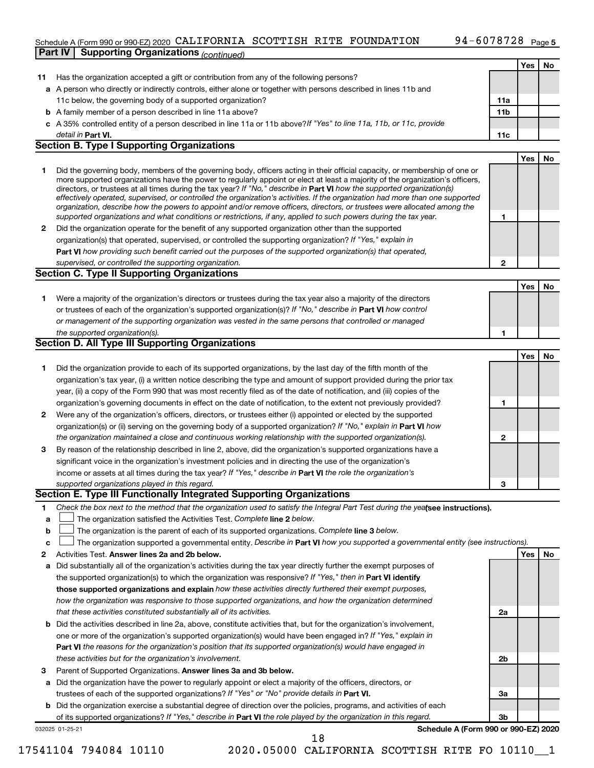Schedule A (Form 990 or 990-EZ) 2020 CALIFORNIA SCOTTISH RITE FOUNDATION 94-6078728 Page 5

**Part IV | Supporting Organizations** *(continued)*

| | | | Yes | No |
|---|---|---|---|---|
| **11** | Has the organization accepted a gift or contribution from any of the following persons? | | | |
| **a** | A person who directly or indirectly controls, either alone or together with persons described in lines 11b and 11c below, the governing body of a supported organization? | **11a** | | |
| **b** | A family member of a person described in line 11a above? | **11b** | | |
| **c** | A 35% controlled entity of a person described in line 11a or 11b above? *If "Yes" to line 11a, 11b, or 11c, provide detail in* **Part VI.** | **11c** | | |

### Section B. Type I Supporting Organizations

| | | | Yes | No |
|---|---|---|---|---|
| **1** | Did the governing body, members of the governing body, officers acting in their official capacity, or membership of one or more supported organizations have the power to regularly appoint or elect at least a majority of the organization's officers, directors, or trustees at all times during the tax year? *If "No," describe in* **Part VI** *how the supported organization(s) effectively operated, supervised, or controlled the organization's activities. If the organization had more than one supported organization, describe how the powers to appoint and/or remove officers, directors, or trustees were allocated among the supported organizations and what conditions or restrictions, if any, applied to such powers during the tax year.* | **1** | | |
| **2** | Did the organization operate for the benefit of any supported organization other than the supported organization(s) that operated, supervised, or controlled the supporting organization? *If "Yes," explain in* **Part VI** *how providing such benefit carried out the purposes of the supported organization(s) that operated, supervised, or controlled the supporting organization.* | **2** | | |

### Section C. Type II Supporting Organizations

| | | | Yes | No |
|---|---|---|---|---|
| **1** | Were a majority of the organization's directors or trustees during the tax year also a majority of the directors or trustees of each of the organization's supported organization(s)? *If "No," describe in* **Part VI** *how control or management of the supporting organization was vested in the same persons that controlled or managed the supported organization(s).* | **1** | | |

### Section D. All Type III Supporting Organizations

| | | | Yes | No |
|---|---|---|---|---|
| **1** | Did the organization provide to each of its supported organizations, by the last day of the fifth month of the organization's tax year, (i) a written notice describing the type and amount of support provided during the prior tax year, (ii) a copy of the Form 990 that was most recently filed as of the date of notification, and (iii) copies of the organization's governing documents in effect on the date of notification, to the extent not previously provided? | **1** | | |
| **2** | Were any of the organization's officers, directors, or trustees either (i) appointed or elected by the supported organization(s) or (ii) serving on the governing body of a supported organization? *If "No," explain in* **Part VI** *how the organization maintained a close and continuous working relationship with the supported organization(s).* | **2** | | |
| **3** | By reason of the relationship described in line 2, above, did the organization's supported organizations have a significant voice in the organization's investment policies and in directing the use of the organization's income or assets at all times during the tax year? *If "Yes," describe in* **Part VI** *the role the organization's supported organizations played in this regard.* | **3** | | |

### Section E. Type III Functionally Integrated Supporting Organizations

**1** *Check the box next to the method that the organization used to satisfy the Integral Part Test during the year* **(see instructions).**

- **a** ☐ The organization satisfied the Activities Test. *Complete* **line 2** *below.*
- **b** ☐ The organization is the parent of each of its supported organizations. *Complete* **line 3** *below.*
- **c** ☐ The organization supported a governmental entity. *Describe in* **Part VI** *how you supported a governmental entity (see instructions).*

| | | | Yes | No |
|---|---|---|---|---|
| **2** | Activities Test. **Answer lines 2a and 2b below.** | | | |
| **a** | Did substantially all of the organization's activities during the tax year directly further the exempt purposes of the supported organization(s) to which the organization was responsive? *If "Yes," then in* **Part VI identify those supported organizations and explain** *how these activities directly furthered their exempt purposes, how the organization was responsive to those supported organizations, and how the organization determined that these activities constituted substantially all of its activities.* | **2a** | | |
| **b** | Did the activities described in line 2a, above, constitute activities that, but for the organization's involvement, one or more of the organization's supported organization(s) would have been engaged in? *If "Yes," explain in* **Part VI** *the reasons for the organization's position that its supported organization(s) would have engaged in these activities but for the organization's involvement.* | **2b** | | |
| **3** | Parent of Supported Organizations. **Answer lines 3a and 3b below.** | | | |
| **a** | Did the organization have the power to regularly appoint or elect a majority of the officers, directors, or trustees of each of the supported organizations? *If "Yes" or "No" provide details in* **Part VI.** | **3a** | | |
| **b** | Did the organization exercise a substantial degree of direction over the policies, programs, and activities of each of its supported organizations? *If "Yes," describe in* **Part VI** *the role played by the organization in this regard.* | **3b** | | |

032025 01-25-21 **Schedule A (Form 990 or 990-EZ) 2020**

17541104 794084 10110 2020.05000 CALIFORNIA SCOTTISH RITE FO 10110__1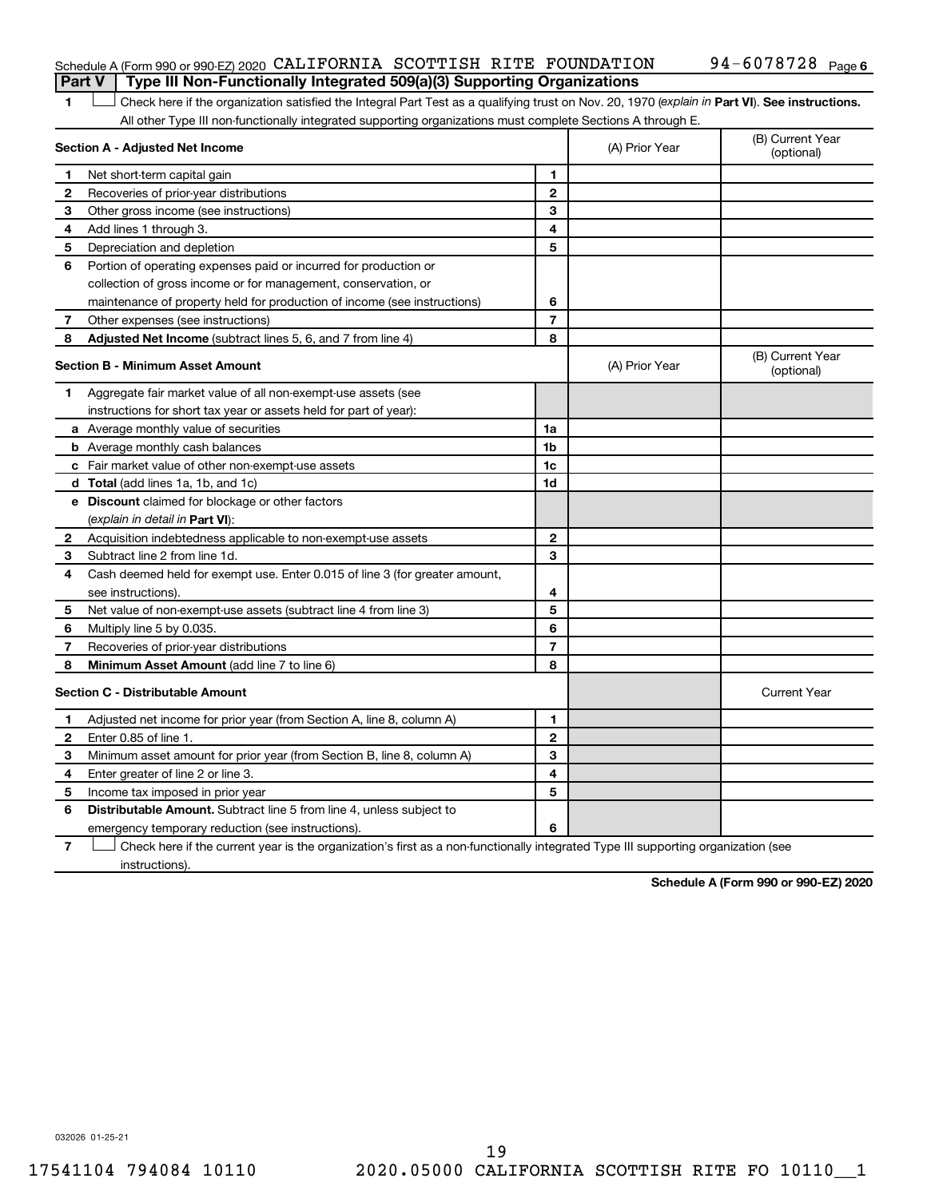Schedule A (Form 990 or 990-EZ) 2020 CALIFORNIA SCOTTISH RITE FOUNDATION 94-6078728 Page 6

## Part V | Type III Non-Functionally Integrated 509(a)(3) Supporting Organizations

1 ☐ Check here if the organization satisfied the Integral Part Test as a qualifying trust on Nov. 20, 1970 (*explain in* **Part VI**). **See instructions.** All other Type III non-functionally integrated supporting organizations must complete Sections A through E.

| **Section A - Adjusted Net Income** | | | (A) Prior Year | (B) Current Year (optional) |
|---|---|---|---|---|
| 1 | Net short-term capital gain | 1 | | |
| 2 | Recoveries of prior-year distributions | 2 | | |
| 3 | Other gross income (see instructions) | 3 | | |
| 4 | Add lines 1 through 3. | 4 | | |
| 5 | Depreciation and depletion | 5 | | |
| 6 | Portion of operating expenses paid or incurred for production or collection of gross income or for management, conservation, or maintenance of property held for production of income (see instructions) | 6 | | |
| 7 | Other expenses (see instructions) | 7 | | |
| 8 | **Adjusted Net Income** (subtract lines 5, 6, and 7 from line 4) | 8 | | |

| **Section B - Minimum Asset Amount** | | | (A) Prior Year | (B) Current Year (optional) |
|---|---|---|---|---|
| 1 | Aggregate fair market value of all non-exempt-use assets (see instructions for short tax year or assets held for part of year): | | | |
| a | Average monthly value of securities | 1a | | |
| b | Average monthly cash balances | 1b | | |
| c | Fair market value of other non-exempt-use assets | 1c | | |
| d | **Total** (add lines 1a, 1b, and 1c) | 1d | | |
| e | **Discount** claimed for blockage or other factors (*explain in detail in* **Part VI**): | | | |
| 2 | Acquisition indebtedness applicable to non-exempt-use assets | 2 | | |
| 3 | Subtract line 2 from line 1d. | 3 | | |
| 4 | Cash deemed held for exempt use. Enter 0.015 of line 3 (for greater amount, see instructions). | 4 | | |
| 5 | Net value of non-exempt-use assets (subtract line 4 from line 3) | 5 | | |
| 6 | Multiply line 5 by 0.035. | 6 | | |
| 7 | Recoveries of prior-year distributions | 7 | | |
| 8 | **Minimum Asset Amount** (add line 7 to line 6) | 8 | | |

| **Section C - Distributable Amount** | | | | Current Year |
|---|---|---|---|---|
| 1 | Adjusted net income for prior year (from Section A, line 8, column A) | 1 | | |
| 2 | Enter 0.85 of line 1. | 2 | | |
| 3 | Minimum asset amount for prior year (from Section B, line 8, column A) | 3 | | |
| 4 | Enter greater of line 2 or line 3. | 4 | | |
| 5 | Income tax imposed in prior year | 5 | | |
| 6 | **Distributable Amount.** Subtract line 5 from line 4, unless subject to emergency temporary reduction (see instructions). | 6 | | |

7 ☐ Check here if the current year is the organization's first as a non-functionally integrated Type III supporting organization (see instructions).

**Schedule A (Form 990 or 990-EZ) 2020**

032026 01-25-21

17541104 794084 10110 2020.05000 CALIFORNIA SCOTTISH RITE FO 10110__1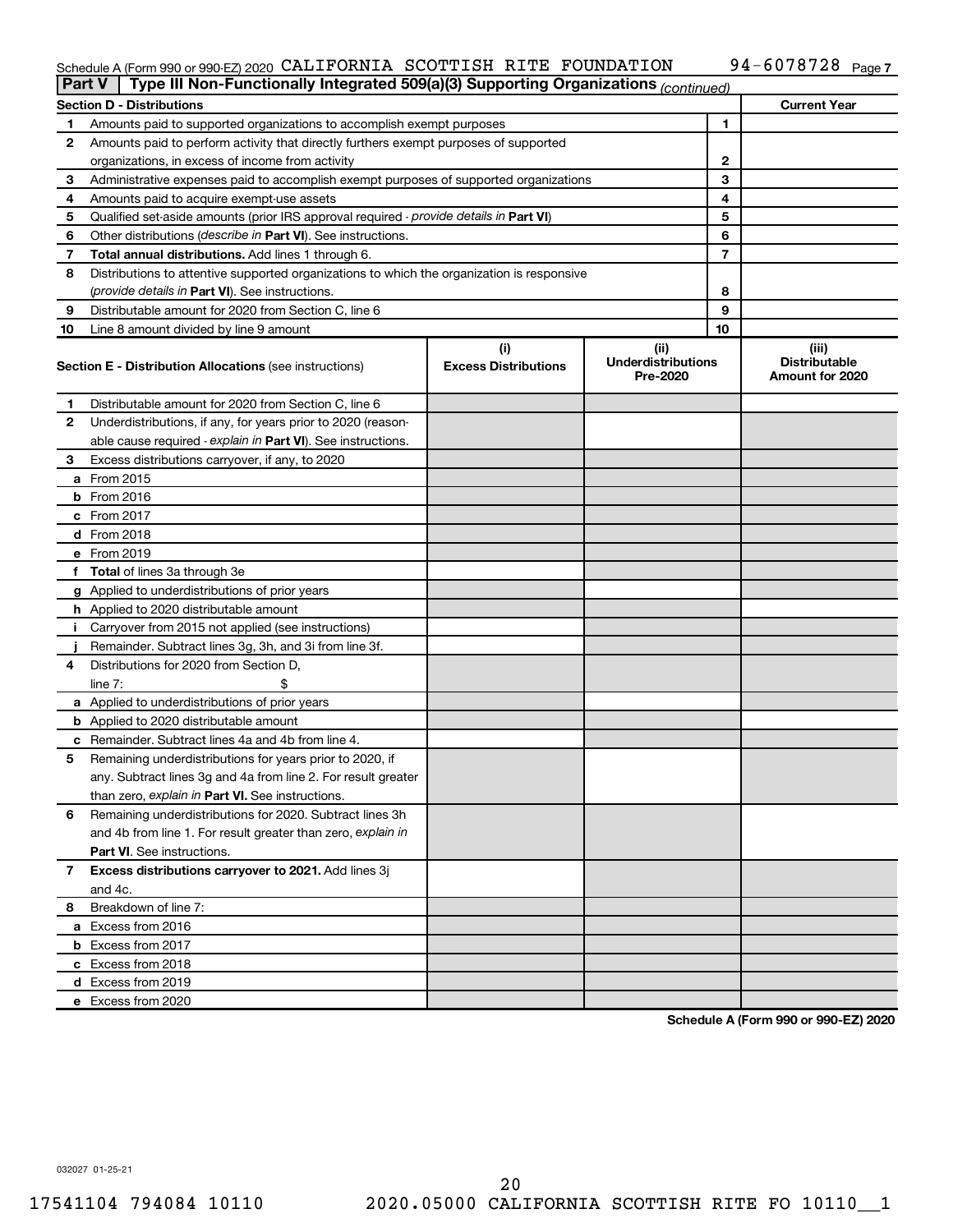Schedule A (Form 990 or 990-EZ) 2020 CALIFORNIA SCOTTISH RITE FOUNDATION 94-6078728 Page 7

**Part V | Type III Non-Functionally Integrated 509(a)(3) Supporting Organizations** *(continued)*

| **Section D - Distributions** | | | **Current Year** |
|---|---|---|---|
| 1 | Amounts paid to supported organizations to accomplish exempt purposes | 1 | |
| 2 | Amounts paid to perform activity that directly furthers exempt purposes of supported organizations, in excess of income from activity | 2 | |
| 3 | Administrative expenses paid to accomplish exempt purposes of supported organizations | 3 | |
| 4 | Amounts paid to acquire exempt-use assets | 4 | |
| 5 | Qualified set-aside amounts (prior IRS approval required - *provide details in* **Part VI**) | 5 | |
| 6 | Other distributions (*describe in* **Part VI**). See instructions. | 6 | |
| 7 | **Total annual distributions.** Add lines 1 through 6. | 7 | |
| 8 | Distributions to attentive supported organizations to which the organization is responsive (*provide details in* **Part VI**). See instructions. | 8 | |
| 9 | Distributable amount for 2020 from Section C, line 6 | 9 | |
| 10 | Line 8 amount divided by line 9 amount | 10 | |

| **Section E - Distribution Allocations** (see instructions) | | (i) **Excess Distributions** | (ii) **Underdistributions Pre-2020** | (iii) **Distributable Amount for 2020** |
|---|---|---|---|---|
| 1 | Distributable amount for 2020 from Section C, line 6 | | | |
| 2 | Underdistributions, if any, for years prior to 2020 (reasonable cause required - *explain in* **Part VI**). See instructions. | | | |
| 3 | Excess distributions carryover, if any, to 2020 | | | |
| a | From 2015 | | | |
| b | From 2016 | | | |
| c | From 2017 | | | |
| d | From 2018 | | | |
| e | From 2019 | | | |
| f | **Total** of lines 3a through 3e | | | |
| g | Applied to underdistributions of prior years | | | |
| h | Applied to 2020 distributable amount | | | |
| i | Carryover from 2015 not applied (see instructions) | | | |
| j | Remainder. Subtract lines 3g, 3h, and 3i from line 3f. | | | |
| 4 | Distributions for 2020 from Section D, line 7: $ | | | |
| a | Applied to underdistributions of prior years | | | |
| b | Applied to 2020 distributable amount | | | |
| c | Remainder. Subtract lines 4a and 4b from line 4. | | | |
| 5 | Remaining underdistributions for years prior to 2020, if any. Subtract lines 3g and 4a from line 2. For result greater than zero, *explain in* **Part VI.** See instructions. | | | |
| 6 | Remaining underdistributions for 2020. Subtract lines 3h and 4b from line 1. For result greater than zero, *explain in* **Part VI**. See instructions. | | | |
| 7 | **Excess distributions carryover to 2021.** Add lines 3j and 4c. | | | |
| 8 | Breakdown of line 7: | | | |
| a | Excess from 2016 | | | |
| b | Excess from 2017 | | | |
| c | Excess from 2018 | | | |
| d | Excess from 2019 | | | |
| e | Excess from 2020 | | | |

**Schedule A (Form 990 or 990-EZ) 2020**

032027 01-25-21

17541104 794084 10110 2020.05000 CALIFORNIA SCOTTISH RITE FO 10110__1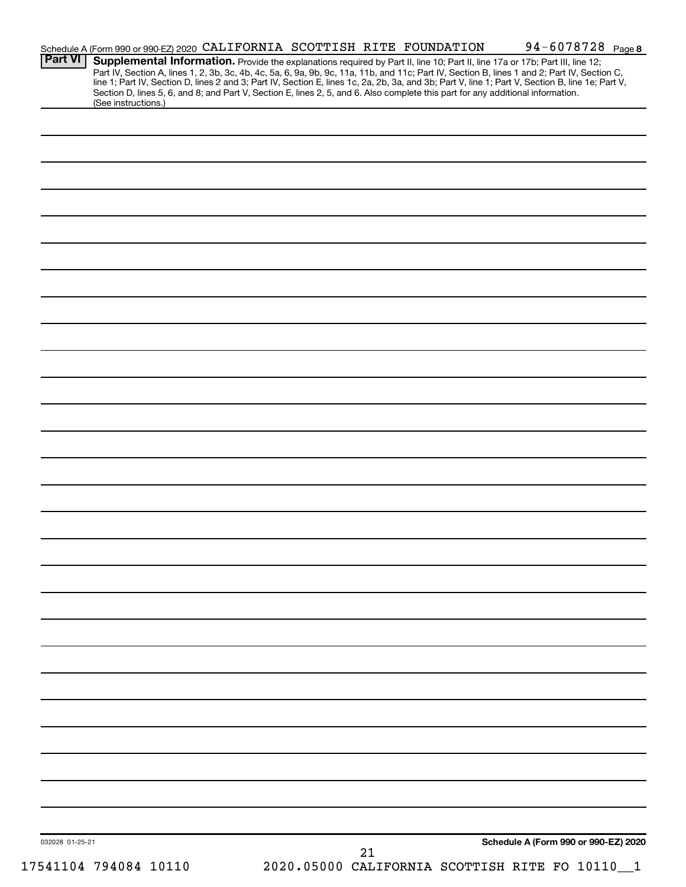Schedule A (Form 990 or 990-EZ) 2020 CALIFORNIA SCOTTISH RITE FOUNDATION 94-6078728 Page 8

**Part VI** **Supplemental Information.** Provide the explanations required by Part II, line 10; Part II, line 17a or 17b; Part III, line 12; Part IV, Section A, lines 1, 2, 3b, 3c, 4b, 4c, 5a, 6, 9a, 9b, 9c, 11a, 11b, and 11c; Part IV, Section B, lines 1 and 2; Part IV, Section C, line 1; Part IV, Section D, lines 2 and 3; Part IV, Section E, lines 1c, 2a, 2b, 3a, and 3b; Part V, line 1; Part V, Section B, line 1e; Part V, Section D, lines 5, 6, and 8; and Part V, Section E, lines 2, 5, and 6. Also complete this part for any additional information. (See instructions.)

032028 01-25-21 **Schedule A (Form 990 or 990-EZ) 2020**

17541104 794084 10110 2020.05000 CALIFORNIA SCOTTISH RITE FO 10110__1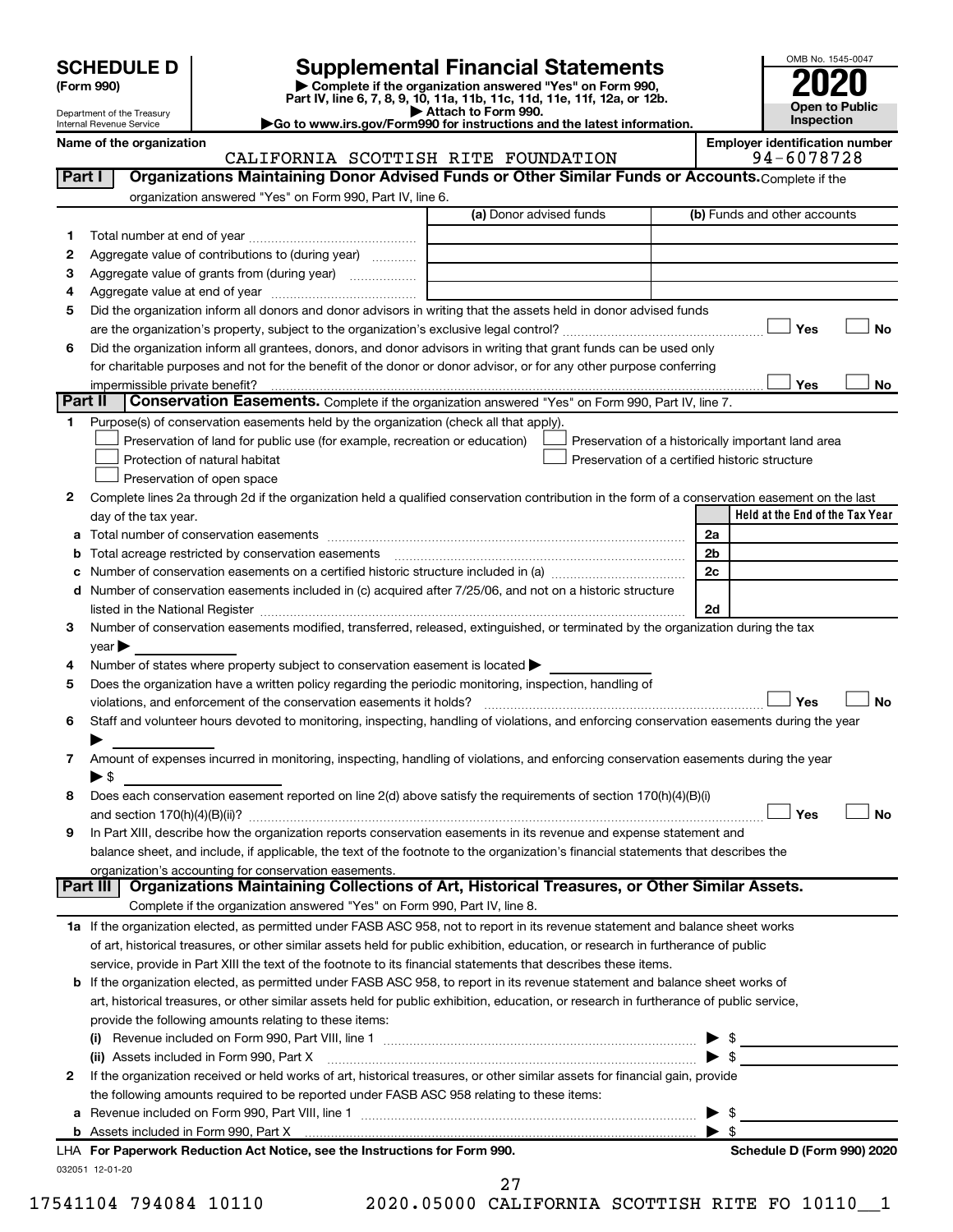# SCHEDULE D (Form 990)

Department of the Treasury
Internal Revenue Service

## Supplemental Financial Statements

▶ Complete if the organization answered "Yes" on Form 990, Part IV, line 6, 7, 8, 9, 10, 11a, 11b, 11c, 11d, 11e, 11f, 12a, or 12b.
▶ Attach to Form 990.
▶Go to www.irs.gov/Form990 for instructions and the latest information.

OMB No. 1545-0047

**2020**

**Open to Public Inspection**

**Name of the organization:** CALIFORNIA SCOTTISH RITE FOUNDATION

**Employer identification number:** 94-6078728

### Part I — Organizations Maintaining Donor Advised Funds or Other Similar Funds or Accounts. Complete if the organization answered "Yes" on Form 990, Part IV, line 6.

| | | (a) Donor advised funds | (b) Funds and other accounts |
|---|---|---|---|
| 1 | Total number at end of year | | |
| 2 | Aggregate value of contributions to (during year) | | |
| 3 | Aggregate value of grants from (during year) | | |
| 4 | Aggregate value at end of year | | |

5 Did the organization inform all donors and donor advisors in writing that the assets held in donor advised funds are the organization's property, subject to the organization's exclusive legal control? ☐ Yes ☐ No

6 Did the organization inform all grantees, donors, and donor advisors in writing that grant funds can be used only for charitable purposes and not for the benefit of the donor or donor advisor, or for any other purpose conferring impermissible private benefit? ☐ Yes ☐ No

### Part II — Conservation Easements. Complete if the organization answered "Yes" on Form 990, Part IV, line 7.

1 Purpose(s) of conservation easements held by the organization (check all that apply).
- ☐ Preservation of land for public use (for example, recreation or education)
- ☐ Preservation of a historically important land area
- ☐ Protection of natural habitat
- ☐ Preservation of a certified historic structure
- ☐ Preservation of open space

2 Complete lines 2a through 2d if the organization held a qualified conservation contribution in the form of a conservation easement on the last day of the tax year.

| | | | Held at the End of the Tax Year |
|---|---|---|---|
| a | Total number of conservation easements | 2a | |
| b | Total acreage restricted by conservation easements | 2b | |
| c | Number of conservation easements on a certified historic structure included in (a) | 2c | |
| d | Number of conservation easements included in (c) acquired after 7/25/06, and not on a historic structure listed in the National Register | 2d | |

3 Number of conservation easements modified, transferred, released, extinguished, or terminated by the organization during the tax year ▶

4 Number of states where property subject to conservation easement is located ▶

5 Does the organization have a written policy regarding the periodic monitoring, inspection, handling of violations, and enforcement of the conservation easements it holds? ☐ Yes ☐ No

6 Staff and volunteer hours devoted to monitoring, inspecting, handling of violations, and enforcing conservation easements during the year ▶

7 Amount of expenses incurred in monitoring, inspecting, handling of violations, and enforcing conservation easements during the year ▶ $

8 Does each conservation easement reported on line 2(d) above satisfy the requirements of section 170(h)(4)(B)(i) and section 170(h)(4)(B)(ii)? ☐ Yes ☐ No

9 In Part XIII, describe how the organization reports conservation easements in its revenue and expense statement and balance sheet, and include, if applicable, the text of the footnote to the organization's financial statements that describes the organization's accounting for conservation easements.

### Part III — Organizations Maintaining Collections of Art, Historical Treasures, or Other Similar Assets. Complete if the organization answered "Yes" on Form 990, Part IV, line 8.

1a If the organization elected, as permitted under FASB ASC 958, not to report in its revenue statement and balance sheet works of art, historical treasures, or other similar assets held for public exhibition, education, or research in furtherance of public service, provide in Part XIII the text of the footnote to its financial statements that describes these items.

b If the organization elected, as permitted under FASB ASC 958, to report in its revenue statement and balance sheet works of art, historical treasures, or other similar assets held for public exhibition, education, or research in furtherance of public service, provide the following amounts relating to these items:

(i) Revenue included on Form 990, Part VIII, line 1 ▶ $

(ii) Assets included in Form 990, Part X ▶ $

2 If the organization received or held works of art, historical treasures, or other similar assets for financial gain, provide the following amounts required to be reported under FASB ASC 958 relating to these items:

a Revenue included on Form 990, Part VIII, line 1 ▶ $

b Assets included in Form 990, Part X ▶ $

**LHA For Paperwork Reduction Act Notice, see the Instructions for Form 990.** **Schedule D (Form 990) 2020**

032051 12-01-20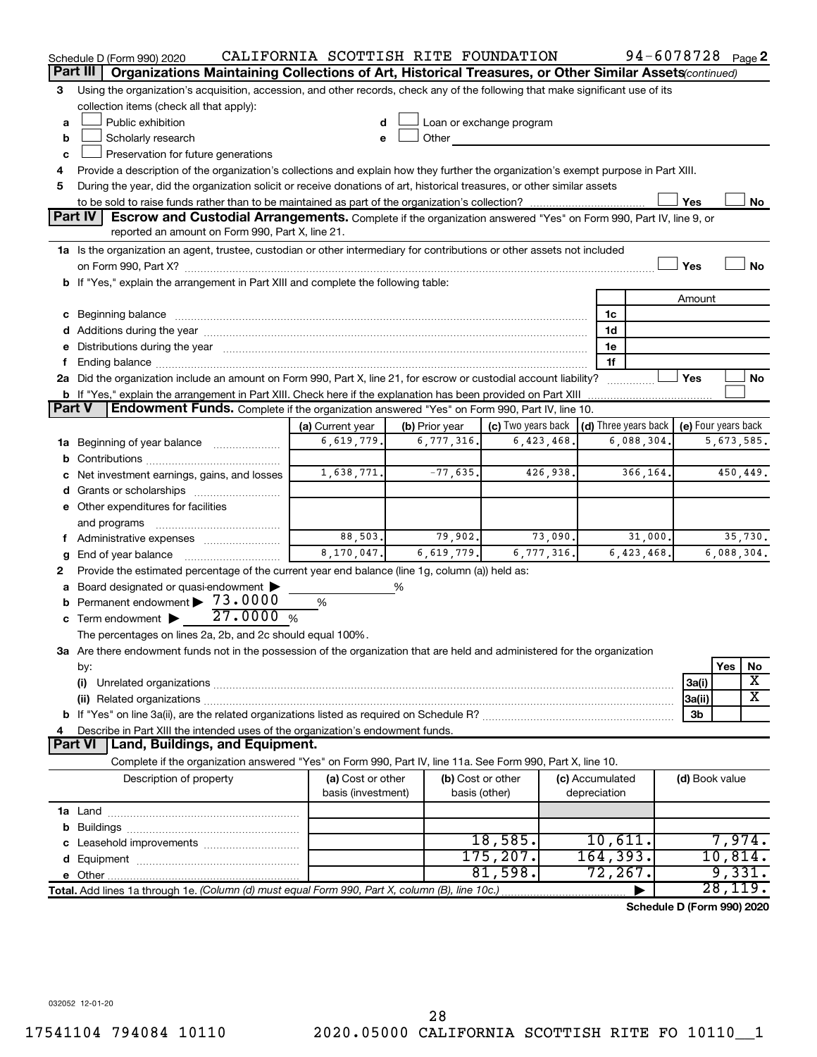Schedule D (Form 990) 2020 CALIFORNIA SCOTTISH RITE FOUNDATION 94-6078728 Page 2

## Part III Organizations Maintaining Collections of Art, Historical Treasures, or Other Similar Assets *(continued)*

3 Using the organization's acquisition, accession, and other records, check any of the following that make significant use of its collection items (check all that apply):

- a ☐ Public exhibition
- b ☐ Scholarly research
- c ☐ Preservation for future generations
- d ☐ Loan or exchange program
- e ☐ Other

4 Provide a description of the organization's collections and explain how they further the organization's exempt purpose in Part XIII.

5 During the year, did the organization solicit or receive donations of art, historical treasures, or other similar assets to be sold to raise funds rather than to be maintained as part of the organization's collection? ☐ Yes ☐ No

## Part IV Escrow and Custodial Arrangements.

Complete if the organization answered "Yes" on Form 990, Part IV, line 9, or reported an amount on Form 990, Part X, line 21.

1a Is the organization an agent, trustee, custodian or other intermediary for contributions or other assets not included on Form 990, Part X? ☐ Yes ☐ No

b If "Yes," explain the arrangement in Part XIII and complete the following table:

| | | Amount |
|---|---|---|
| c Beginning balance | 1c | |
| d Additions during the year | 1d | |
| e Distributions during the year | 1e | |
| f Ending balance | 1f | |

2a Did the organization include an amount on Form 990, Part X, line 21, for escrow or custodial account liability? ☐ Yes ☐ No

b If "Yes," explain the arrangement in Part XIII. Check here if the explanation has been provided on Part XIII ☐

## Part V Endowment Funds.

Complete if the organization answered "Yes" on Form 990, Part IV, line 10.

| | (a) Current year | (b) Prior year | (c) Two years back | (d) Three years back | (e) Four years back |
|---|---|---|---|---|---|
| 1a Beginning of year balance | 6,619,779. | 6,777,316. | 6,423,468. | 6,088,304. | 5,673,585. |
| b Contributions | | | | | |
| c Net investment earnings, gains, and losses | 1,638,771. | -77,635. | 426,938. | 366,164. | 450,449. |
| d Grants or scholarships | | | | | |
| e Other expenditures for facilities and programs | | | | | |
| f Administrative expenses | 88,503. | 79,902. | 73,090. | 31,000. | 35,730. |
| g End of year balance | 8,170,047. | 6,619,779. | 6,777,316. | 6,423,468. | 6,088,304. |

2 Provide the estimated percentage of the current year end balance (line 1g, column (a)) held as:

- a Board designated or quasi-endowment ▶ ______ %
- b Permanent endowment ▶ 73.0000 %
- c Term endowment ▶ 27.0000 %

The percentages on lines 2a, 2b, and 2c should equal 100%.

3a Are there endowment funds not in the possession of the organization that are held and administered for the organization by:

| | | Yes | No |
|---|---|---|---|
| (i) Unrelated organizations | 3a(i) | | X |
| (ii) Related organizations | 3a(ii) | | X |
| b If "Yes" on line 3a(ii), are the related organizations listed as required on Schedule R? | 3b | | |

4 Describe in Part XIII the intended uses of the organization's endowment funds.

## Part VI Land, Buildings, and Equipment.

Complete if the organization answered "Yes" on Form 990, Part IV, line 11a. See Form 990, Part X, line 10.

| Description of property | (a) Cost or other basis (investment) | (b) Cost or other basis (other) | (c) Accumulated depreciation | (d) Book value |
|---|---|---|---|---|
| 1a Land | | | | |
| b Buildings | | | | |
| c Leasehold improvements | | 18,585. | 10,611. | 7,974. |
| d Equipment | | 175,207. | 164,393. | 10,814. |
| e Other | | 81,598. | 72,267. | 9,331. |
| Total. Add lines 1a through 1e. *(Column (d) must equal Form 990, Part X, column (B), line 10c.)* | | | ▶ | 28,119. |

Schedule D (Form 990) 2020

032052 12-01-20

17541104 794084 10110 2020.05000 CALIFORNIA SCOTTISH RITE FO 10110__1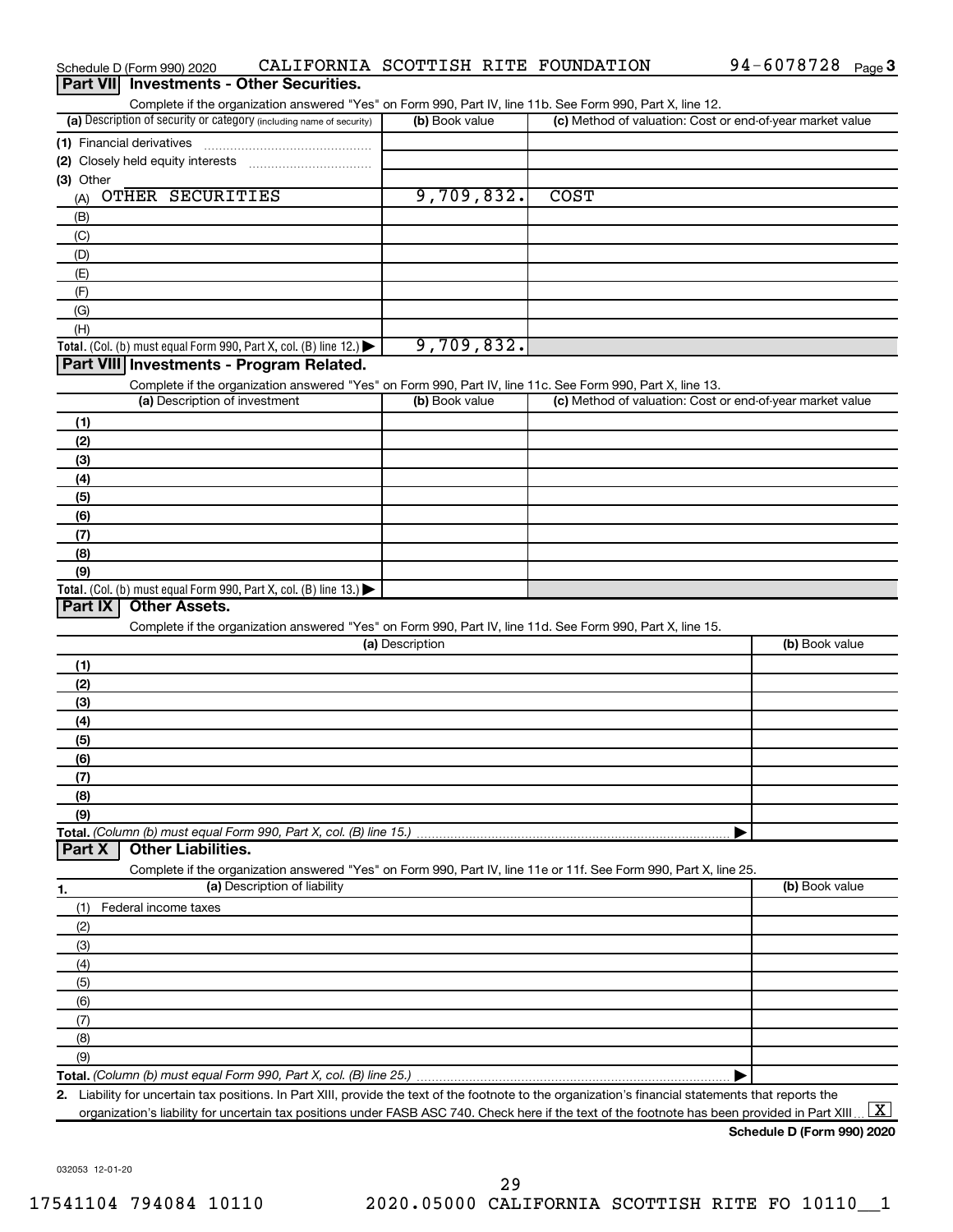Schedule D (Form 990) 2020 CALIFORNIA SCOTTISH RITE FOUNDATION 94-6078728 Page 3

## Part VII Investments - Other Securities.

Complete if the organization answered "Yes" on Form 990, Part IV, line 11b. See Form 990, Part X, line 12.

| (a) Description of security or category (including name of security) | (b) Book value | (c) Method of valuation: Cost or end-of-year market value |
|---|---|---|
| (1) Financial derivatives | | |
| (2) Closely held equity interests | | |
| (3) Other | | |
| (A) OTHER SECURITIES | 9,709,832. | COST |
| (B) | | |
| (C) | | |
| (D) | | |
| (E) | | |
| (F) | | |
| (G) | | |
| (H) | | |
| **Total.** (Col. (b) must equal Form 990, Part X, col. (B) line 12.) | 9,709,832. | |

## Part VIII Investments - Program Related.

Complete if the organization answered "Yes" on Form 990, Part IV, line 11c. See Form 990, Part X, line 13.

| (a) Description of investment | (b) Book value | (c) Method of valuation: Cost or end-of-year market value |
|---|---|---|
| (1) | | |
| (2) | | |
| (3) | | |
| (4) | | |
| (5) | | |
| (6) | | |
| (7) | | |
| (8) | | |
| (9) | | |
| **Total.** (Col. (b) must equal Form 990, Part X, col. (B) line 13.) | | |

## Part IX Other Assets.

Complete if the organization answered "Yes" on Form 990, Part IV, line 11d. See Form 990, Part X, line 15.

| (a) Description | (b) Book value |
|---|---|
| (1) | |
| (2) | |
| (3) | |
| (4) | |
| (5) | |
| (6) | |
| (7) | |
| (8) | |
| (9) | |
| **Total.** *(Column (b) must equal Form 990, Part X, col. (B) line 15.)* | |

## Part X Other Liabilities.

Complete if the organization answered "Yes" on Form 990, Part IV, line 11e or 11f. See Form 990, Part X, line 25.

| 1. (a) Description of liability | (b) Book value |
|---|---|
| (1) Federal income taxes | |
| (2) | |
| (3) | |
| (4) | |
| (5) | |
| (6) | |
| (7) | |
| (8) | |
| (9) | |
| **Total.** *(Column (b) must equal Form 990, Part X, col. (B) line 25.)* | |

**2.** Liability for uncertain tax positions. In Part XIII, provide the text of the footnote to the organization's financial statements that reports the organization's liability for uncertain tax positions under FASB ASC 740. Check here if the text of the footnote has been provided in Part XIII ... [X]

**Schedule D (Form 990) 2020**

032053 12-01-20

17541104 794084 10110 2020.05000 CALIFORNIA SCOTTISH RITE FO 10110__1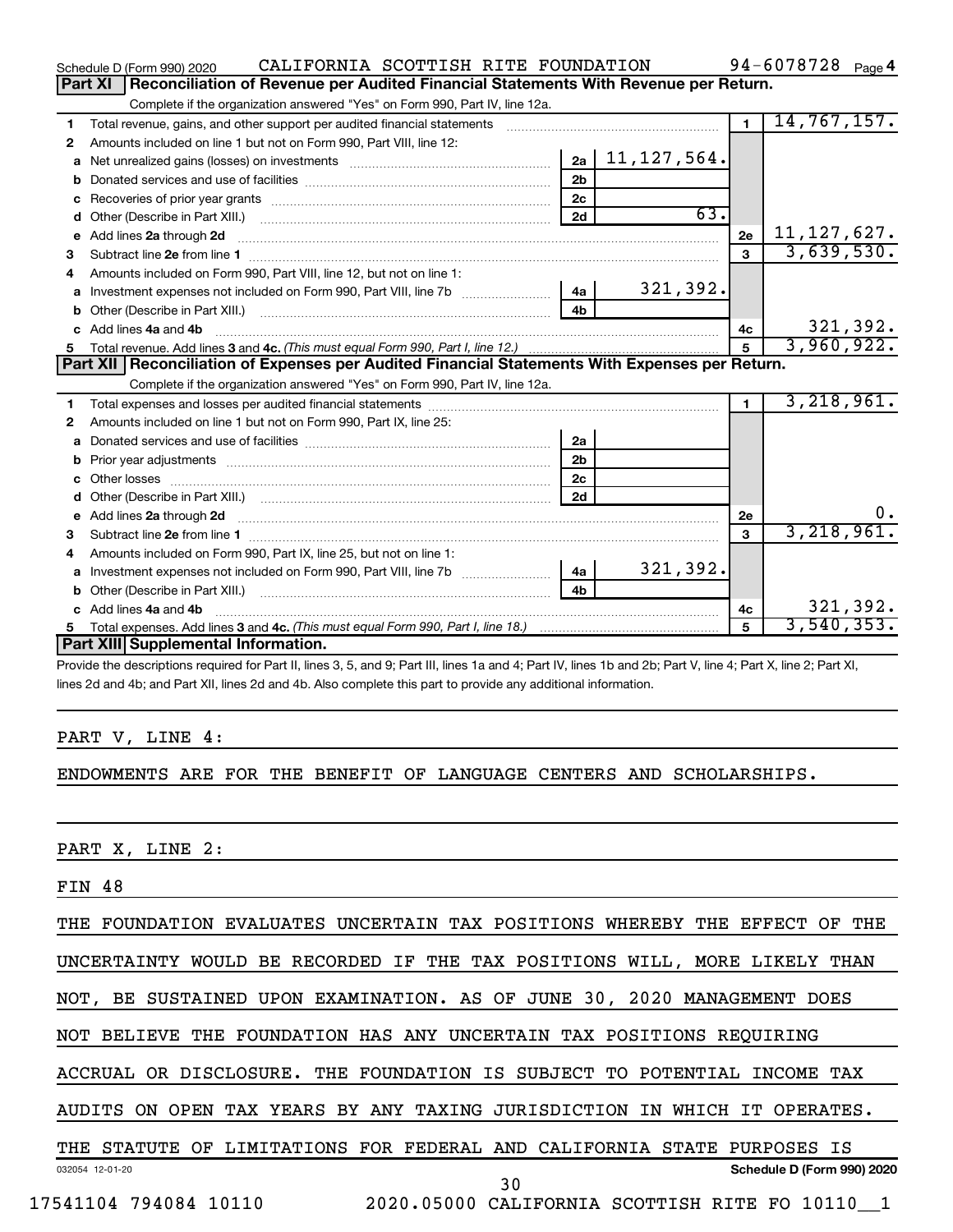Schedule D (Form 990) 2020 CALIFORNIA SCOTTISH RITE FOUNDATION 94-6078728 Page 4

## Part XI Reconciliation of Revenue per Audited Financial Statements With Revenue per Return.

Complete if the organization answered "Yes" on Form 990, Part IV, line 12a.

| | | | | | |
|---|---|---|---|---|---|
| 1 | Total revenue, gains, and other support per audited financial statements | | | 1 | 14,767,157. |
| 2 | Amounts included on line 1 but not on Form 990, Part VIII, line 12: | | | | |
| a | Net unrealized gains (losses) on investments | 2a | 11,127,564. | | |
| b | Donated services and use of facilities | 2b | | | |
| c | Recoveries of prior year grants | 2c | | | |
| d | Other (Describe in Part XIII.) | 2d | 63. | | |
| e | Add lines 2a through 2d | | | 2e | 11,127,627. |
| 3 | Subtract line 2e from line 1 | | | 3 | 3,639,530. |
| 4 | Amounts included on Form 990, Part VIII, line 12, but not on line 1: | | | | |
| a | Investment expenses not included on Form 990, Part VIII, line 7b | 4a | 321,392. | | |
| b | Other (Describe in Part XIII.) | 4b | | | |
| c | Add lines 4a and 4b | | | 4c | 321,392. |
| 5 | Total revenue. Add lines 3 and 4c. *(This must equal Form 990, Part I, line 12.)* | | | 5 | 3,960,922. |

## Part XII Reconciliation of Expenses per Audited Financial Statements With Expenses per Return.

Complete if the organization answered "Yes" on Form 990, Part IV, line 12a.

| | | | | | |
|---|---|---|---|---|---|
| 1 | Total expenses and losses per audited financial statements | | | 1 | 3,218,961. |
| 2 | Amounts included on line 1 but not on Form 990, Part IX, line 25: | | | | |
| a | Donated services and use of facilities | 2a | | | |
| b | Prior year adjustments | 2b | | | |
| c | Other losses | 2c | | | |
| d | Other (Describe in Part XIII.) | 2d | | | |
| e | Add lines 2a through 2d | | | 2e | 0. |
| 3 | Subtract line 2e from line 1 | | | 3 | 3,218,961. |
| 4 | Amounts included on Form 990, Part IX, line 25, but not on line 1: | | | | |
| a | Investment expenses not included on Form 990, Part VIII, line 7b | 4a | 321,392. | | |
| b | Other (Describe in Part XIII.) | 4b | | | |
| c | Add lines 4a and 4b | | | 4c | 321,392. |
| 5 | Total expenses. Add lines 3 and 4c. *(This must equal Form 990, Part I, line 18.)* | | | 5 | 3,540,353. |

## Part XIII Supplemental Information.

Provide the descriptions required for Part II, lines 3, 5, and 9; Part III, lines 1a and 4; Part IV, lines 1b and 2b; Part V, line 4; Part X, line 2; Part XI, lines 2d and 4b; and Part XII, lines 2d and 4b. Also complete this part to provide any additional information.

PART V, LINE 4:

ENDOWMENTS ARE FOR THE BENEFIT OF LANGUAGE CENTERS AND SCHOLARSHIPS.

PART X, LINE 2:

FIN 48

THE FOUNDATION EVALUATES UNCERTAIN TAX POSITIONS WHEREBY THE EFFECT OF THE UNCERTAINTY WOULD BE RECORDED IF THE TAX POSITIONS WILL, MORE LIKELY THAN NOT, BE SUSTAINED UPON EXAMINATION. AS OF JUNE 30, 2020 MANAGEMENT DOES NOT BELIEVE THE FOUNDATION HAS ANY UNCERTAIN TAX POSITIONS REQUIRING ACCRUAL OR DISCLOSURE. THE FOUNDATION IS SUBJECT TO POTENTIAL INCOME TAX AUDITS ON OPEN TAX YEARS BY ANY TAXING JURISDICTION IN WHICH IT OPERATES. THE STATUTE OF LIMITATIONS FOR FEDERAL AND CALIFORNIA STATE PURPOSES IS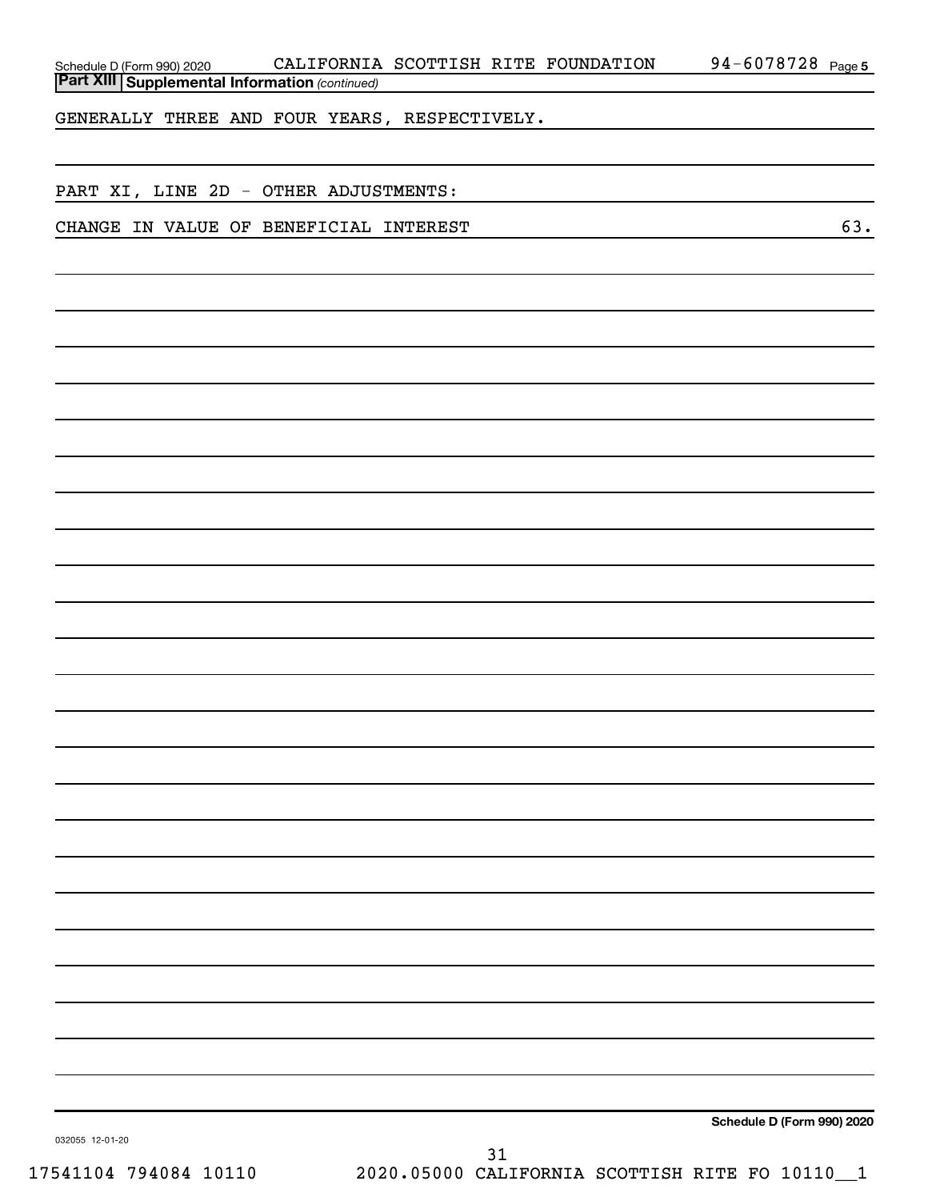## Part XIII Supplemental Information *(continued)*

GENERALLY THREE AND FOUR YEARS, RESPECTIVELY.

PART XI, LINE 2D - OTHER ADJUSTMENTS:

| | |
|---|---|
| CHANGE IN VALUE OF BENEFICIAL INTEREST | 63. |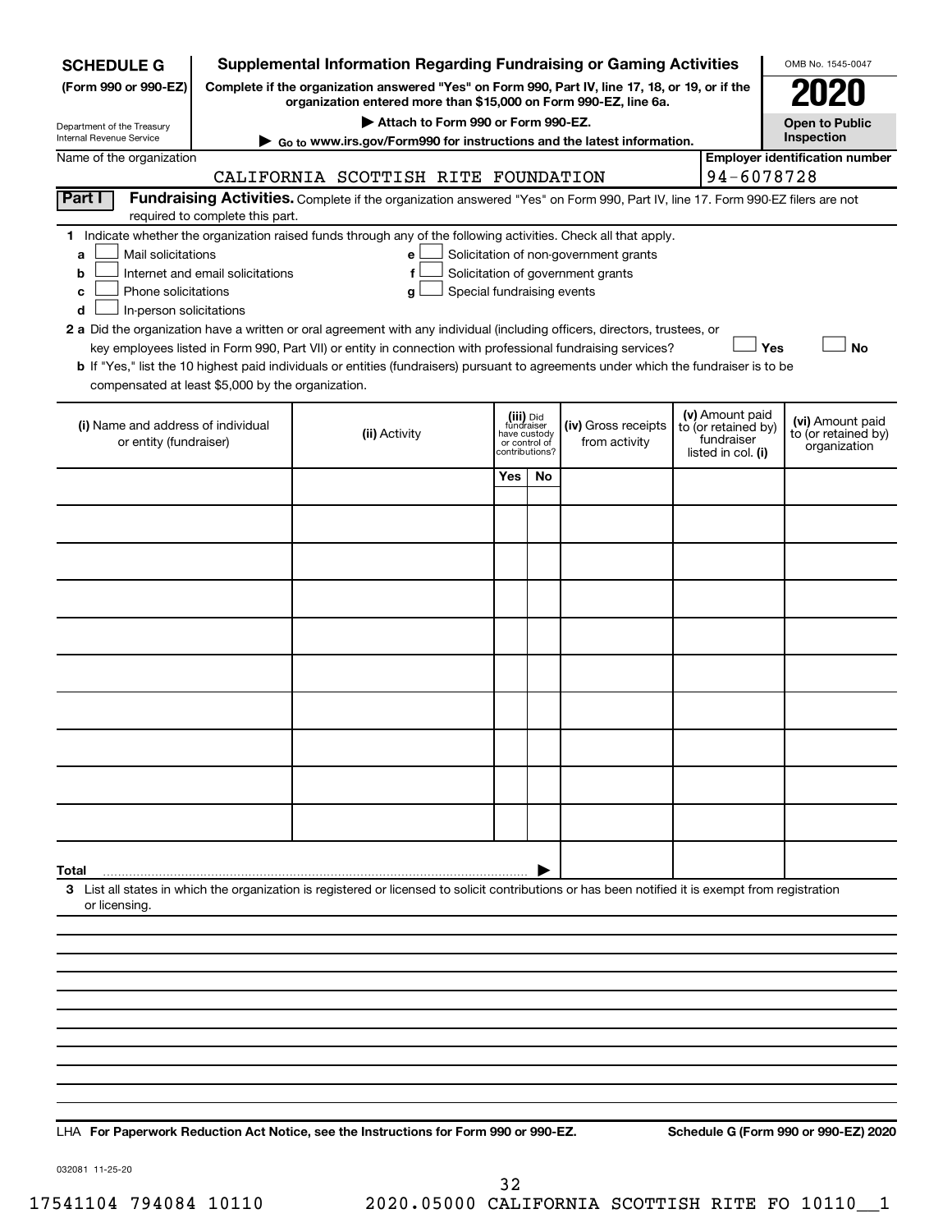**SCHEDULE G**
**(Form 990 or 990-EZ)**

Department of the Treasury
Internal Revenue Service

# Supplemental Information Regarding Fundraising or Gaming Activities

**Complete if the organization answered "Yes" on Form 990, Part IV, line 17, 18, or 19, or if the organization entered more than $15,000 on Form 990-EZ, line 6a.**

▶ **Attach to Form 990 or Form 990-EZ.**

▶ Go to www.irs.gov/Form990 for instructions and the latest information.

OMB No. 1545-0047

**2020**

**Open to Public Inspection**

Name of the organization: CALIFORNIA SCOTTISH RITE FOUNDATION

**Employer identification number**: 94-6078728

**Part I** **Fundraising Activities.** Complete if the organization answered "Yes" on Form 990, Part IV, line 17. Form 990-EZ filers are not required to complete this part.

**1** Indicate whether the organization raised funds through any of the following activities. Check all that apply.

- **a** ☐ Mail solicitations
- **b** ☐ Internet and email solicitations
- **c** ☐ Phone solicitations
- **d** ☐ In-person solicitations
- **e** ☐ Solicitation of non-government grants
- **f** ☐ Solicitation of government grants
- **g** ☐ Special fundraising events

**2 a** Did the organization have a written or oral agreement with any individual (including officers, directors, trustees, or key employees listed in Form 990, Part VII) or entity in connection with professional fundraising services? ☐ **Yes** ☐ **No**

**b** If "Yes," list the 10 highest paid individuals or entities (fundraisers) pursuant to agreements under which the fundraiser is to be compensated at least $5,000 by the organization.

| (i) Name and address of individual or entity (fundraiser) | (ii) Activity | (iii) Did fundraiser have custody or control of contributions? | | (iv) Gross receipts from activity | (v) Amount paid to (or retained by) fundraiser listed in col. (i) | (vi) Amount paid to (or retained by) organization |
|---|---|---|---|---|---|---|
| | | Yes | No | | | |
| | | | | | | |
| | | | | | | |
| | | | | | | |
| | | | | | | |
| | | | | | | |
| | | | | | | |
| | | | | | | |
| | | | | | | |
| | | | | | | |
| | | | | | | |
| **Total** ▶ | | | | | | |

**3** List all states in which the organization is registered or licensed to solicit contributions or has been notified it is exempt from registration or licensing.

LHA **For Paperwork Reduction Act Notice, see the Instructions for Form 990 or 990-EZ.** **Schedule G (Form 990 or 990-EZ) 2020**

032081 11-25-20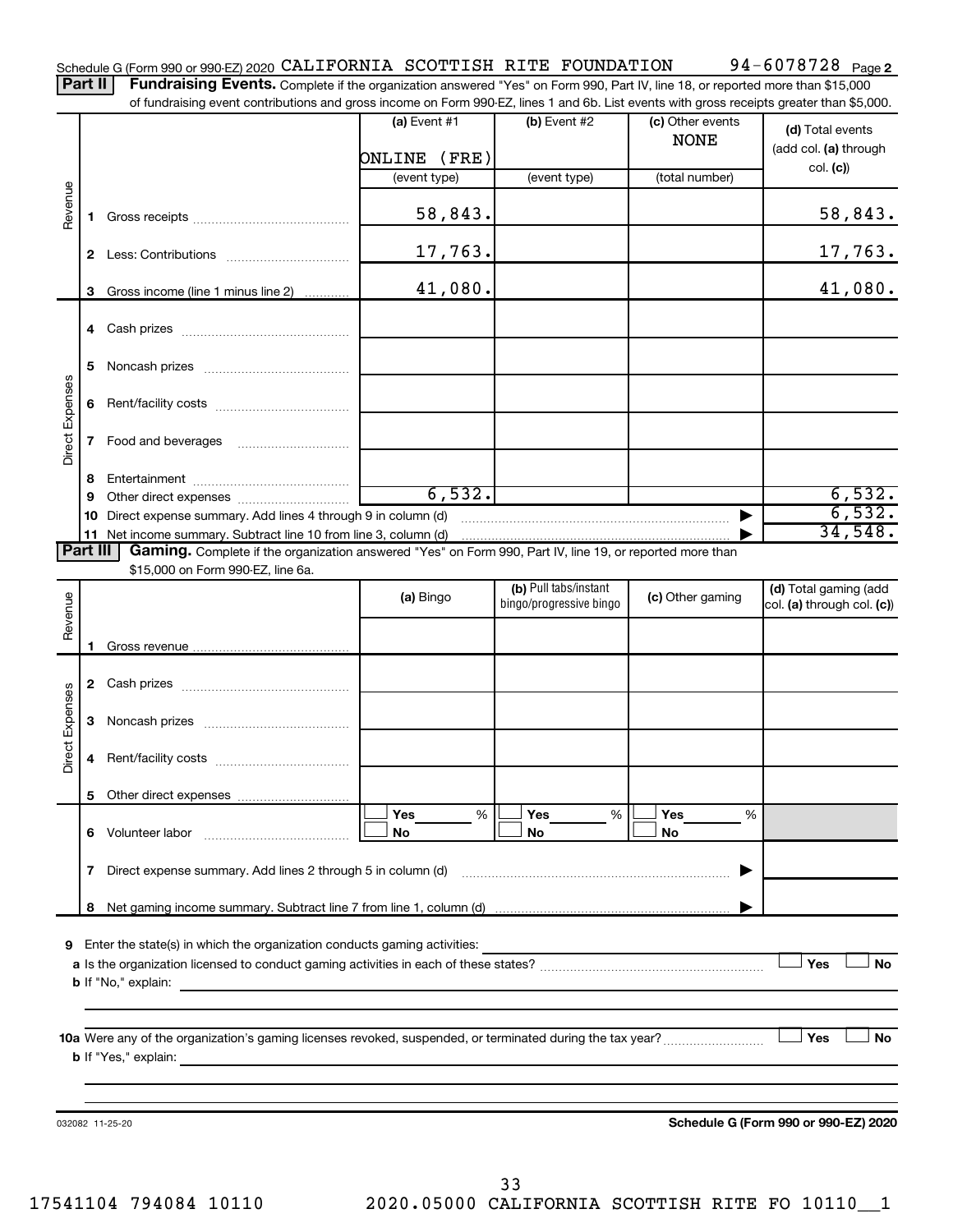Schedule G (Form 990 or 990-EZ) 2020 CALIFORNIA SCOTTISH RITE FOUNDATION 94-6078728 Page **2**

**Part II** **Fundraising Events.** Complete if the organization answered "Yes" on Form 990, Part IV, line 18, or reported more than $15,000 of fundraising event contributions and gross income on Form 990-EZ, lines 1 and 6b. List events with gross receipts greater than $5,000.

| | | (a) Event #1 | (b) Event #2 | (c) Other events | (d) Total events (add col. (a) through col. (c)) |
|---|---|---|---|---|---|
| | | ONLINE (FRE) | | NONE | |
| | | (event type) | (event type) | (total number) | |
| Revenue | 1 Gross receipts | 58,843. | | | 58,843. |
| | 2 Less: Contributions | 17,763. | | | 17,763. |
| | 3 Gross income (line 1 minus line 2) | 41,080. | | | 41,080. |
| Direct Expenses | 4 Cash prizes | | | | |
| | 5 Noncash prizes | | | | |
| | 6 Rent/facility costs | | | | |
| | 7 Food and beverages | | | | |
| | 8 Entertainment | | | | |
| | 9 Other direct expenses | 6,532. | | | 6,532. |
| | 10 Direct expense summary. Add lines 4 through 9 in column (d) | | | ▶ | 6,532. |
| | 11 Net income summary. Subtract line 10 from line 3, column (d) | | | ▶ | 34,548. |

**Part III** **Gaming.** Complete if the organization answered "Yes" on Form 990, Part IV, line 19, or reported more than $15,000 on Form 990-EZ, line 6a.

| | | (a) Bingo | (b) Pull tabs/instant bingo/progressive bingo | (c) Other gaming | (d) Total gaming (add col. (a) through col. (c)) |
|---|---|---|---|---|---|
| Revenue | 1 Gross revenue | | | | |
| Direct Expenses | 2 Cash prizes | | | | |
| | 3 Noncash prizes | | | | |
| | 4 Rent/facility costs | | | | |
| | 5 Other direct expenses | | | | |
| | 6 Volunteer labor | ☐ Yes ___ % ☐ No | ☐ Yes ___ % ☐ No | ☐ Yes ___ % ☐ No | |
| | 7 Direct expense summary. Add lines 2 through 5 in column (d) | | | ▶ | |
| | 8 Net gaming income summary. Subtract line 7 from line 1, column (d) | | | ▶ | |

**9** Enter the state(s) in which the organization conducts gaming activities: ______

**a** Is the organization licensed to conduct gaming activities in each of these states? ☐ **Yes** ☐ **No**

**b** If "No," explain: ______

**10a** Were any of the organization's gaming licenses revoked, suspended, or terminated during the tax year? ☐ **Yes** ☐ **No**

**b** If "Yes," explain: ______

032082 11-25-20 **Schedule G (Form 990 or 990-EZ) 2020**

17541104 794084 10110 2020.05000 CALIFORNIA SCOTTISH RITE FO 10110__1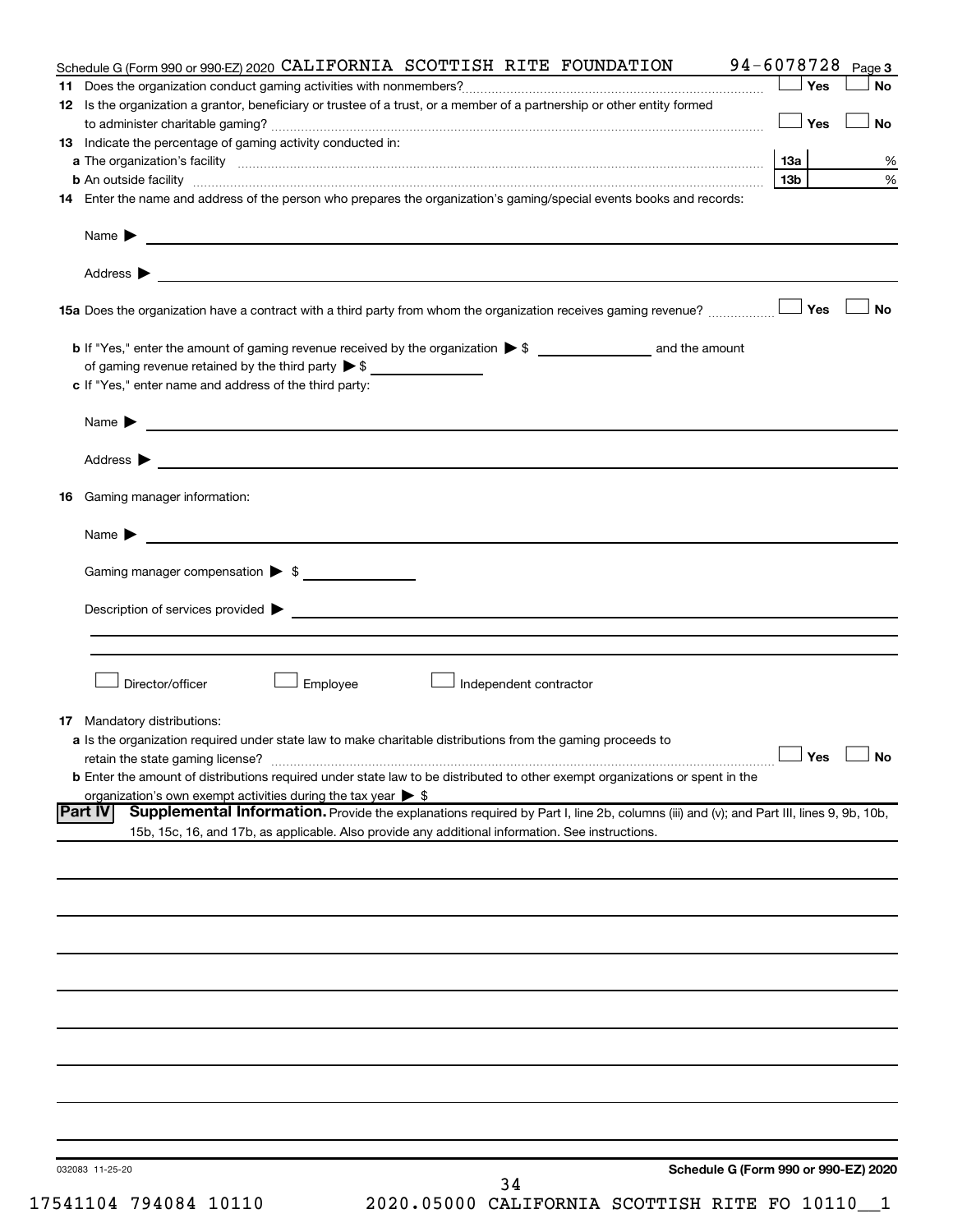Schedule G (Form 990 or 990-EZ) 2020 CALIFORNIA SCOTTISH RITE FOUNDATION 94-6078728 Page **3**

**11** Does the organization conduct gaming activities with nonmembers? ☐ Yes ☐ No

**12** Is the organization a grantor, beneficiary or trustee of a trust, or a member of a partnership or other entity formed to administer charitable gaming? ☐ Yes ☐ No

**13** Indicate the percentage of gaming activity conducted in:

**a** The organization's facility **13a** %

**b** An outside facility **13b** %

**14** Enter the name and address of the person who prepares the organization's gaming/special events books and records:

Name ▶

Address ▶

**15a** Does the organization have a contract with a third party from whom the organization receives gaming revenue? ☐ Yes ☐ No

**b** If "Yes," enter the amount of gaming revenue received by the organization ▶ $ ______ and the amount of gaming revenue retained by the third party ▶ $ ______

**c** If "Yes," enter name and address of the third party:

Name ▶

Address ▶

**16** Gaming manager information:

Name ▶

Gaming manager compensation ▶ $

Description of services provided ▶

☐ Director/officer ☐ Employee ☐ Independent contractor

**17** Mandatory distributions:

**a** Is the organization required under state law to make charitable distributions from the gaming proceeds to retain the state gaming license? ☐ Yes ☐ No

**b** Enter the amount of distributions required under state law to be distributed to other exempt organizations or spent in the organization's own exempt activities during the tax year ▶ $

**Part IV** **Supplemental Information.** Provide the explanations required by Part I, line 2b, columns (iii) and (v); and Part III, lines 9, 9b, 10b, 15b, 15c, 16, and 17b, as applicable. Also provide any additional information. See instructions.

032083 11-25-20 **Schedule G (Form 990 or 990-EZ) 2020**

17541104 794084 10110 2020.05000 CALIFORNIA SCOTTISH RITE FO 10110__1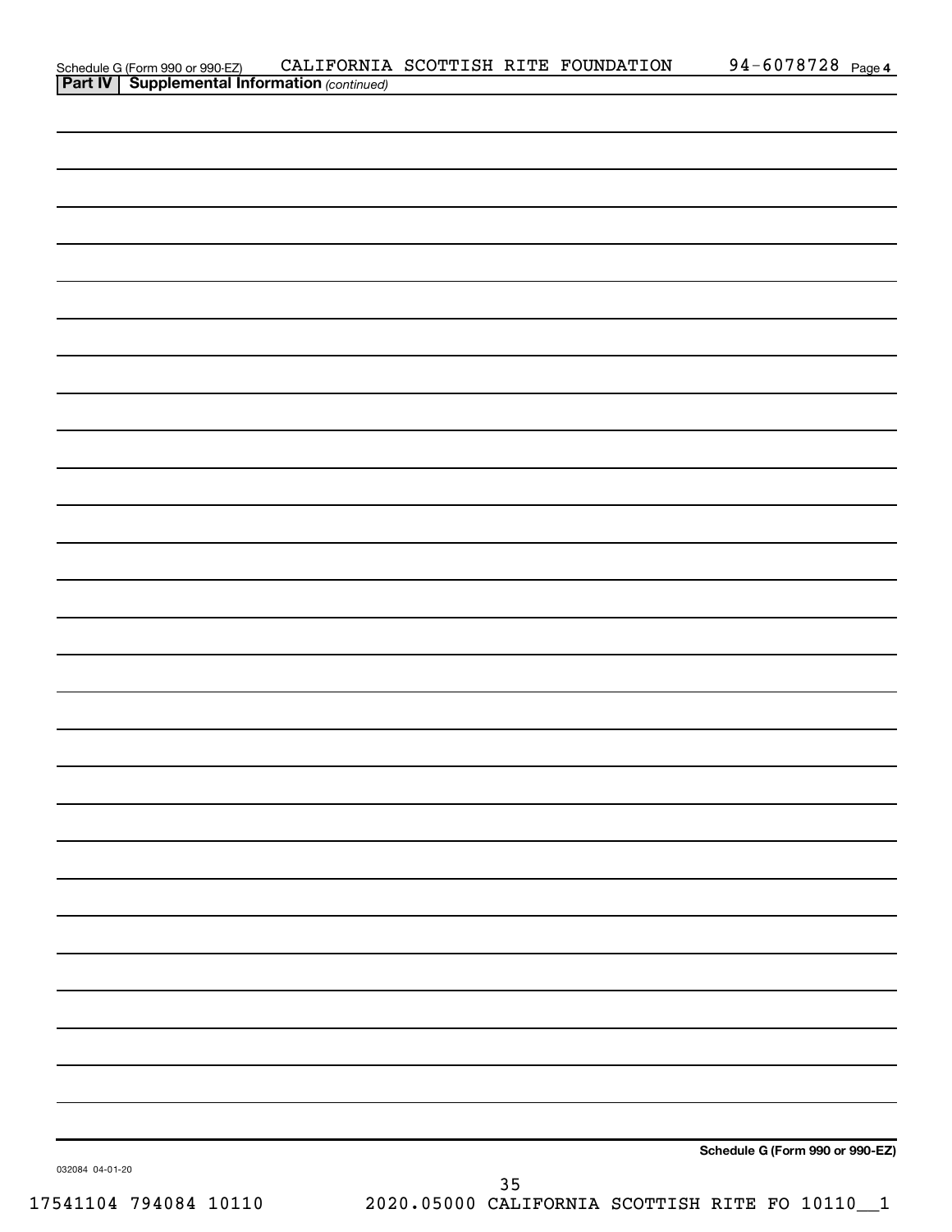Schedule G (Form 990 or 990-EZ) CALIFORNIA SCOTTISH RITE FOUNDATION 94-6078728 Page 4

**Part IV | Supplemental Information** *(continued)*

**Schedule G (Form 990 or 990-EZ)**

032084 04-01-20

17541104 794084 10110 2020.05000 CALIFORNIA SCOTTISH RITE FO 10110__1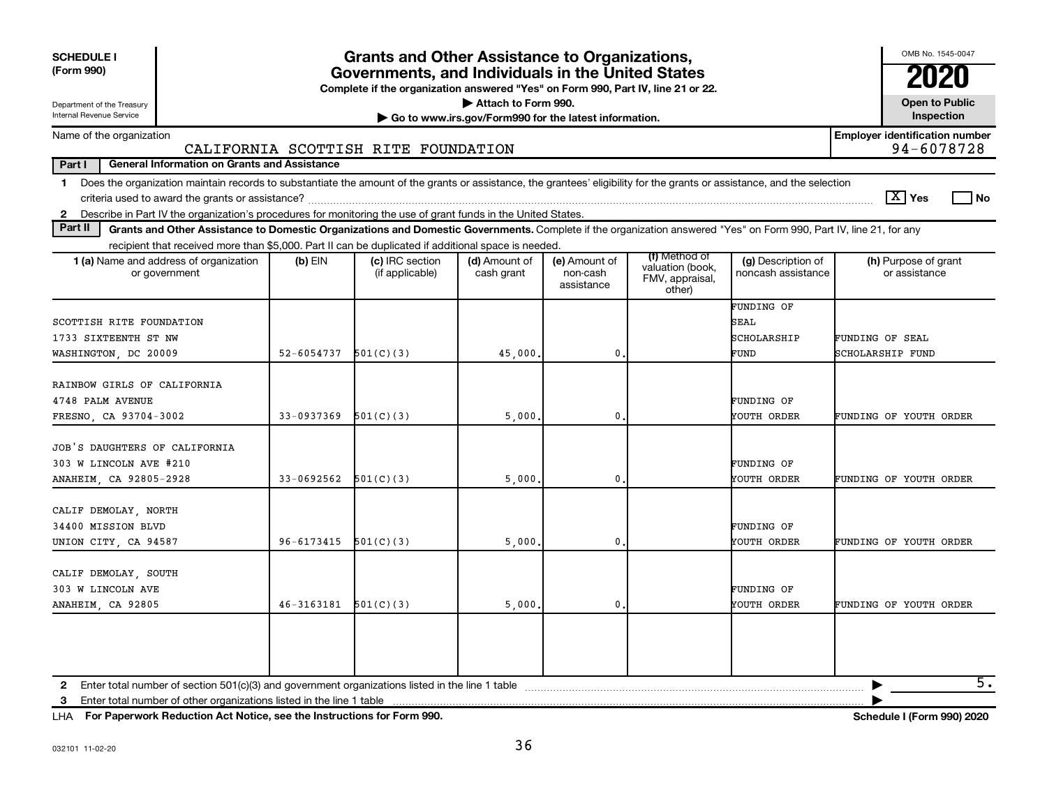**SCHEDULE I**
**(Form 990)**

Department of the Treasury
Internal Revenue Service

# Grants and Other Assistance to Organizations, Governments, and Individuals in the United States

**Complete if the organization answered "Yes" on Form 990, Part IV, line 21 or 22.**
▶ Attach to Form 990.
▶ Go to www.irs.gov/Form990 for the latest information.

OMB No. 1545-0047
**2020**
**Open to Public Inspection**

Name of the organization: CALIFORNIA SCOTTISH RITE FOUNDATION

**Employer identification number:** 94-6078728

**Part I — General Information on Grants and Assistance**

1 Does the organization maintain records to substantiate the amount of the grants or assistance, the grantees' eligibility for the grants or assistance, and the selection criteria used to award the grants or assistance? [X] Yes [ ] No

2 Describe in Part IV the organization's procedures for monitoring the use of grant funds in the United States.

**Part II — Grants and Other Assistance to Domestic Organizations and Domestic Governments.** Complete if the organization answered "Yes" on Form 990, Part IV, line 21, for any recipient that received more than $5,000. Part II can be duplicated if additional space is needed.

| 1 (a) Name and address of organization or government | (b) EIN | (c) IRC section (if applicable) | (d) Amount of cash grant | (e) Amount of non-cash assistance | (f) Method of valuation (book, FMV, appraisal, other) | (g) Description of noncash assistance | (h) Purpose of grant or assistance |
|---|---|---|---|---|---|---|---|
| SCOTTISH RITE FOUNDATION<br>1733 SIXTEENTH ST NW<br>WASHINGTON, DC 20009 | 52-6054737 | 501(C)(3) | 45,000. | 0. | | FUNDING OF SEAL SCHOLARSHIP FUND | FUNDING OF SEAL SCHOLARSHIP FUND |
| RAINBOW GIRLS OF CALIFORNIA<br>4748 PALM AVENUE<br>FRESNO, CA 93704-3002 | 33-0937369 | 501(C)(3) | 5,000. | 0. | | FUNDING OF YOUTH ORDER | FUNDING OF YOUTH ORDER |
| JOB'S DAUGHTERS OF CALIFORNIA<br>303 W LINCOLN AVE #210<br>ANAHEIM, CA 92805-2928 | 33-0692562 | 501(C)(3) | 5,000. | 0. | | FUNDING OF YOUTH ORDER | FUNDING OF YOUTH ORDER |
| CALIF DEMOLAY, NORTH<br>34400 MISSION BLVD<br>UNION CITY, CA 94587 | 96-6173415 | 501(C)(3) | 5,000. | 0. | | FUNDING OF YOUTH ORDER | FUNDING OF YOUTH ORDER |
| CALIF DEMOLAY, SOUTH<br>303 W LINCOLN AVE<br>ANAHEIM, CA 92805 | 46-3163181 | 501(C)(3) | 5,000. | 0. | | FUNDING OF YOUTH ORDER | FUNDING OF YOUTH ORDER |
| | | | | | | | |

2 Enter total number of section 501(c)(3) and government organizations listed in the line 1 table ▶ 5.

3 Enter total number of other organizations listed in the line 1 table ▶

LHA **For Paperwork Reduction Act Notice, see the Instructions for Form 990.** **Schedule I (Form 990) 2020**

032101 11-02-20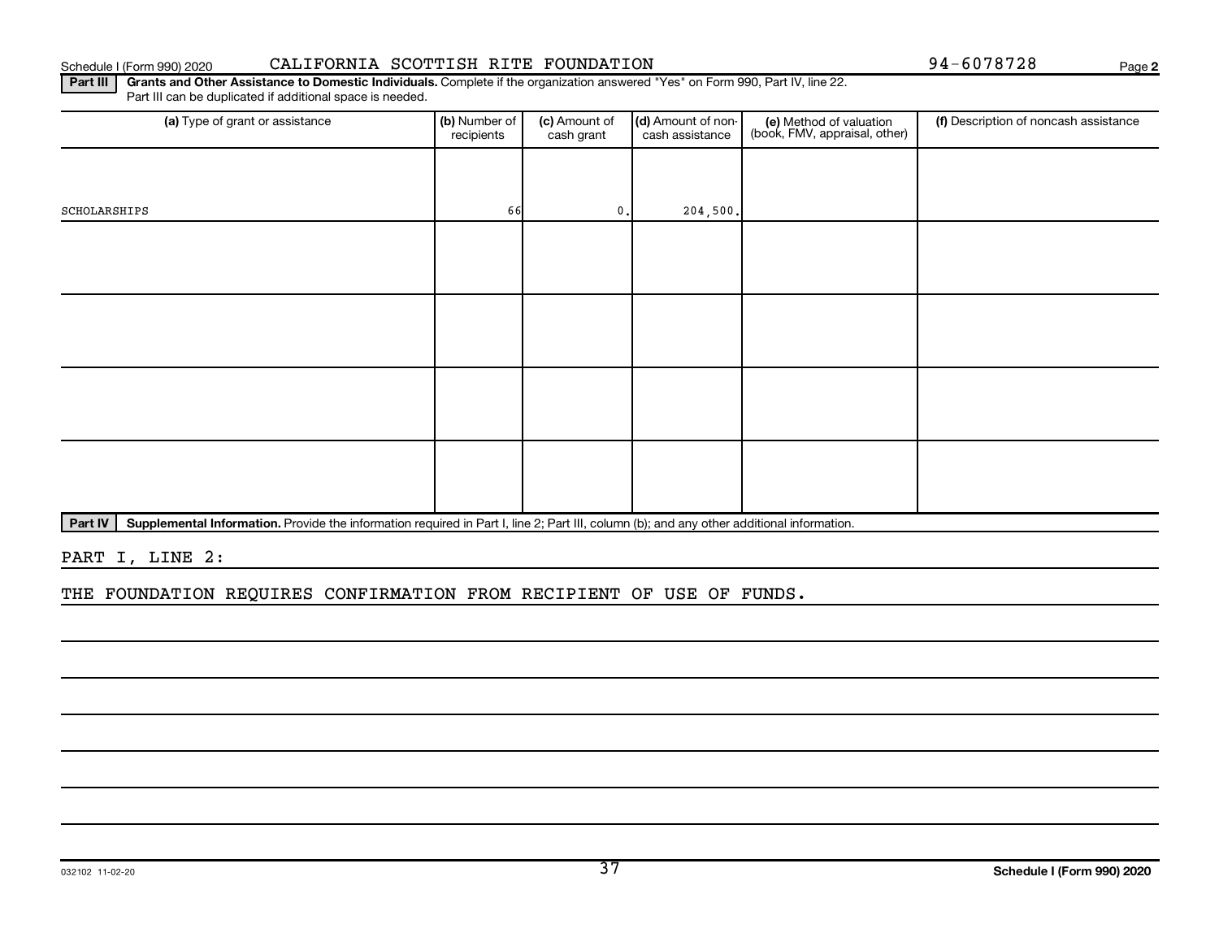Schedule I (Form 990) 2020 CALIFORNIA SCOTTISH RITE FOUNDATION 94-6078728 Page 2

**Part III** **Grants and Other Assistance to Domestic Individuals.** Complete if the organization answered "Yes" on Form 990, Part IV, line 22. Part III can be duplicated if additional space is needed.

| (a) Type of grant or assistance | (b) Number of recipients | (c) Amount of cash grant | (d) Amount of non-cash assistance | (e) Method of valuation (book, FMV, appraisal, other) | (f) Description of noncash assistance |
|---|---|---|---|---|---|
| SCHOLARSHIPS | 66 | 0. | 204,500. | | |
| | | | | | |
| | | | | | |
| | | | | | |
| | | | | | |

**Part IV** **Supplemental Information.** Provide the information required in Part I, line 2; Part III, column (b); and any other additional information.

PART I, LINE 2:

THE FOUNDATION REQUIRES CONFIRMATION FROM RECIPIENT OF USE OF FUNDS.

032102 11-02-20 **Schedule I (Form 990) 2020**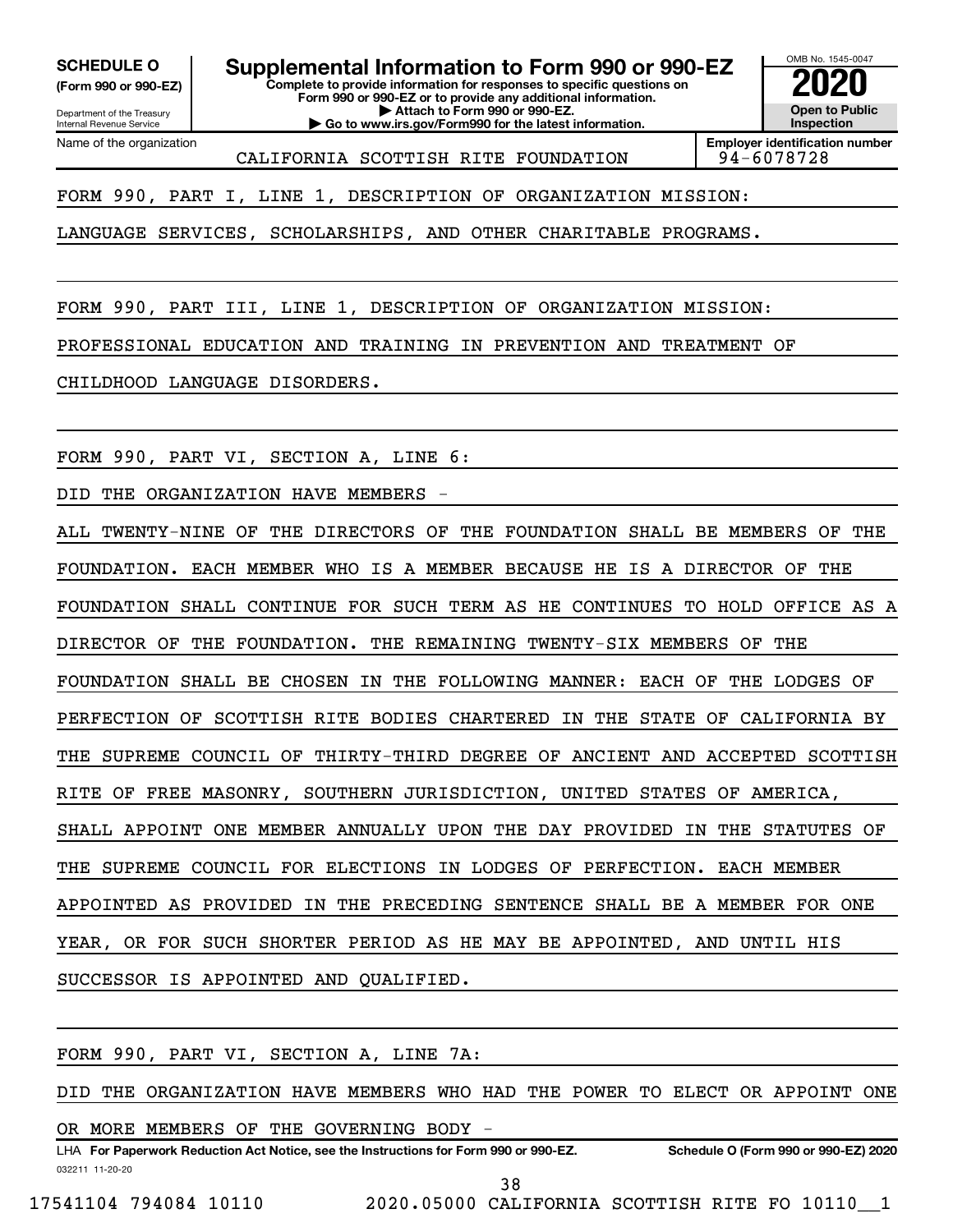**SCHEDULE O**
**(Form 990 or 990-EZ)**

Department of the Treasury
Internal Revenue Service

# Supplemental Information to Form 990 or 990-EZ

**Complete to provide information for responses to specific questions on Form 990 or 990-EZ or to provide any additional information.**
**▶ Attach to Form 990 or 990-EZ.**
**▶ Go to www.irs.gov/Form990 for the latest information.**

OMB No. 1545-0047
**2020**
**Open to Public Inspection**

Name of the organization: CALIFORNIA SCOTTISH RITE FOUNDATION
**Employer identification number**: 94-6078728

FORM 990, PART I, LINE 1, DESCRIPTION OF ORGANIZATION MISSION:

LANGUAGE SERVICES, SCHOLARSHIPS, AND OTHER CHARITABLE PROGRAMS.

FORM 990, PART III, LINE 1, DESCRIPTION OF ORGANIZATION MISSION:

PROFESSIONAL EDUCATION AND TRAINING IN PREVENTION AND TREATMENT OF CHILDHOOD LANGUAGE DISORDERS.

FORM 990, PART VI, SECTION A, LINE 6:

DID THE ORGANIZATION HAVE MEMBERS -

ALL TWENTY-NINE OF THE DIRECTORS OF THE FOUNDATION SHALL BE MEMBERS OF THE FOUNDATION. EACH MEMBER WHO IS A MEMBER BECAUSE HE IS A DIRECTOR OF THE FOUNDATION SHALL CONTINUE FOR SUCH TERM AS HE CONTINUES TO HOLD OFFICE AS A DIRECTOR OF THE FOUNDATION. THE REMAINING TWENTY-SIX MEMBERS OF THE FOUNDATION SHALL BE CHOSEN IN THE FOLLOWING MANNER: EACH OF THE LODGES OF PERFECTION OF SCOTTISH RITE BODIES CHARTERED IN THE STATE OF CALIFORNIA BY THE SUPREME COUNCIL OF THIRTY-THIRD DEGREE OF ANCIENT AND ACCEPTED SCOTTISH RITE OF FREE MASONRY, SOUTHERN JURISDICTION, UNITED STATES OF AMERICA, SHALL APPOINT ONE MEMBER ANNUALLY UPON THE DAY PROVIDED IN THE STATUTES OF THE SUPREME COUNCIL FOR ELECTIONS IN LODGES OF PERFECTION. EACH MEMBER APPOINTED AS PROVIDED IN THE PRECEDING SENTENCE SHALL BE A MEMBER FOR ONE YEAR, OR FOR SUCH SHORTER PERIOD AS HE MAY BE APPOINTED, AND UNTIL HIS SUCCESSOR IS APPOINTED AND QUALIFIED.

FORM 990, PART VI, SECTION A, LINE 7A:

DID THE ORGANIZATION HAVE MEMBERS WHO HAD THE POWER TO ELECT OR APPOINT ONE OR MORE MEMBERS OF THE GOVERNING BODY -

LHA **For Paperwork Reduction Act Notice, see the Instructions for Form 990 or 990-EZ.** **Schedule O (Form 990 or 990-EZ) 2020**
032211 11-20-20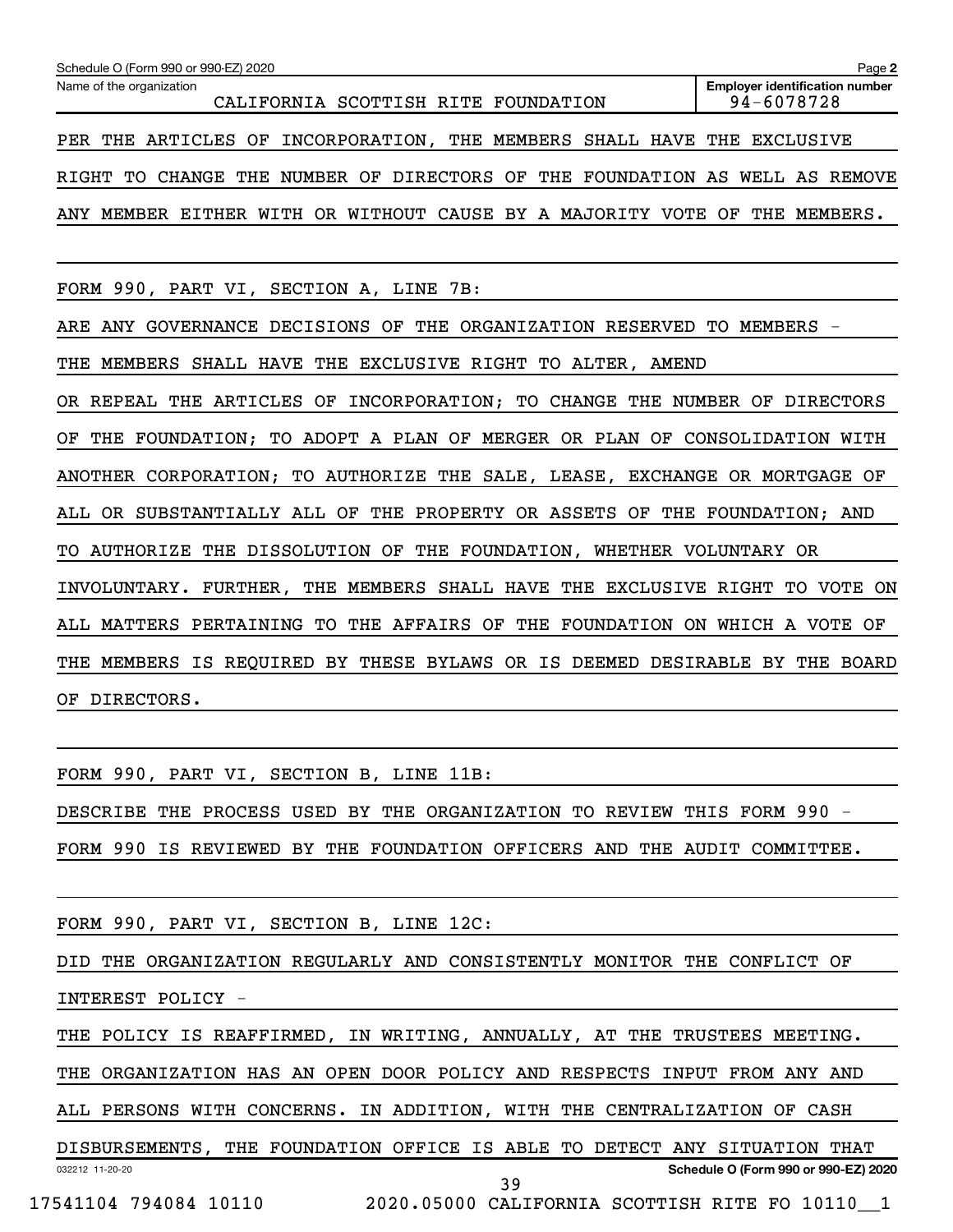Schedule O (Form 990 or 990-EZ) 2020

Name of the organization: CALIFORNIA SCOTTISH RITE FOUNDATION

Employer identification number: 94-6078728

PER THE ARTICLES OF INCORPORATION, THE MEMBERS SHALL HAVE THE EXCLUSIVE RIGHT TO CHANGE THE NUMBER OF DIRECTORS OF THE FOUNDATION AS WELL AS REMOVE ANY MEMBER EITHER WITH OR WITHOUT CAUSE BY A MAJORITY VOTE OF THE MEMBERS.

FORM 990, PART VI, SECTION A, LINE 7B:

ARE ANY GOVERNANCE DECISIONS OF THE ORGANIZATION RESERVED TO MEMBERS -

THE MEMBERS SHALL HAVE THE EXCLUSIVE RIGHT TO ALTER, AMEND OR REPEAL THE ARTICLES OF INCORPORATION; TO CHANGE THE NUMBER OF DIRECTORS OF THE FOUNDATION; TO ADOPT A PLAN OF MERGER OR PLAN OF CONSOLIDATION WITH ANOTHER CORPORATION; TO AUTHORIZE THE SALE, LEASE, EXCHANGE OR MORTGAGE OF ALL OR SUBSTANTIALLY ALL OF THE PROPERTY OR ASSETS OF THE FOUNDATION; AND TO AUTHORIZE THE DISSOLUTION OF THE FOUNDATION, WHETHER VOLUNTARY OR INVOLUNTARY. FURTHER, THE MEMBERS SHALL HAVE THE EXCLUSIVE RIGHT TO VOTE ON ALL MATTERS PERTAINING TO THE AFFAIRS OF THE FOUNDATION ON WHICH A VOTE OF THE MEMBERS IS REQUIRED BY THESE BYLAWS OR IS DEEMED DESIRABLE BY THE BOARD OF DIRECTORS.

FORM 990, PART VI, SECTION B, LINE 11B:

DESCRIBE THE PROCESS USED BY THE ORGANIZATION TO REVIEW THIS FORM 990 -

FORM 990 IS REVIEWED BY THE FOUNDATION OFFICERS AND THE AUDIT COMMITTEE.

FORM 990, PART VI, SECTION B, LINE 12C:

DID THE ORGANIZATION REGULARLY AND CONSISTENTLY MONITOR THE CONFLICT OF INTEREST POLICY -

THE POLICY IS REAFFIRMED, IN WRITING, ANNUALLY, AT THE TRUSTEES MEETING. THE ORGANIZATION HAS AN OPEN DOOR POLICY AND RESPECTS INPUT FROM ANY AND ALL PERSONS WITH CONCERNS. IN ADDITION, WITH THE CENTRALIZATION OF CASH DISBURSEMENTS, THE FOUNDATION OFFICE IS ABLE TO DETECT ANY SITUATION THAT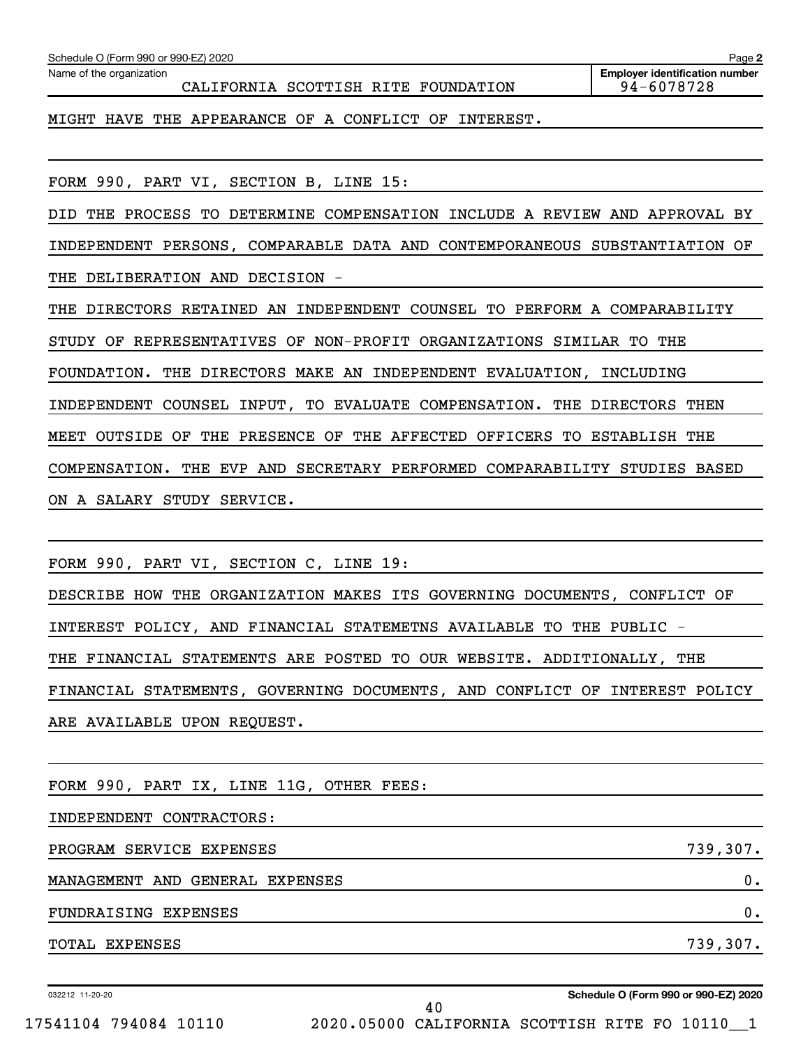Schedule O (Form 990 or 990-EZ) 2020

Name of the organization: CALIFORNIA SCOTTISH RITE FOUNDATION

Employer identification number: 94-6078728

MIGHT HAVE THE APPEARANCE OF A CONFLICT OF INTEREST.

FORM 990, PART VI, SECTION B, LINE 15:

DID THE PROCESS TO DETERMINE COMPENSATION INCLUDE A REVIEW AND APPROVAL BY INDEPENDENT PERSONS, COMPARABLE DATA AND CONTEMPORANEOUS SUBSTANTIATION OF THE DELIBERATION AND DECISION -

THE DIRECTORS RETAINED AN INDEPENDENT COUNSEL TO PERFORM A COMPARABILITY STUDY OF REPRESENTATIVES OF NON-PROFIT ORGANIZATIONS SIMILAR TO THE FOUNDATION. THE DIRECTORS MAKE AN INDEPENDENT EVALUATION, INCLUDING INDEPENDENT COUNSEL INPUT, TO EVALUATE COMPENSATION. THE DIRECTORS THEN MEET OUTSIDE OF THE PRESENCE OF THE AFFECTED OFFICERS TO ESTABLISH THE COMPENSATION. THE EVP AND SECRETARY PERFORMED COMPARABILITY STUDIES BASED ON A SALARY STUDY SERVICE.

FORM 990, PART VI, SECTION C, LINE 19:

DESCRIBE HOW THE ORGANIZATION MAKES ITS GOVERNING DOCUMENTS, CONFLICT OF INTEREST POLICY, AND FINANCIAL STATEMETNS AVAILABLE TO THE PUBLIC -

THE FINANCIAL STATEMENTS ARE POSTED TO OUR WEBSITE. ADDITIONALLY, THE FINANCIAL STATEMENTS, GOVERNING DOCUMENTS, AND CONFLICT OF INTEREST POLICY ARE AVAILABLE UPON REQUEST.

FORM 990, PART IX, LINE 11G, OTHER FEES:

INDEPENDENT CONTRACTORS:

| | |
|---|---|
| PROGRAM SERVICE EXPENSES | 739,307. |
| MANAGEMENT AND GENERAL EXPENSES | 0. |
| FUNDRAISING EXPENSES | 0. |
| TOTAL EXPENSES | 739,307. |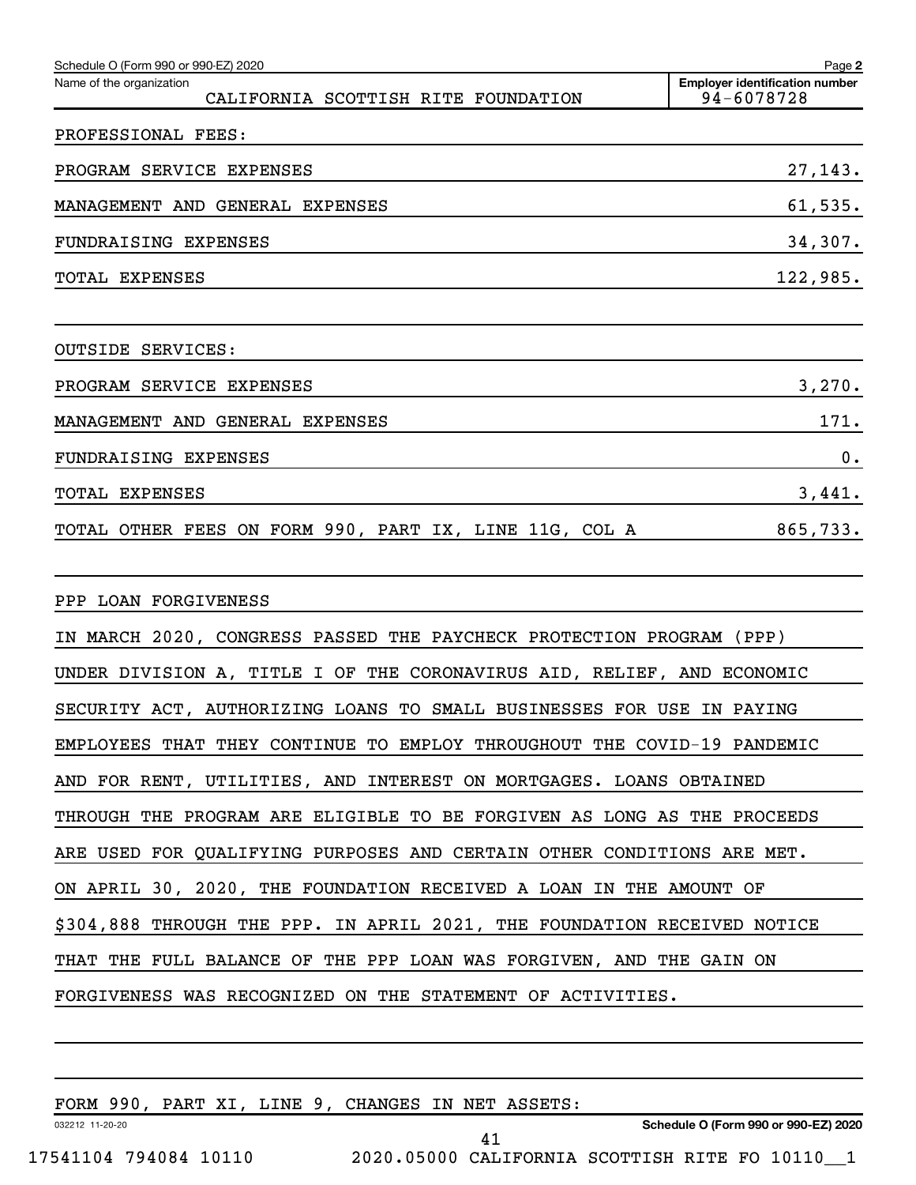Schedule O (Form 990 or 990-EZ) 2020

Name of the organization: CALIFORNIA SCOTTISH RITE FOUNDATION

Employer identification number: 94-6078728

PROFESSIONAL FEES:

| | |
|---|---|
| PROGRAM SERVICE EXPENSES | 27,143. |
| MANAGEMENT AND GENERAL EXPENSES | 61,535. |
| FUNDRAISING EXPENSES | 34,307. |
| TOTAL EXPENSES | 122,985. |

OUTSIDE SERVICES:

| | |
|---|---|
| PROGRAM SERVICE EXPENSES | 3,270. |
| MANAGEMENT AND GENERAL EXPENSES | 171. |
| FUNDRAISING EXPENSES | 0. |
| TOTAL EXPENSES | 3,441. |
| TOTAL OTHER FEES ON FORM 990, PART IX, LINE 11G, COL A | 865,733. |

PPP LOAN FORGIVENESS

IN MARCH 2020, CONGRESS PASSED THE PAYCHECK PROTECTION PROGRAM (PPP) UNDER DIVISION A, TITLE I OF THE CORONAVIRUS AID, RELIEF, AND ECONOMIC SECURITY ACT, AUTHORIZING LOANS TO SMALL BUSINESSES FOR USE IN PAYING EMPLOYEES THAT THEY CONTINUE TO EMPLOY THROUGHOUT THE COVID-19 PANDEMIC AND FOR RENT, UTILITIES, AND INTEREST ON MORTGAGES. LOANS OBTAINED THROUGH THE PROGRAM ARE ELIGIBLE TO BE FORGIVEN AS LONG AS THE PROCEEDS ARE USED FOR QUALIFYING PURPOSES AND CERTAIN OTHER CONDITIONS ARE MET. ON APRIL 30, 2020, THE FOUNDATION RECEIVED A LOAN IN THE AMOUNT OF $304,888 THROUGH THE PPP. IN APRIL 2021, THE FOUNDATION RECEIVED NOTICE THAT THE FULL BALANCE OF THE PPP LOAN WAS FORGIVEN, AND THE GAIN ON FORGIVENESS WAS RECOGNIZED ON THE STATEMENT OF ACTIVITIES.

FORM 990, PART XI, LINE 9, CHANGES IN NET ASSETS: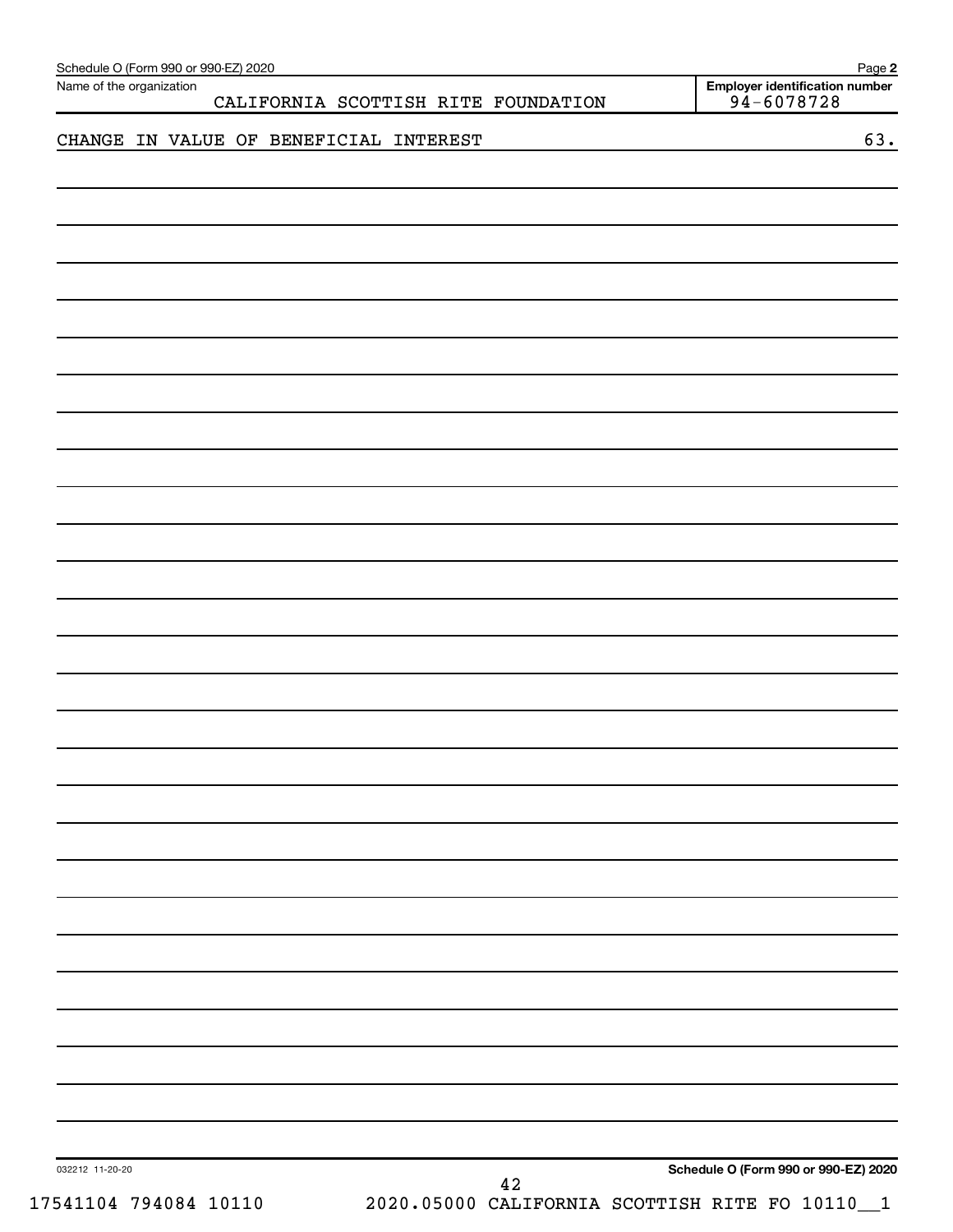Schedule O (Form 990 or 990-EZ) 2020

Name of the organization: CALIFORNIA SCOTTISH RITE FOUNDATION

**Employer identification number** 94-6078728

CHANGE IN VALUE OF BENEFICIAL INTEREST 63.

032212 11-20-20

**Schedule O (Form 990 or 990-EZ) 2020**

17541104 794084 10110 2020.05000 CALIFORNIA SCOTTISH RITE FO 10110__1